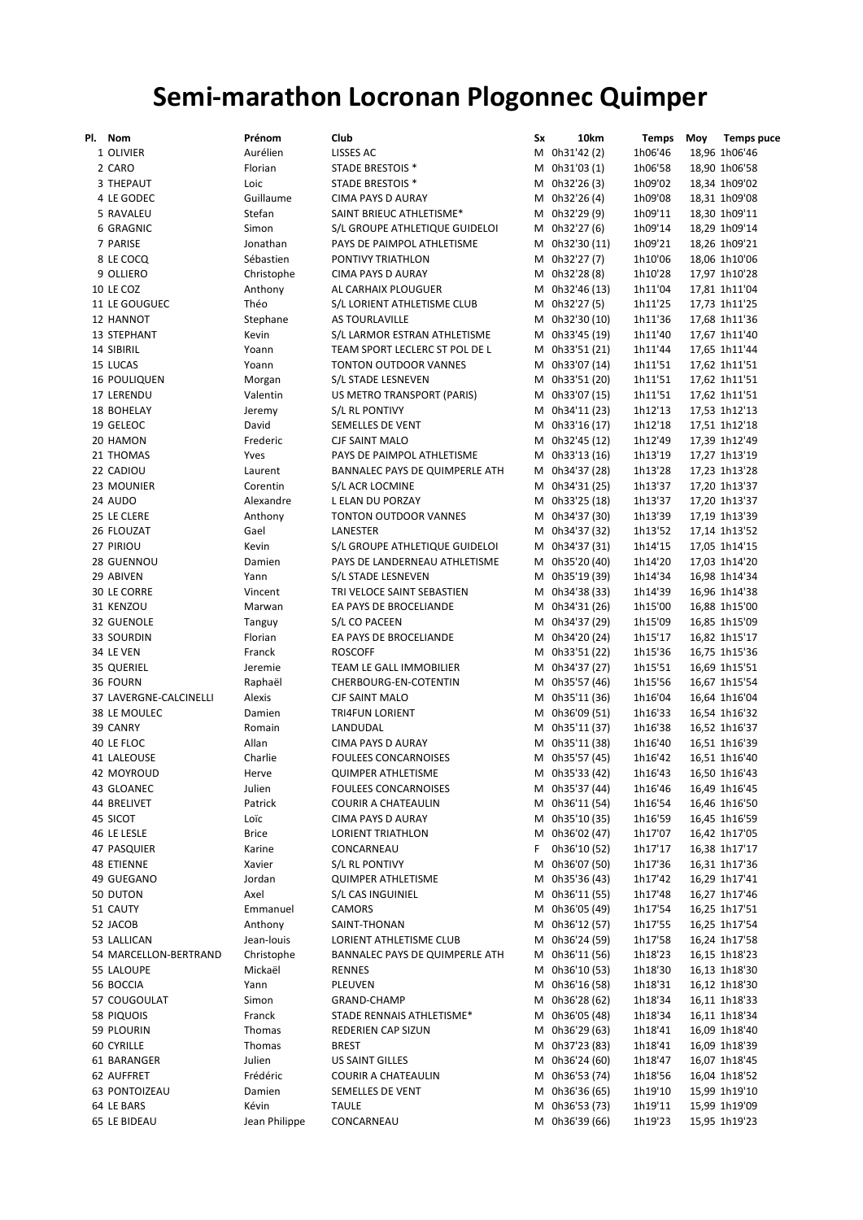# Semi-marathon Locronan Plogonnec Quimper

| Pl. | Nom | Prénom | Club | Sx | 10km | Temps | Moy | Temps puce |
|---|---|---|---|---|---|---|---|---|
| 1 | OLIVIER | Aurélien | LISSES AC | M | 0h31'42 (2) | 1h06'46 | 18,96 | 1h06'46 |
| 2 | CARO | Florian | STADE BRESTOIS * | M | 0h31'03 (1) | 1h06'58 | 18,90 | 1h06'58 |
| 3 | THEPAUT | Loic | STADE BRESTOIS * | M | 0h32'26 (3) | 1h09'02 | 18,34 | 1h09'02 |
| 4 | LE GODEC | Guillaume | CIMA PAYS D AURAY | M | 0h32'26 (4) | 1h09'08 | 18,31 | 1h09'08 |
| 5 | RAVALEU | Stefan | SAINT BRIEUC ATHLETISME* | M | 0h32'29 (9) | 1h09'11 | 18,30 | 1h09'11 |
| 6 | GRAGNIC | Simon | S/L GROUPE ATHLETIQUE GUIDELOI | M | 0h32'27 (6) | 1h09'14 | 18,29 | 1h09'14 |
| 7 | PARISE | Jonathan | PAYS DE PAIMPOL ATHLETISME | M | 0h32'30 (11) | 1h09'21 | 18,26 | 1h09'21 |
| 8 | LE COCQ | Sébastien | PONTIVY TRIATHLON | M | 0h32'27 (7) | 1h10'06 | 18,06 | 1h10'06 |
| 9 | OLLIERO | Christophe | CIMA PAYS D AURAY | M | 0h32'28 (8) | 1h10'28 | 17,97 | 1h10'28 |
| 10 | LE COZ | Anthony | AL CARHAIX PLOUGUER | M | 0h32'46 (13) | 1h11'04 | 17,81 | 1h11'04 |
| 11 | LE GOUGUEC | Théo | S/L LORIENT ATHLETISME CLUB | M | 0h32'27 (5) | 1h11'25 | 17,73 | 1h11'25 |
| 12 | HANNOT | Stephane | AS TOURLAVILLE | M | 0h32'30 (10) | 1h11'36 | 17,68 | 1h11'36 |
| 13 | STEPHANT | Kevin | S/L LARMOR ESTRAN ATHLETISME | M | 0h33'45 (19) | 1h11'40 | 17,67 | 1h11'40 |
| 14 | SIBIRIL | Yoann | TEAM SPORT LECLERC ST POL DE L | M | 0h33'51 (21) | 1h11'44 | 17,65 | 1h11'44 |
| 15 | LUCAS | Yoann | TONTON OUTDOOR VANNES | M | 0h33'07 (14) | 1h11'51 | 17,62 | 1h11'51 |
| 16 | POULIQUEN | Morgan | S/L STADE LESNEVEN | M | 0h33'51 (20) | 1h11'51 | 17,62 | 1h11'51 |
| 17 | LERENDU | Valentin | US METRO TRANSPORT (PARIS) | M | 0h33'07 (15) | 1h11'51 | 17,62 | 1h11'51 |
| 18 | BOHELAY | Jeremy | S/L RL PONTIVY | M | 0h34'11 (23) | 1h12'13 | 17,53 | 1h12'13 |
| 19 | GELEOC | David | SEMELLES DE VENT | M | 0h33'16 (17) | 1h12'18 | 17,51 | 1h12'18 |
| 20 | HAMON | Frederic | CJF SAINT MALO | M | 0h32'45 (12) | 1h12'49 | 17,39 | 1h12'49 |
| 21 | THOMAS | Yves | PAYS DE PAIMPOL ATHLETISME | M | 0h33'13 (16) | 1h13'19 | 17,27 | 1h13'19 |
| 22 | CADIOU | Laurent | BANNALEC PAYS DE QUIMPERLE ATH | M | 0h34'37 (28) | 1h13'28 | 17,23 | 1h13'28 |
| 23 | MOUNIER | Corentin | S/L ACR LOCMINE | M | 0h34'31 (25) | 1h13'37 | 17,20 | 1h13'37 |
| 24 | AUDO | Alexandre | L ELAN DU PORZAY | M | 0h33'25 (18) | 1h13'37 | 17,20 | 1h13'37 |
| 25 | LE CLERE | Anthony | TONTON OUTDOOR VANNES | M | 0h34'37 (30) | 1h13'39 | 17,19 | 1h13'39 |
| 26 | FLOUZAT | Gael | LANESTER | M | 0h34'37 (32) | 1h13'52 | 17,14 | 1h13'52 |
| 27 | PIRIOU | Kevin | S/L GROUPE ATHLETIQUE GUIDELOI | M | 0h34'37 (31) | 1h14'15 | 17,05 | 1h14'15 |
| 28 | GUENNOU | Damien | PAYS DE LANDERNEAU ATHLETISME | M | 0h35'20 (40) | 1h14'20 | 17,03 | 1h14'20 |
| 29 | ABIVEN | Yann | S/L STADE LESNEVEN | M | 0h35'19 (39) | 1h14'34 | 16,98 | 1h14'34 |
| 30 | LE CORRE | Vincent | TRI VELOCE SAINT SEBASTIEN | M | 0h34'38 (33) | 1h14'39 | 16,96 | 1h14'38 |
| 31 | KENZOU | Marwan | EA PAYS DE BROCELIANDE | M | 0h34'31 (26) | 1h15'00 | 16,88 | 1h15'00 |
| 32 | GUENOLE | Tanguy | S/L CO PACEEN | M | 0h34'37 (29) | 1h15'09 | 16,85 | 1h15'09 |
| 33 | SOURDIN | Florian | EA PAYS DE BROCELIANDE | M | 0h34'20 (24) | 1h15'17 | 16,82 | 1h15'17 |
| 34 | LE VEN | Franck | ROSCOFF | M | 0h33'51 (22) | 1h15'36 | 16,75 | 1h15'36 |
| 35 | QUERIEL | Jeremie | TEAM LE GALL IMMOBILIER | M | 0h34'37 (27) | 1h15'51 | 16,69 | 1h15'51 |
| 36 | FOURN | Raphaël | CHERBOURG-EN-COTENTIN | M | 0h35'57 (46) | 1h15'56 | 16,67 | 1h15'54 |
| 37 | LAVERGNE-CALCINELLI | Alexis | CJF SAINT MALO | M | 0h35'11 (36) | 1h16'04 | 16,64 | 1h16'04 |
| 38 | LE MOULEC | Damien | TRI4FUN LORIENT | M | 0h36'09 (51) | 1h16'33 | 16,54 | 1h16'32 |
| 39 | CANRY | Romain | LANDUDAL | M | 0h35'11 (37) | 1h16'38 | 16,52 | 1h16'37 |
| 40 | LE FLOC | Allan | CIMA PAYS D AURAY | M | 0h35'11 (38) | 1h16'40 | 16,51 | 1h16'39 |
| 41 | LALEOUSE | Charlie | FOULEES CONCARNOISES | M | 0h35'57 (45) | 1h16'42 | 16,51 | 1h16'40 |
| 42 | MOYROUD | Herve | QUIMPER ATHLETISME | M | 0h35'33 (42) | 1h16'43 | 16,50 | 1h16'43 |
| 43 | GLOANEC | Julien | FOULEES CONCARNOISES | M | 0h35'37 (44) | 1h16'46 | 16,49 | 1h16'45 |
| 44 | BRELIVET | Patrick | COURIR A CHATEAULIN | M | 0h36'11 (54) | 1h16'54 | 16,46 | 1h16'50 |
| 45 | SICOT | Loïc | CIMA PAYS D AURAY | M | 0h35'10 (35) | 1h16'59 | 16,45 | 1h16'59 |
| 46 | LE LESLE | Brice | LORIENT TRIATHLON | M | 0h36'02 (47) | 1h17'07 | 16,42 | 1h17'05 |
| 47 | PASQUIER | Karine | CONCARNEAU | F | 0h36'10 (52) | 1h17'17 | 16,38 | 1h17'17 |
| 48 | ETIENNE | Xavier | S/L RL PONTIVY | M | 0h36'07 (50) | 1h17'36 | 16,31 | 1h17'36 |
| 49 | GUEGANO | Jordan | QUIMPER ATHLETISME | M | 0h35'36 (43) | 1h17'42 | 16,29 | 1h17'41 |
| 50 | DUTON | Axel | S/L CAS INGUINIEL | M | 0h36'11 (55) | 1h17'48 | 16,27 | 1h17'46 |
| 51 | CAUTY | Emmanuel | CAMORS | M | 0h36'05 (49) | 1h17'54 | 16,25 | 1h17'51 |
| 52 | JACOB | Anthony | SAINT-THONAN | M | 0h36'12 (57) | 1h17'55 | 16,25 | 1h17'54 |
| 53 | LALLICAN | Jean-louis | LORIENT ATHLETISME CLUB | M | 0h36'24 (59) | 1h17'58 | 16,24 | 1h17'58 |
| 54 | MARCELLON-BERTRAND | Christophe | BANNALEC PAYS DE QUIMPERLE ATH | M | 0h36'11 (56) | 1h18'23 | 16,15 | 1h18'23 |
| 55 | LALOUPE | Mickaël | RENNES | M | 0h36'10 (53) | 1h18'30 | 16,13 | 1h18'30 |
| 56 | BOCCIA | Yann | PLEUVEN | M | 0h36'16 (58) | 1h18'31 | 16,12 | 1h18'30 |
| 57 | COUGOULAT | Simon | GRAND-CHAMP | M | 0h36'28 (62) | 1h18'34 | 16,11 | 1h18'33 |
| 58 | PIQUOIS | Franck | STADE RENNAIS ATHLETISME* | M | 0h36'05 (48) | 1h18'34 | 16,11 | 1h18'34 |
| 59 | PLOURIN | Thomas | REDERIEN CAP SIZUN | M | 0h36'29 (63) | 1h18'41 | 16,09 | 1h18'40 |
| 60 | CYRILLE | Thomas | BREST | M | 0h37'23 (83) | 1h18'41 | 16,09 | 1h18'39 |
| 61 | BARANGER | Julien | US SAINT GILLES | M | 0h36'24 (60) | 1h18'47 | 16,07 | 1h18'45 |
| 62 | AUFFRET | Frédéric | COURIR A CHATEAULIN | M | 0h36'53 (74) | 1h18'56 | 16,04 | 1h18'52 |
| 63 | PONTOIZEAU | Damien | SEMELLES DE VENT | M | 0h36'36 (65) | 1h19'10 | 15,99 | 1h19'10 |
| 64 | LE BARS | Kévin | TAULE | M | 0h36'53 (73) | 1h19'11 | 15,99 | 1h19'09 |
| 65 | LE BIDEAU | Jean Philippe | CONCARNEAU | M | 0h36'39 (66) | 1h19'23 | 15,95 | 1h19'23 |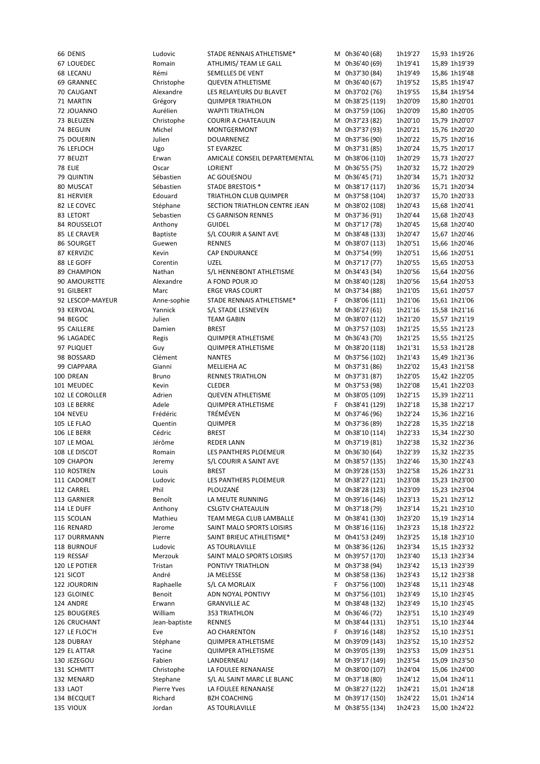| | | | | | | | |
|---|---|---|---|---|---|---|---|
| 66 | DENIS | Ludovic | STADE RENNAIS ATHLETISME* | M | 0h36'40 (68) | 1h19'27 | 15,93 1h19'26 |
| 67 | LOUEDEC | Romain | ATHLIMIS/ TEAM LE GALL | M | 0h36'40 (69) | 1h19'41 | 15,89 1h19'39 |
| 68 | LECANU | Rémi | SEMELLES DE VENT | M | 0h37'30 (84) | 1h19'49 | 15,86 1h19'48 |
| 69 | GRANNEC | Christophe | QUEVEN ATHLETISME | M | 0h36'40 (67) | 1h19'52 | 15,85 1h19'47 |
| 70 | CAUGANT | Alexandre | LES RELAYEURS DU BLAVET | M | 0h37'02 (76) | 1h19'55 | 15,84 1h19'54 |
| 71 | MARTIN | Grégory | QUIMPER TRIATHLON | M | 0h38'25 (119) | 1h20'09 | 15,80 1h20'01 |
| 72 | JOUANNO | Aurélien | WAPITI TRIATHLON | M | 0h37'59 (106) | 1h20'09 | 15,80 1h20'05 |
| 73 | BLEUZEN | Christophe | COURIR A CHATEAULIN | M | 0h37'23 (82) | 1h20'10 | 15,79 1h20'07 |
| 74 | BEGUIN | Michel | MONTGERMONT | M | 0h37'37 (93) | 1h20'21 | 15,76 1h20'20 |
| 75 | DOUERIN | Julien | DOUARNENEZ | M | 0h37'36 (90) | 1h20'22 | 15,75 1h20'16 |
| 76 | LEFLOCH | Ugo | ST EVARZEC | M | 0h37'31 (85) | 1h20'24 | 15,75 1h20'17 |
| 77 | BEUZIT | Erwan | AMICALE CONSEIL DEPARTEMENTAL | M | 0h38'06 (110) | 1h20'29 | 15,73 1h20'27 |
| 78 | ELIE | Oscar | LORIENT | M | 0h36'55 (75) | 1h20'32 | 15,72 1h20'29 |
| 79 | QUINTIN | Sébastien | AC GOUESNOU | M | 0h36'45 (71) | 1h20'34 | 15,71 1h20'32 |
| 80 | MUSCAT | Sébastien | STADE BRESTOIS * | M | 0h38'17 (117) | 1h20'36 | 15,71 1h20'34 |
| 81 | HERVIER | Edouard | TRIATHLON CLUB QUIMPER | M | 0h37'58 (104) | 1h20'37 | 15,70 1h20'33 |
| 82 | LE COVEC | Stéphane | SECTION TRIATHLON CENTRE JEAN | M | 0h38'02 (108) | 1h20'43 | 15,68 1h20'41 |
| 83 | LETORT | Sebastien | CS GARNISON RENNES | M | 0h37'36 (91) | 1h20'44 | 15,68 1h20'43 |
| 84 | ROUSSELOT | Anthony | GUIDEL | M | 0h37'17 (78) | 1h20'45 | 15,68 1h20'40 |
| 85 | LE CRAVER | Baptiste | S/L COURIR A SAINT AVE | M | 0h38'48 (133) | 1h20'47 | 15,67 1h20'46 |
| 86 | SOURGET | Guewen | RENNES | M | 0h38'07 (113) | 1h20'51 | 15,66 1h20'46 |
| 87 | KERVIZIC | Kevin | CAP ENDURANCE | M | 0h37'54 (99) | 1h20'51 | 15,66 1h20'51 |
| 88 | LE GOFF | Corentin | UZEL | M | 0h37'17 (77) | 1h20'55 | 15,65 1h20'53 |
| 89 | CHAMPION | Nathan | S/L HENNEBONT ATHLETISME | M | 0h34'43 (34) | 1h20'56 | 15,64 1h20'56 |
| 90 | AMOURETTE | Alexandre | A FOND POUR JO | M | 0h38'40 (128) | 1h20'56 | 15,64 1h20'53 |
| 91 | GILBERT | Marc | ERGE VRAS COURT | M | 0h37'34 (88) | 1h21'05 | 15,61 1h20'57 |
| 92 | LESCOP-MAYEUR | Anne-sophie | STADE RENNAIS ATHLETISME* | F | 0h38'06 (111) | 1h21'06 | 15,61 1h21'06 |
| 93 | KERVOAL | Yannick | S/L STADE LESNEVEN | M | 0h36'27 (61) | 1h21'16 | 15,58 1h21'16 |
| 94 | BEGOC | Julien | TEAM GABIN | M | 0h38'07 (112) | 1h21'20 | 15,57 1h21'19 |
| 95 | CAILLERE | Damien | BREST | M | 0h37'57 (103) | 1h21'25 | 15,55 1h21'23 |
| 96 | LAGADEC | Regis | QUIMPER ATHLETISME | M | 0h36'43 (70) | 1h21'25 | 15,55 1h21'25 |
| 97 | PLIQUET | Guy | QUIMPER ATHLETISME | M | 0h38'20 (118) | 1h21'31 | 15,53 1h21'28 |
| 98 | BOSSARD | Clément | NANTES | M | 0h37'56 (102) | 1h21'43 | 15,49 1h21'36 |
| 99 | CIAPPARA | Gianni | MELLIEHA AC | M | 0h37'31 (86) | 1h22'02 | 15,43 1h21'58 |
| 100 | DREAN | Bruno | RENNES TRIATHLON | M | 0h37'31 (87) | 1h22'05 | 15,42 1h22'05 |
| 101 | MEUDEC | Kevin | CLEDER | M | 0h37'53 (98) | 1h22'08 | 15,41 1h22'03 |
| 102 | LE COROLLER | Adrien | QUEVEN ATHLETISME | M | 0h38'05 (109) | 1h22'15 | 15,39 1h22'11 |
| 103 | LE BERRE | Adele | QUIMPER ATHLETISME | F | 0h38'41 (129) | 1h22'18 | 15,38 1h22'17 |
| 104 | NEVEU | Frédéric | TRÉMÉVEN | M | 0h37'46 (96) | 1h22'24 | 15,36 1h22'16 |
| 105 | LE FLAO | Quentin | QUIMPER | M | 0h37'36 (89) | 1h22'28 | 15,35 1h22'18 |
| 106 | LE BERR | Cédric | BREST | M | 0h38'10 (114) | 1h22'33 | 15,34 1h22'30 |
| 107 | LE MOAL | Jérôme | REDER LANN | M | 0h37'19 (81) | 1h22'38 | 15,32 1h22'36 |
| 108 | LE DISCOT | Romain | LES PANTHERS PLOEMEUR | M | 0h36'30 (64) | 1h22'39 | 15,32 1h22'35 |
| 109 | CHAPON | Jeremy | S/L COURIR A SAINT AVE | M | 0h38'57 (135) | 1h22'46 | 15,30 1h22'43 |
| 110 | ROSTREN | Louis | BREST | M | 0h39'28 (153) | 1h22'58 | 15,26 1h22'31 |
| 111 | CADORET | Ludovic | LES PANTHERS PLOEMEUR | M | 0h38'27 (121) | 1h23'08 | 15,23 1h23'00 |
| 112 | CARREL | Phil | PLOUZANÉ | M | 0h38'28 (123) | 1h23'09 | 15,23 1h23'04 |
| 113 | GARNIER | Benoît | LA MEUTE RUNNING | M | 0h39'16 (146) | 1h23'13 | 15,21 1h23'12 |
| 114 | LE DUFF | Anthony | CSLGTV CHATEAULIN | M | 0h37'18 (79) | 1h23'14 | 15,21 1h23'10 |
| 115 | SCOLAN | Mathieu | TEAM MEGA CLUB LAMBALLE | M | 0h38'41 (130) | 1h23'20 | 15,19 1h23'14 |
| 116 | RENARD | Jerome | SAINT MALO SPORTS LOISIRS | M | 0h38'16 (116) | 1h23'23 | 15,18 1h23'22 |
| 117 | DURRMANN | Pierre | SAINT BRIEUC ATHLETISME* | M | 0h41'53 (249) | 1h23'25 | 15,18 1h23'10 |
| 118 | BURNOUF | Ludovic | AS TOURLAVILLE | M | 0h38'36 (126) | 1h23'34 | 15,15 1h23'32 |
| 119 | RESSAF | Merzouk | SAINT MALO SPORTS LOISIRS | M | 0h39'57 (170) | 1h23'40 | 15,13 1h23'34 |
| 120 | LE POTIER | Tristan | PONTIVY TRIATHLON | M | 0h37'38 (94) | 1h23'42 | 15,13 1h23'39 |
| 121 | SICOT | André | JA MELESSE | M | 0h38'58 (136) | 1h23'43 | 15,12 1h23'38 |
| 122 | JOURDRIN | Raphaelle | S/L CA MORLAIX | F | 0h37'56 (100) | 1h23'48 | 15,11 1h23'48 |
| 123 | GLOINEC | Benoit | ADN NOYAL PONTIVY | M | 0h37'56 (101) | 1h23'49 | 15,10 1h23'45 |
| 124 | ANDRE | Erwann | GRANVILLE AC | M | 0h38'48 (132) | 1h23'49 | 15,10 1h23'45 |
| 125 | BOUGERES | William | 353 TRIATHLON | M | 0h36'46 (72) | 1h23'51 | 15,10 1h23'49 |
| 126 | CRUCHANT | Jean-baptiste | RENNES | M | 0h38'44 (131) | 1h23'51 | 15,10 1h23'44 |
| 127 | LE FLOC'H | Eve | AO CHARENTON | F | 0h39'16 (148) | 1h23'52 | 15,10 1h23'51 |
| 128 | DUBRAY | Stéphane | QUIMPER ATHLETISME | M | 0h39'09 (143) | 1h23'52 | 15,10 1h23'52 |
| 129 | EL ATTAR | Yacine | QUIMPER ATHLETISME | M | 0h39'05 (139) | 1h23'53 | 15,09 1h23'51 |
| 130 | JEZEGOU | Fabien | LANDERNEAU | M | 0h39'17 (149) | 1h23'54 | 15,09 1h23'50 |
| 131 | SCHMITT | Christophe | LA FOULEE RENANAISE | M | 0h38'00 (107) | 1h24'04 | 15,06 1h24'00 |
| 132 | MENARD | Stephane | S/L AL SAINT MARC LE BLANC | M | 0h37'18 (80) | 1h24'12 | 15,04 1h24'11 |
| 133 | LAOT | Pierre Yves | LA FOULEE RENANAISE | M | 0h38'27 (122) | 1h24'21 | 15,01 1h24'18 |
| 134 | BECQUET | Richard | BZH COACHING | M | 0h39'17 (150) | 1h24'22 | 15,01 1h24'14 |
| 135 | VIOUX | Jordan | AS TOURLAVILLE | M | 0h38'55 (134) | 1h24'23 | 15,00 1h24'22 |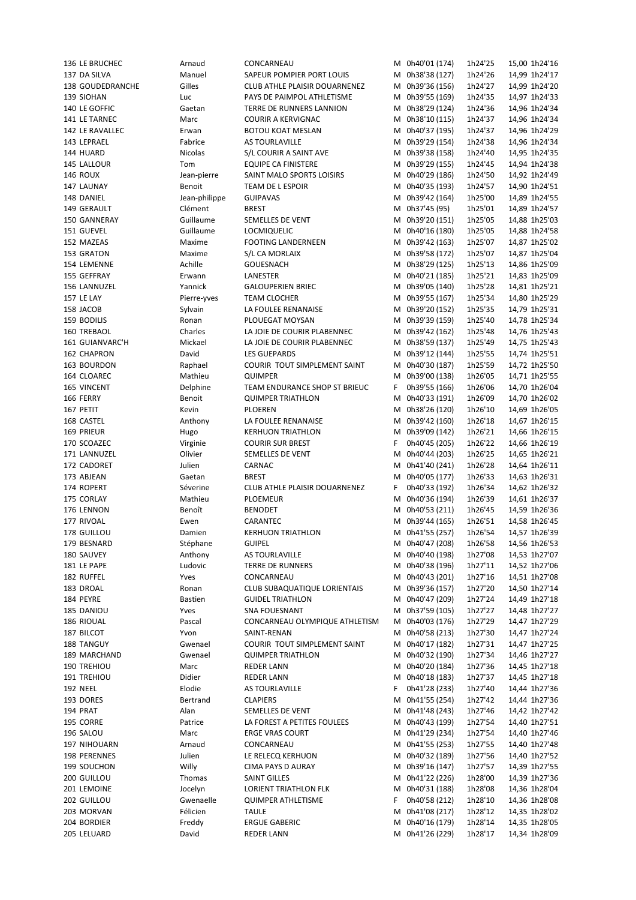| | | | | | | | | |
|---|---|---|---|---|---|---|---|---|
| 136 | LE BRUCHEC | Arnaud | CONCARNEAU | M | 0h40'01 (174) | 1h24'25 | 15,00 | 1h24'16 |
| 137 | DA SILVA | Manuel | SAPEUR POMPIER PORT LOUIS | M | 0h38'38 (127) | 1h24'26 | 14,99 | 1h24'17 |
| 138 | GOUDEDRANCHE | Gilles | CLUB ATHLE PLAISIR DOUARNENEZ | M | 0h39'36 (156) | 1h24'27 | 14,99 | 1h24'20 |
| 139 | SIOHAN | Luc | PAYS DE PAIMPOL ATHLETISME | M | 0h39'55 (169) | 1h24'35 | 14,97 | 1h24'33 |
| 140 | LE GOFFIC | Gaetan | TERRE DE RUNNERS LANNION | M | 0h38'29 (124) | 1h24'36 | 14,96 | 1h24'34 |
| 141 | LE TARNEC | Marc | COURIR A KERVIGNAC | M | 0h38'10 (115) | 1h24'37 | 14,96 | 1h24'34 |
| 142 | LE RAVALLEC | Erwan | BOTOU KOAT MESLAN | M | 0h40'37 (195) | 1h24'37 | 14,96 | 1h24'29 |
| 143 | LEPRAEL | Fabrice | AS TOURLAVILLE | M | 0h39'29 (154) | 1h24'38 | 14,96 | 1h24'34 |
| 144 | HUARD | Nicolas | S/L COURIR A SAINT AVE | M | 0h39'38 (158) | 1h24'40 | 14,95 | 1h24'35 |
| 145 | LALLOUR | Tom | EQUIPE CA FINISTERE | M | 0h39'29 (155) | 1h24'45 | 14,94 | 1h24'38 |
| 146 | ROUX | Jean-pierre | SAINT MALO SPORTS LOISIRS | M | 0h40'29 (186) | 1h24'50 | 14,92 | 1h24'49 |
| 147 | LAUNAY | Benoit | TEAM DE L ESPOIR | M | 0h40'35 (193) | 1h24'57 | 14,90 | 1h24'51 |
| 148 | DANIEL | Jean-philippe | GUIPAVAS | M | 0h39'42 (164) | 1h25'00 | 14,89 | 1h24'55 |
| 149 | GERAULT | Clément | BREST | M | 0h37'45 (95) | 1h25'01 | 14,89 | 1h24'57 |
| 150 | GANNERAY | Guillaume | SEMELLES DE VENT | M | 0h39'20 (151) | 1h25'05 | 14,88 | 1h25'03 |
| 151 | GUEVEL | Guillaume | LOCMIQUELIC | M | 0h40'16 (180) | 1h25'05 | 14,88 | 1h24'58 |
| 152 | MAZEAS | Maxime | FOOTING LANDERNEEN | M | 0h39'42 (163) | 1h25'07 | 14,87 | 1h25'02 |
| 153 | GRATON | Maxime | S/L CA MORLAIX | M | 0h39'58 (172) | 1h25'07 | 14,87 | 1h25'04 |
| 154 | LEMENNE | Achille | GOUESNACH | M | 0h38'29 (125) | 1h25'13 | 14,86 | 1h25'09 |
| 155 | GEFFRAY | Erwann | LANESTER | M | 0h40'21 (185) | 1h25'21 | 14,83 | 1h25'09 |
| 156 | LANNUZEL | Yannick | GALOUPERIEN BRIEC | M | 0h39'05 (140) | 1h25'28 | 14,81 | 1h25'21 |
| 157 | LE LAY | Pierre-yves | TEAM CLOCHER | M | 0h39'55 (167) | 1h25'34 | 14,80 | 1h25'29 |
| 158 | JACOB | Sylvain | LA FOULEE RENANAISE | M | 0h39'20 (152) | 1h25'35 | 14,79 | 1h25'31 |
| 159 | BODILIS | Ronan | PLOUEGAT MOYSAN | M | 0h39'39 (159) | 1h25'40 | 14,78 | 1h25'34 |
| 160 | TREBAOL | Charles | LA JOIE DE COURIR PLABENNEC | M | 0h39'42 (162) | 1h25'48 | 14,76 | 1h25'43 |
| 161 | GUIANVARC'H | Mickael | LA JOIE DE COURIR PLABENNEC | M | 0h38'59 (137) | 1h25'49 | 14,75 | 1h25'43 |
| 162 | CHAPRON | David | LES GUEPARDS | M | 0h39'12 (144) | 1h25'55 | 14,74 | 1h25'51 |
| 163 | BOURDON | Raphael | COURIR TOUT SIMPLEMENT SAINT | M | 0h40'30 (187) | 1h25'59 | 14,72 | 1h25'50 |
| 164 | CLOAREC | Mathieu | QUIMPER | M | 0h39'00 (138) | 1h26'05 | 14,71 | 1h25'55 |
| 165 | VINCENT | Delphine | TEAM ENDURANCE SHOP ST BRIEUC | F | 0h39'55 (166) | 1h26'06 | 14,70 | 1h26'04 |
| 166 | FERRY | Benoit | QUIMPER TRIATHLON | M | 0h40'33 (191) | 1h26'09 | 14,70 | 1h26'02 |
| 167 | PETIT | Kevin | PLOEREN | M | 0h38'26 (120) | 1h26'10 | 14,69 | 1h26'05 |
| 168 | CASTEL | Anthony | LA FOULEE RENANAISE | M | 0h39'42 (160) | 1h26'18 | 14,67 | 1h26'15 |
| 169 | PRIEUR | Hugo | KERHUON TRIATHLON | M | 0h39'09 (142) | 1h26'21 | 14,66 | 1h26'15 |
| 170 | SCOAZEC | Virginie | COURIR SUR BREST | F | 0h40'45 (205) | 1h26'22 | 14,66 | 1h26'19 |
| 171 | LANNUZEL | Olivier | SEMELLES DE VENT | M | 0h40'44 (203) | 1h26'25 | 14,65 | 1h26'21 |
| 172 | CADORET | Julien | CARNAC | M | 0h41'40 (241) | 1h26'28 | 14,64 | 1h26'11 |
| 173 | ABJEAN | Gaetan | BREST | M | 0h40'05 (177) | 1h26'33 | 14,63 | 1h26'31 |
| 174 | ROPERT | Séverine | CLUB ATHLE PLAISIR DOUARNENEZ | F | 0h40'33 (192) | 1h26'34 | 14,62 | 1h26'32 |
| 175 | CORLAY | Mathieu | PLOEMEUR | M | 0h40'36 (194) | 1h26'39 | 14,61 | 1h26'37 |
| 176 | LENNON | Benoît | BENODET | M | 0h40'53 (211) | 1h26'45 | 14,59 | 1h26'36 |
| 177 | RIVOAL | Ewen | CARANTEC | M | 0h39'44 (165) | 1h26'51 | 14,58 | 1h26'45 |
| 178 | GUILLOU | Damien | KERHUON TRIATHLON | M | 0h41'55 (257) | 1h26'54 | 14,57 | 1h26'39 |
| 179 | BESNARD | Stéphane | GUIPEL | M | 0h40'47 (208) | 1h26'58 | 14,56 | 1h26'53 |
| 180 | SAUVEY | Anthony | AS TOURLAVILLE | M | 0h40'40 (198) | 1h27'08 | 14,53 | 1h27'07 |
| 181 | LE PAPE | Ludovic | TERRE DE RUNNERS | M | 0h40'38 (196) | 1h27'11 | 14,52 | 1h27'06 |
| 182 | RUFFEL | Yves | CONCARNEAU | M | 0h40'43 (201) | 1h27'16 | 14,51 | 1h27'08 |
| 183 | DROAL | Ronan | CLUB SUBAQUATIQUE LORIENTAIS | M | 0h39'36 (157) | 1h27'20 | 14,50 | 1h27'14 |
| 184 | PEYRE | Bastien | GUIDEL TRIATHLON | M | 0h40'47 (209) | 1h27'24 | 14,49 | 1h27'18 |
| 185 | DANIOU | Yves | SNA FOUESNANT | M | 0h37'59 (105) | 1h27'27 | 14,48 | 1h27'27 |
| 186 | RIOUAL | Pascal | CONCARNEAU OLYMPIQUE ATHLETISM | M | 0h40'03 (176) | 1h27'29 | 14,47 | 1h27'29 |
| 187 | BILCOT | Yvon | SAINT-RENAN | M | 0h40'58 (213) | 1h27'30 | 14,47 | 1h27'24 |
| 188 | TANGUY | Gwenael | COURIR TOUT SIMPLEMENT SAINT | M | 0h40'17 (182) | 1h27'31 | 14,47 | 1h27'25 |
| 189 | MARCHAND | Gwenael | QUIMPER TRIATHLON | M | 0h40'32 (190) | 1h27'34 | 14,46 | 1h27'27 |
| 190 | TREHIOU | Marc | REDER LANN | M | 0h40'20 (184) | 1h27'36 | 14,45 | 1h27'18 |
| 191 | TREHIOU | Didier | REDER LANN | M | 0h40'18 (183) | 1h27'37 | 14,45 | 1h27'18 |
| 192 | NEEL | Elodie | AS TOURLAVILLE | F | 0h41'28 (233) | 1h27'40 | 14,44 | 1h27'36 |
| 193 | DORES | Bertrand | CLAPIERS | M | 0h41'55 (254) | 1h27'42 | 14,44 | 1h27'36 |
| 194 | PRAT | Alan | SEMELLES DE VENT | M | 0h41'48 (243) | 1h27'46 | 14,42 | 1h27'42 |
| 195 | CORRE | Patrice | LA FOREST A PETITES FOULEES | M | 0h40'43 (199) | 1h27'54 | 14,40 | 1h27'51 |
| 196 | SALOU | Marc | ERGE VRAS COURT | M | 0h41'29 (234) | 1h27'54 | 14,40 | 1h27'46 |
| 197 | NIHOUARN | Arnaud | CONCARNEAU | M | 0h41'55 (253) | 1h27'55 | 14,40 | 1h27'48 |
| 198 | PERENNES | Julien | LE RELECQ KERHUON | M | 0h40'32 (189) | 1h27'56 | 14,40 | 1h27'52 |
| 199 | SOUCHON | Willy | CIMA PAYS D AURAY | M | 0h39'16 (147) | 1h27'57 | 14,39 | 1h27'55 |
| 200 | GUILLOU | Thomas | SAINT GILLES | M | 0h41'22 (226) | 1h28'00 | 14,39 | 1h27'36 |
| 201 | LEMOINE | Jocelyn | LORIENT TRIATHLON FLK | M | 0h40'31 (188) | 1h28'08 | 14,36 | 1h28'04 |
| 202 | GUILLOU | Gwenaelle | QUIMPER ATHLETISME | F | 0h40'58 (212) | 1h28'10 | 14,36 | 1h28'08 |
| 203 | MORVAN | Félicien | TAULE | M | 0h41'08 (217) | 1h28'12 | 14,35 | 1h28'02 |
| 204 | BORDIER | Freddy | ERGUE GABERIC | M | 0h40'16 (179) | 1h28'14 | 14,35 | 1h28'05 |
| 205 | LELUARD | David | REDER LANN | M | 0h41'26 (229) | 1h28'17 | 14,34 | 1h28'09 |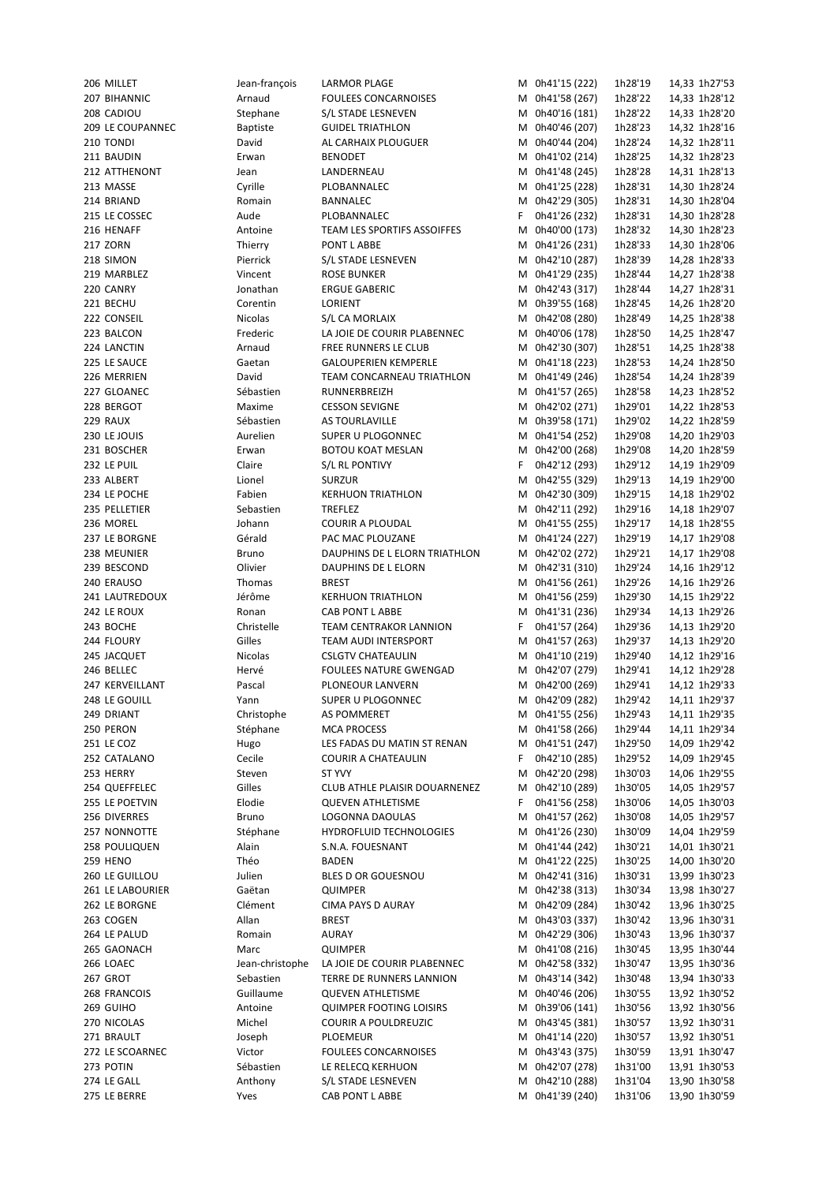| | | | | | | | | |
|---|---|---|---|---|---|---|---|---|
| 206 | MILLET | Jean-françois | LARMOR PLAGE | M | 0h41'15 (222) | 1h28'19 | 14,33 | 1h27'53 |
| 207 | BIHANNIC | Arnaud | FOULEES CONCARNOISES | M | 0h41'58 (267) | 1h28'22 | 14,33 | 1h28'12 |
| 208 | CADIOU | Stephane | S/L STADE LESNEVEN | M | 0h40'16 (181) | 1h28'22 | 14,33 | 1h28'20 |
| 209 | LE COUPANNEC | Baptiste | GUIDEL TRIATHLON | M | 0h40'46 (207) | 1h28'23 | 14,32 | 1h28'16 |
| 210 | TONDI | David | AL CARHAIX PLOUGUER | M | 0h40'44 (204) | 1h28'24 | 14,32 | 1h28'11 |
| 211 | BAUDIN | Erwan | BENODET | M | 0h41'02 (214) | 1h28'25 | 14,32 | 1h28'23 |
| 212 | ATTHENONT | Jean | LANDERNEAU | M | 0h41'48 (245) | 1h28'28 | 14,31 | 1h28'13 |
| 213 | MASSE | Cyrille | PLOBANNALEC | M | 0h41'25 (228) | 1h28'31 | 14,30 | 1h28'24 |
| 214 | BRIAND | Romain | BANNALEC | M | 0h42'29 (305) | 1h28'31 | 14,30 | 1h28'04 |
| 215 | LE COSSEC | Aude | PLOBANNALEC | F | 0h41'26 (232) | 1h28'31 | 14,30 | 1h28'28 |
| 216 | HENAFF | Antoine | TEAM LES SPORTIFS ASSOIFFES | M | 0h40'00 (173) | 1h28'32 | 14,30 | 1h28'23 |
| 217 | ZORN | Thierry | PONT L ABBE | M | 0h41'26 (231) | 1h28'33 | 14,30 | 1h28'06 |
| 218 | SIMON | Pierrick | S/L STADE LESNEVEN | M | 0h42'10 (287) | 1h28'39 | 14,28 | 1h28'33 |
| 219 | MARBLEZ | Vincent | ROSE BUNKER | M | 0h41'29 (235) | 1h28'44 | 14,27 | 1h28'38 |
| 220 | CANRY | Jonathan | ERGUE GABERIC | M | 0h42'43 (317) | 1h28'44 | 14,27 | 1h28'31 |
| 221 | BECHU | Corentin | LORIENT | M | 0h39'55 (168) | 1h28'45 | 14,26 | 1h28'20 |
| 222 | CONSEIL | Nicolas | S/L CA MORLAIX | M | 0h42'08 (280) | 1h28'49 | 14,25 | 1h28'38 |
| 223 | BALCON | Frederic | LA JOIE DE COURIR PLABENNEC | M | 0h40'06 (178) | 1h28'50 | 14,25 | 1h28'47 |
| 224 | LANCTIN | Arnaud | FREE RUNNERS LE CLUB | M | 0h42'30 (307) | 1h28'51 | 14,25 | 1h28'38 |
| 225 | LE SAUCE | Gaetan | GALOUPERIEN KEMPERLE | M | 0h41'18 (223) | 1h28'53 | 14,24 | 1h28'50 |
| 226 | MERRIEN | David | TEAM CONCARNEAU TRIATHLON | M | 0h41'49 (246) | 1h28'54 | 14,24 | 1h28'39 |
| 227 | GLOANEC | Sébastien | RUNNERBREIZH | M | 0h41'57 (265) | 1h28'58 | 14,23 | 1h28'52 |
| 228 | BERGOT | Maxime | CESSON SEVIGNE | M | 0h42'02 (271) | 1h29'01 | 14,22 | 1h28'53 |
| 229 | RAUX | Sébastien | AS TOURLAVILLE | M | 0h39'58 (171) | 1h29'02 | 14,22 | 1h28'59 |
| 230 | LE JOUIS | Aurelien | SUPER U PLOGONNEC | M | 0h41'54 (252) | 1h29'08 | 14,20 | 1h29'03 |
| 231 | BOSCHER | Erwan | BOTOU KOAT MESLAN | M | 0h42'00 (268) | 1h29'08 | 14,20 | 1h28'59 |
| 232 | LE PUIL | Claire | S/L RL PONTIVY | F | 0h42'12 (293) | 1h29'12 | 14,19 | 1h29'09 |
| 233 | ALBERT | Lionel | SURZUR | M | 0h42'55 (329) | 1h29'13 | 14,19 | 1h29'00 |
| 234 | LE POCHE | Fabien | KERHUON TRIATHLON | M | 0h42'30 (309) | 1h29'15 | 14,18 | 1h29'02 |
| 235 | PELLETIER | Sebastien | TREFLEZ | M | 0h42'11 (292) | 1h29'16 | 14,18 | 1h29'07 |
| 236 | MOREL | Johann | COURIR A PLOUDAL | M | 0h41'55 (255) | 1h29'17 | 14,18 | 1h28'55 |
| 237 | LE BORGNE | Gérald | PAC MAC PLOUZANE | M | 0h41'24 (227) | 1h29'19 | 14,17 | 1h29'08 |
| 238 | MEUNIER | Bruno | DAUPHINS DE L ELORN TRIATHLON | M | 0h42'02 (272) | 1h29'21 | 14,17 | 1h29'08 |
| 239 | BESCOND | Olivier | DAUPHINS DE L ELORN | M | 0h42'31 (310) | 1h29'24 | 14,16 | 1h29'12 |
| 240 | ERAUSO | Thomas | BREST | M | 0h41'56 (261) | 1h29'26 | 14,16 | 1h29'26 |
| 241 | LAUTREDOUX | Jérôme | KERHUON TRIATHLON | M | 0h41'56 (259) | 1h29'30 | 14,15 | 1h29'22 |
| 242 | LE ROUX | Ronan | CAB PONT L ABBE | M | 0h41'31 (236) | 1h29'34 | 14,13 | 1h29'26 |
| 243 | BOCHE | Christelle | TEAM CENTRAKOR LANNION | F | 0h41'57 (264) | 1h29'36 | 14,13 | 1h29'20 |
| 244 | FLOURY | Gilles | TEAM AUDI INTERSPORT | M | 0h41'57 (263) | 1h29'37 | 14,13 | 1h29'20 |
| 245 | JACQUET | Nicolas | CSLGTV CHATEAULIN | M | 0h41'10 (219) | 1h29'40 | 14,12 | 1h29'16 |
| 246 | BELLEC | Hervé | FOULEES NATURE GWENGAD | M | 0h42'07 (279) | 1h29'41 | 14,12 | 1h29'28 |
| 247 | KERVEILLANT | Pascal | PLONEOUR LANVERN | M | 0h42'00 (269) | 1h29'41 | 14,12 | 1h29'33 |
| 248 | LE GOUILL | Yann | SUPER U PLOGONNEC | M | 0h42'09 (282) | 1h29'42 | 14,11 | 1h29'37 |
| 249 | DRIANT | Christophe | AS POMMERET | M | 0h41'55 (256) | 1h29'43 | 14,11 | 1h29'35 |
| 250 | PERON | Stéphane | MCA PROCESS | M | 0h41'58 (266) | 1h29'44 | 14,11 | 1h29'34 |
| 251 | LE COZ | Hugo | LES FADAS DU MATIN ST RENAN | M | 0h41'51 (247) | 1h29'50 | 14,09 | 1h29'42 |
| 252 | CATALANO | Cecile | COURIR A CHATEAULIN | F | 0h42'10 (285) | 1h29'52 | 14,09 | 1h29'45 |
| 253 | HERRY | Steven | ST YVY | M | 0h42'20 (298) | 1h30'03 | 14,06 | 1h29'55 |
| 254 | QUEFFELEC | Gilles | CLUB ATHLE PLAISIR DOUARNENEZ | M | 0h42'10 (289) | 1h30'05 | 14,05 | 1h29'57 |
| 255 | LE POETVIN | Elodie | QUEVEN ATHLETISME | F | 0h41'56 (258) | 1h30'06 | 14,05 | 1h30'03 |
| 256 | DIVERRES | Bruno | LOGONNA DAOULAS | M | 0h41'57 (262) | 1h30'08 | 14,05 | 1h29'57 |
| 257 | NONNOTTE | Stéphane | HYDROFLUID TECHNOLOGIES | M | 0h41'26 (230) | 1h30'09 | 14,04 | 1h29'59 |
| 258 | POULIQUEN | Alain | S.N.A. FOUESNANT | M | 0h41'44 (242) | 1h30'21 | 14,01 | 1h30'21 |
| 259 | HENO | Théo | BADEN | M | 0h41'22 (225) | 1h30'25 | 14,00 | 1h30'20 |
| 260 | LE GUILLOU | Julien | BLES D OR GOUESNOU | M | 0h42'41 (316) | 1h30'31 | 13,99 | 1h30'23 |
| 261 | LE LABOURIER | Gaëtan | QUIMPER | M | 0h42'38 (313) | 1h30'34 | 13,98 | 1h30'27 |
| 262 | LE BORGNE | Clément | CIMA PAYS D AURAY | M | 0h42'09 (284) | 1h30'42 | 13,96 | 1h30'25 |
| 263 | COGEN | Allan | BREST | M | 0h43'03 (337) | 1h30'42 | 13,96 | 1h30'31 |
| 264 | LE PALUD | Romain | AURAY | M | 0h42'29 (306) | 1h30'43 | 13,96 | 1h30'37 |
| 265 | GAONACH | Marc | QUIMPER | M | 0h41'08 (216) | 1h30'45 | 13,95 | 1h30'44 |
| 266 | LOAEC | Jean-christophe | LA JOIE DE COURIR PLABENNEC | M | 0h42'58 (332) | 1h30'47 | 13,95 | 1h30'36 |
| 267 | GROT | Sebastien | TERRE DE RUNNERS LANNION | M | 0h43'14 (342) | 1h30'48 | 13,94 | 1h30'33 |
| 268 | FRANCOIS | Guillaume | QUEVEN ATHLETISME | M | 0h40'46 (206) | 1h30'55 | 13,92 | 1h30'52 |
| 269 | GUIHO | Antoine | QUIMPER FOOTING LOISIRS | M | 0h39'06 (141) | 1h30'56 | 13,92 | 1h30'56 |
| 270 | NICOLAS | Michel | COURIR A POULDREUZIC | M | 0h43'45 (381) | 1h30'57 | 13,92 | 1h30'31 |
| 271 | BRAULT | Joseph | PLOEMEUR | M | 0h41'14 (220) | 1h30'57 | 13,92 | 1h30'51 |
| 272 | LE SCOARNEC | Victor | FOULEES CONCARNOISES | M | 0h43'43 (375) | 1h30'59 | 13,91 | 1h30'47 |
| 273 | POTIN | Sébastien | LE RELECQ KERHUON | M | 0h42'07 (278) | 1h31'00 | 13,91 | 1h30'53 |
| 274 | LE GALL | Anthony | S/L STADE LESNEVEN | M | 0h42'10 (288) | 1h31'04 | 13,90 | 1h30'58 |
| 275 | LE BERRE | Yves | CAB PONT L ABBE | M | 0h41'39 (240) | 1h31'06 | 13,90 | 1h30'59 |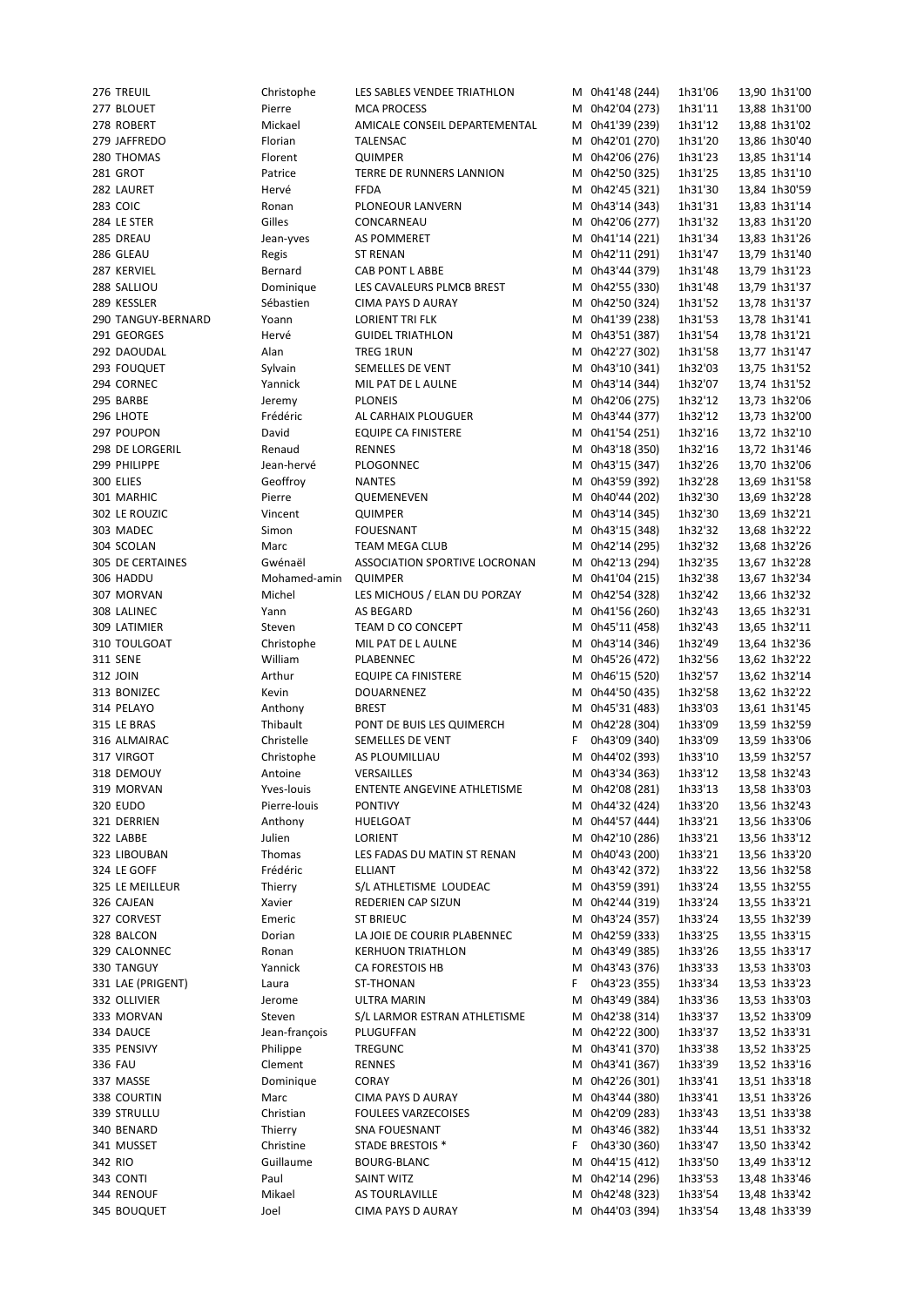| | | | | | | | | |
|---|---|---|---|---|---|---|---|---|
| 276 | TREUIL | Christophe | LES SABLES VENDEE TRIATHLON | M | 0h41'48 (244) | 1h31'06 | 13,90 | 1h31'00 |
| 277 | BLOUET | Pierre | MCA PROCESS | M | 0h42'04 (273) | 1h31'11 | 13,88 | 1h31'00 |
| 278 | ROBERT | Mickael | AMICALE CONSEIL DEPARTEMENTAL | M | 0h41'39 (239) | 1h31'12 | 13,88 | 1h31'02 |
| 279 | JAFFREDO | Florian | TALENSAC | M | 0h42'01 (270) | 1h31'20 | 13,86 | 1h30'40 |
| 280 | THOMAS | Florent | QUIMPER | M | 0h42'06 (276) | 1h31'23 | 13,85 | 1h31'14 |
| 281 | GROT | Patrice | TERRE DE RUNNERS LANNION | M | 0h42'50 (325) | 1h31'25 | 13,85 | 1h31'10 |
| 282 | LAURET | Hervé | FFDA | M | 0h42'45 (321) | 1h31'30 | 13,84 | 1h30'59 |
| 283 | COIC | Ronan | PLONEOUR LANVERN | M | 0h43'14 (343) | 1h31'31 | 13,83 | 1h31'14 |
| 284 | LE STER | Gilles | CONCARNEAU | M | 0h42'06 (277) | 1h31'32 | 13,83 | 1h31'20 |
| 285 | DREAU | Jean-yves | AS POMMERET | M | 0h41'14 (221) | 1h31'34 | 13,83 | 1h31'26 |
| 286 | GLEAU | Regis | ST RENAN | M | 0h42'11 (291) | 1h31'47 | 13,79 | 1h31'40 |
| 287 | KERVIEL | Bernard | CAB PONT L ABBE | M | 0h43'44 (379) | 1h31'48 | 13,79 | 1h31'23 |
| 288 | SALLIOU | Dominique | LES CAVALEURS PLMCB BREST | M | 0h42'55 (330) | 1h31'48 | 13,79 | 1h31'37 |
| 289 | KESSLER | Sébastien | CIMA PAYS D AURAY | M | 0h42'50 (324) | 1h31'52 | 13,78 | 1h31'37 |
| 290 | TANGUY-BERNARD | Yoann | LORIENT TRI FLK | M | 0h41'39 (238) | 1h31'53 | 13,78 | 1h31'41 |
| 291 | GEORGES | Hervé | GUIDEL TRIATHLON | M | 0h43'51 (387) | 1h31'54 | 13,78 | 1h31'21 |
| 292 | DAOUDAL | Alan | TREG 1RUN | M | 0h42'27 (302) | 1h31'58 | 13,77 | 1h31'47 |
| 293 | FOUQUET | Sylvain | SEMELLES DE VENT | M | 0h43'10 (341) | 1h32'03 | 13,75 | 1h31'52 |
| 294 | CORNEC | Yannick | MIL PAT DE L AULNE | M | 0h43'14 (344) | 1h32'07 | 13,74 | 1h31'52 |
| 295 | BARBE | Jeremy | PLONEIS | M | 0h42'06 (275) | 1h32'12 | 13,73 | 1h32'06 |
| 296 | LHOTE | Frédéric | AL CARHAIX PLOUGUER | M | 0h43'44 (377) | 1h32'12 | 13,73 | 1h32'00 |
| 297 | POUPON | David | EQUIPE CA FINISTERE | M | 0h41'54 (251) | 1h32'16 | 13,72 | 1h32'10 |
| 298 | DE LORGERIL | Renaud | RENNES | M | 0h43'18 (350) | 1h32'16 | 13,72 | 1h31'46 |
| 299 | PHILIPPE | Jean-hervé | PLOGONNEC | M | 0h43'15 (347) | 1h32'26 | 13,70 | 1h32'06 |
| 300 | ELIES | Geoffroy | NANTES | M | 0h43'59 (392) | 1h32'28 | 13,69 | 1h31'58 |
| 301 | MARHIC | Pierre | QUEMENEVEN | M | 0h40'44 (202) | 1h32'30 | 13,69 | 1h32'28 |
| 302 | LE ROUZIC | Vincent | QUIMPER | M | 0h43'14 (345) | 1h32'30 | 13,69 | 1h32'21 |
| 303 | MADEC | Simon | FOUESNANT | M | 0h43'15 (348) | 1h32'32 | 13,68 | 1h32'22 |
| 304 | SCOLAN | Marc | TEAM MEGA CLUB | M | 0h42'14 (295) | 1h32'32 | 13,68 | 1h32'26 |
| 305 | DE CERTAINES | Gwénaël | ASSOCIATION SPORTIVE LOCRONAN | M | 0h42'13 (294) | 1h32'35 | 13,67 | 1h32'28 |
| 306 | HADDU | Mohamed-amin | QUIMPER | M | 0h41'04 (215) | 1h32'38 | 13,67 | 1h32'34 |
| 307 | MORVAN | Michel | LES MICHOUS / ELAN DU PORZAY | M | 0h42'54 (328) | 1h32'42 | 13,66 | 1h32'32 |
| 308 | LALINEC | Yann | AS BEGARD | M | 0h41'56 (260) | 1h32'43 | 13,65 | 1h32'31 |
| 309 | LATIMIER | Steven | TEAM D CO CONCEPT | M | 0h45'11 (458) | 1h32'43 | 13,65 | 1h32'11 |
| 310 | TOULGOAT | Christophe | MIL PAT DE L AULNE | M | 0h43'14 (346) | 1h32'49 | 13,64 | 1h32'36 |
| 311 | SENE | William | PLABENNEC | M | 0h45'26 (472) | 1h32'56 | 13,62 | 1h32'22 |
| 312 | JOIN | Arthur | EQUIPE CA FINISTERE | M | 0h46'15 (520) | 1h32'57 | 13,62 | 1h32'14 |
| 313 | BONIZEC | Kevin | DOUARNENEZ | M | 0h44'50 (435) | 1h32'58 | 13,62 | 1h32'22 |
| 314 | PELAYO | Anthony | BREST | M | 0h45'31 (483) | 1h33'03 | 13,61 | 1h31'45 |
| 315 | LE BRAS | Thibault | PONT DE BUIS LES QUIMERCH | M | 0h42'28 (304) | 1h33'09 | 13,59 | 1h32'59 |
| 316 | ALMAIRAC | Christelle | SEMELLES DE VENT | F | 0h43'09 (340) | 1h33'09 | 13,59 | 1h33'06 |
| 317 | VIRGOT | Christophe | AS PLOUMILLIAU | M | 0h44'02 (393) | 1h33'10 | 13,59 | 1h32'57 |
| 318 | DEMOUY | Antoine | VERSAILLES | M | 0h43'34 (363) | 1h33'12 | 13,58 | 1h32'43 |
| 319 | MORVAN | Yves-louis | ENTENTE ANGEVINE ATHLETISME | M | 0h42'08 (281) | 1h33'13 | 13,58 | 1h33'03 |
| 320 | EUDO | Pierre-louis | PONTIVY | M | 0h44'32 (424) | 1h33'20 | 13,56 | 1h32'43 |
| 321 | DERRIEN | Anthony | HUELGOAT | M | 0h44'57 (444) | 1h33'21 | 13,56 | 1h33'06 |
| 322 | LABBE | Julien | LORIENT | M | 0h42'10 (286) | 1h33'21 | 13,56 | 1h33'12 |
| 323 | LIBOUBAN | Thomas | LES FADAS DU MATIN ST RENAN | M | 0h40'43 (200) | 1h33'21 | 13,56 | 1h33'20 |
| 324 | LE GOFF | Frédéric | ELLIANT | M | 0h43'42 (372) | 1h33'22 | 13,56 | 1h32'58 |
| 325 | LE MEILLEUR | Thierry | S/L ATHLETISME LOUDEAC | M | 0h43'59 (391) | 1h33'24 | 13,55 | 1h32'55 |
| 326 | CAJEAN | Xavier | REDERIEN CAP SIZUN | M | 0h42'44 (319) | 1h33'24 | 13,55 | 1h33'21 |
| 327 | CORVEST | Emeric | ST BRIEUC | M | 0h43'24 (357) | 1h33'24 | 13,55 | 1h32'39 |
| 328 | BALCON | Dorian | LA JOIE DE COURIR PLABENNEC | M | 0h42'59 (333) | 1h33'25 | 13,55 | 1h33'15 |
| 329 | CALONNEC | Ronan | KERHUON TRIATHLON | M | 0h43'49 (385) | 1h33'26 | 13,55 | 1h33'17 |
| 330 | TANGUY | Yannick | CA FORESTOIS HB | M | 0h43'43 (376) | 1h33'33 | 13,53 | 1h33'03 |
| 331 | LAE (PRIGENT) | Laura | ST-THONAN | F | 0h43'23 (355) | 1h33'34 | 13,53 | 1h33'23 |
| 332 | OLLIVIER | Jerome | ULTRA MARIN | M | 0h43'49 (384) | 1h33'36 | 13,53 | 1h33'03 |
| 333 | MORVAN | Steven | S/L LARMOR ESTRAN ATHLETISME | M | 0h42'38 (314) | 1h33'37 | 13,52 | 1h33'09 |
| 334 | DAUCE | Jean-françois | PLUGUFFAN | M | 0h42'22 (300) | 1h33'37 | 13,52 | 1h33'31 |
| 335 | PENSIVY | Philippe | TREGUNC | M | 0h43'41 (370) | 1h33'38 | 13,52 | 1h33'25 |
| 336 | FAU | Clement | RENNES | M | 0h43'41 (367) | 1h33'39 | 13,52 | 1h33'16 |
| 337 | MASSE | Dominique | CORAY | M | 0h42'26 (301) | 1h33'41 | 13,51 | 1h33'18 |
| 338 | COURTIN | Marc | CIMA PAYS D AURAY | M | 0h43'44 (380) | 1h33'41 | 13,51 | 1h33'26 |
| 339 | STRULLU | Christian | FOULEES VARZECOISES | M | 0h42'09 (283) | 1h33'43 | 13,51 | 1h33'38 |
| 340 | BENARD | Thierry | SNA FOUESNANT | M | 0h43'46 (382) | 1h33'44 | 13,51 | 1h33'32 |
| 341 | MUSSET | Christine | STADE BRESTOIS * | F | 0h43'30 (360) | 1h33'47 | 13,50 | 1h33'42 |
| 342 | RIO | Guillaume | BOURG-BLANC | M | 0h44'15 (412) | 1h33'50 | 13,49 | 1h33'12 |
| 343 | CONTI | Paul | SAINT WITZ | M | 0h42'14 (296) | 1h33'53 | 13,48 | 1h33'46 |
| 344 | RENOUF | Mikael | AS TOURLAVILLE | M | 0h42'48 (323) | 1h33'54 | 13,48 | 1h33'42 |
| 345 | BOUQUET | Joel | CIMA PAYS D AURAY | M | 0h44'03 (394) | 1h33'54 | 13,48 | 1h33'39 |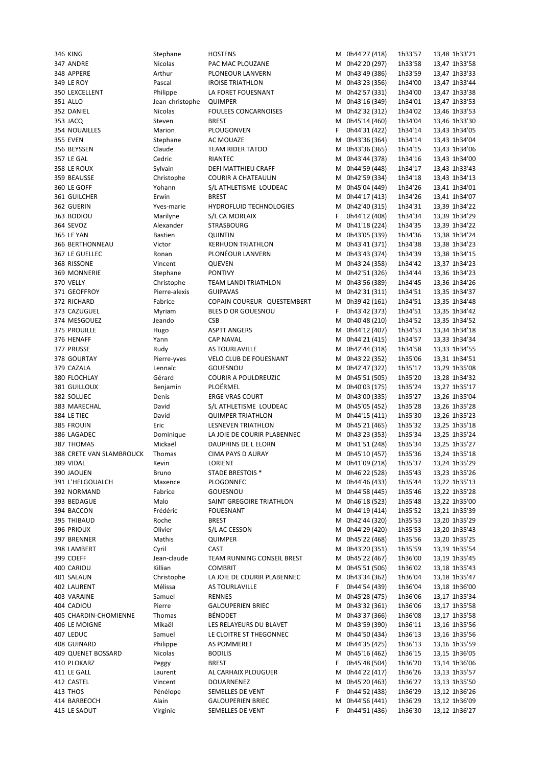| | | | | | | | | |
|---|---|---|---|---|---|---|---|---|
| 346 | KING | Stephane | HOSTENS | M | 0h44'27 (418) | 1h33'57 | 13,48 | 1h33'21 |
| 347 | ANDRE | Nicolas | PAC MAC PLOUZANE | M | 0h42'20 (297) | 1h33'58 | 13,47 | 1h33'58 |
| 348 | APPERE | Arthur | PLONEOUR LANVERN | M | 0h43'49 (386) | 1h33'59 | 13,47 | 1h33'33 |
| 349 | LE ROY | Pascal | IROISE TRIATHLON | M | 0h43'23 (356) | 1h34'00 | 13,47 | 1h33'44 |
| 350 | LEXCELLENT | Philippe | LA FORET FOUESNANT | M | 0h42'57 (331) | 1h34'00 | 13,47 | 1h33'38 |
| 351 | ALLO | Jean-christophe | QUIMPER | M | 0h43'16 (349) | 1h34'01 | 13,47 | 1h33'53 |
| 352 | DANIEL | Nicolas | FOULEES CONCARNOISES | M | 0h42'32 (312) | 1h34'02 | 13,46 | 1h33'53 |
| 353 | JACQ | Steven | BREST | M | 0h45'14 (460) | 1h34'04 | 13,46 | 1h33'30 |
| 354 | NOUAILLES | Marion | PLOUGONVEN | F | 0h44'31 (422) | 1h34'14 | 13,43 | 1h34'05 |
| 355 | EVEN | Stephane | AC MOUAZE | M | 0h43'36 (364) | 1h34'14 | 13,43 | 1h34'04 |
| 356 | BEYSSEN | Claude | TEAM RIDER TATOO | M | 0h43'36 (365) | 1h34'15 | 13,43 | 1h34'06 |
| 357 | LE GAL | Cedric | RIANTEC | M | 0h43'44 (378) | 1h34'16 | 13,43 | 1h34'00 |
| 358 | LE ROUX | Sylvain | DEFI MATTHIEU CRAFF | M | 0h44'59 (448) | 1h34'17 | 13,43 | 1h33'43 |
| 359 | BEAUSSE | Christophe | COURIR A CHATEAULIN | M | 0h42'59 (334) | 1h34'18 | 13,43 | 1h34'13 |
| 360 | LE GOFF | Yohann | S/L ATHLETISME LOUDEAC | M | 0h45'04 (449) | 1h34'26 | 13,41 | 1h34'01 |
| 361 | GUILCHER | Erwin | BREST | M | 0h44'17 (413) | 1h34'26 | 13,41 | 1h34'07 |
| 362 | GUERIN | Yves-marie | HYDROFLUID TECHNOLOGIES | M | 0h42'40 (315) | 1h34'31 | 13,39 | 1h34'22 |
| 363 | BODIOU | Marilyne | S/L CA MORLAIX | F | 0h44'12 (408) | 1h34'34 | 13,39 | 1h34'29 |
| 364 | SEVOZ | Alexander | STRASBOURG | M | 0h41'18 (224) | 1h34'35 | 13,39 | 1h34'22 |
| 365 | LE YAN | Bastien | QUINTIN | M | 0h43'05 (339) | 1h34'36 | 13,38 | 1h34'24 |
| 366 | BERTHONNEAU | Victor | KERHUON TRIATHLON | M | 0h43'41 (371) | 1h34'38 | 13,38 | 1h34'23 |
| 367 | LE GUELLEC | Ronan | PLONÉOUR LANVERN | M | 0h43'43 (374) | 1h34'39 | 13,38 | 1h34'15 |
| 368 | RISSONE | Vincent | QUEVEN | M | 0h43'24 (358) | 1h34'42 | 13,37 | 1h34'23 |
| 369 | MONNERIE | Stephane | PONTIVY | M | 0h42'51 (326) | 1h34'44 | 13,36 | 1h34'23 |
| 370 | VELLY | Christophe | TEAM LANDI TRIATHLON | M | 0h43'56 (389) | 1h34'45 | 13,36 | 1h34'26 |
| 371 | GEOFFROY | Pierre-alexis | GUIPAVAS | M | 0h42'31 (311) | 1h34'51 | 13,35 | 1h34'37 |
| 372 | RICHARD | Fabrice | COPAIN COUREUR QUESTEMBERT | M | 0h39'42 (161) | 1h34'51 | 13,35 | 1h34'48 |
| 373 | CAZUGUEL | Myriam | BLES D OR GOUESNOU | F | 0h43'42 (373) | 1h34'51 | 13,35 | 1h34'42 |
| 374 | MESGOUEZ | Jeando | CSB | M | 0h40'48 (210) | 1h34'52 | 13,35 | 1h34'52 |
| 375 | PROUILLE | Hugo | ASPTT ANGERS | M | 0h44'12 (407) | 1h34'53 | 13,34 | 1h34'18 |
| 376 | HENAFF | Yann | CAP NAVAL | M | 0h44'21 (415) | 1h34'57 | 13,33 | 1h34'34 |
| 377 | PRUSSE | Rudy | AS TOURLAVILLE | M | 0h42'44 (318) | 1h34'58 | 13,33 | 1h34'55 |
| 378 | GOURTAY | Pierre-yves | VELO CLUB DE FOUESNANT | M | 0h43'22 (352) | 1h35'06 | 13,31 | 1h34'51 |
| 379 | CAZALA | Lennaïc | GOUESNOU | M | 0h42'47 (322) | 1h35'17 | 13,29 | 1h35'08 |
| 380 | FLOCHLAY | Gérard | COURIR A POULDREUZIC | M | 0h45'51 (505) | 1h35'20 | 13,28 | 1h34'32 |
| 381 | GUILLOUX | Benjamin | PLOËRMEL | M | 0h40'03 (175) | 1h35'24 | 13,27 | 1h35'17 |
| 382 | SOLLIEC | Denis | ERGE VRAS COURT | M | 0h43'00 (335) | 1h35'27 | 13,26 | 1h35'04 |
| 383 | MARECHAL | David | S/L ATHLETISME LOUDEAC | M | 0h45'05 (452) | 1h35'28 | 13,26 | 1h35'28 |
| 384 | LE TIEC | David | QUIMPER TRIATHLON | M | 0h44'15 (411) | 1h35'30 | 13,26 | 1h35'23 |
| 385 | FROUIN | Eric | LESNEVEN TRIATHLON | M | 0h45'21 (465) | 1h35'32 | 13,25 | 1h35'18 |
| 386 | LAGADEC | Dominique | LA JOIE DE COURIR PLABENNEC | M | 0h43'23 (353) | 1h35'34 | 13,25 | 1h35'24 |
| 387 | THOMAS | Mickaël | DAUPHINS DE L ELORN | M | 0h41'51 (248) | 1h35'34 | 13,25 | 1h35'27 |
| 388 | CRETE VAN SLAMBROUCK | Thomas | CIMA PAYS D AURAY | M | 0h45'10 (457) | 1h35'36 | 13,24 | 1h35'18 |
| 389 | VIDAL | Kevin | LORIENT | M | 0h41'09 (218) | 1h35'37 | 13,24 | 1h35'29 |
| 390 | JAOUEN | Bruno | STADE BRESTOIS * | M | 0h46'22 (528) | 1h35'43 | 13,23 | 1h35'26 |
| 391 | L'HELGOUALCH | Maxence | PLOGONNEC | M | 0h44'46 (433) | 1h35'44 | 13,22 | 1h35'13 |
| 392 | NORMAND | Fabrice | GOUESNOU | M | 0h44'58 (445) | 1h35'46 | 13,22 | 1h35'28 |
| 393 | BEDAGUE | Malo | SAINT GREGOIRE TRIATHLON | M | 0h46'18 (523) | 1h35'48 | 13,22 | 1h35'00 |
| 394 | BACCON | Frédéric | FOUESNANT | M | 0h44'19 (414) | 1h35'52 | 13,21 | 1h35'39 |
| 395 | THIBAUD | Roche | BREST | M | 0h42'44 (320) | 1h35'53 | 13,20 | 1h35'29 |
| 396 | PRIOUX | Olivier | S/L AC CESSON | M | 0h44'29 (420) | 1h35'53 | 13,20 | 1h35'43 |
| 397 | BRENNER | Mathis | QUIMPER | M | 0h45'22 (468) | 1h35'56 | 13,20 | 1h35'25 |
| 398 | LAMBERT | Cyril | CAST | M | 0h43'20 (351) | 1h35'59 | 13,19 | 1h35'54 |
| 399 | COEFF | Jean-claude | TEAM RUNNING CONSEIL BREST | M | 0h45'22 (467) | 1h36'00 | 13,19 | 1h35'45 |
| 400 | CARIOU | Killian | COMBRIT | M | 0h45'51 (506) | 1h36'02 | 13,18 | 1h35'43 |
| 401 | SALAUN | Christophe | LA JOIE DE COURIR PLABENNEC | M | 0h43'34 (362) | 1h36'04 | 13,18 | 1h35'47 |
| 402 | LAURENT | Mélissa | AS TOURLAVILLE | F | 0h44'54 (439) | 1h36'04 | 13,18 | 1h36'00 |
| 403 | VARAINE | Samuel | RENNES | M | 0h45'28 (475) | 1h36'06 | 13,17 | 1h35'34 |
| 404 | CADIOU | Pierre | GALOUPERIEN BRIEC | M | 0h43'32 (361) | 1h36'06 | 13,17 | 1h35'58 |
| 405 | CHARDIN-CHOMIENNE | Thomas | BÉNODET | M | 0h43'37 (366) | 1h36'08 | 13,17 | 1h35'58 |
| 406 | LE MOIGNE | Mikaël | LES RELAYEURS DU BLAVET | M | 0h43'59 (390) | 1h36'11 | 13,16 | 1h35'56 |
| 407 | LEDUC | Samuel | LE CLOITRE ST THEGONNEC | M | 0h44'50 (434) | 1h36'13 | 13,16 | 1h35'56 |
| 408 | GUINARD | Philippe | AS POMMERET | M | 0h44'35 (425) | 1h36'13 | 13,16 | 1h35'59 |
| 409 | QUENET BOSSARD | Nicolas | BODILIS | M | 0h45'16 (462) | 1h36'15 | 13,15 | 1h36'05 |
| 410 | PLOKARZ | Peggy | BREST | F | 0h45'48 (504) | 1h36'20 | 13,14 | 1h36'06 |
| 411 | LE GALL | Laurent | AL CARHAIX PLOUGUER | M | 0h44'22 (417) | 1h36'26 | 13,13 | 1h35'57 |
| 412 | CASTEL | Vincent | DOUARNENEZ | M | 0h45'20 (463) | 1h36'27 | 13,13 | 1h35'50 |
| 413 | THOS | Pénélope | SEMELLES DE VENT | F | 0h44'52 (438) | 1h36'29 | 13,12 | 1h36'26 |
| 414 | BARBEOCH | Alain | GALOUPERIEN BRIEC | M | 0h44'56 (441) | 1h36'29 | 13,12 | 1h36'09 |
| 415 | LE SAOUT | Virginie | SEMELLES DE VENT | F | 0h44'51 (436) | 1h36'30 | 13,12 | 1h36'27 |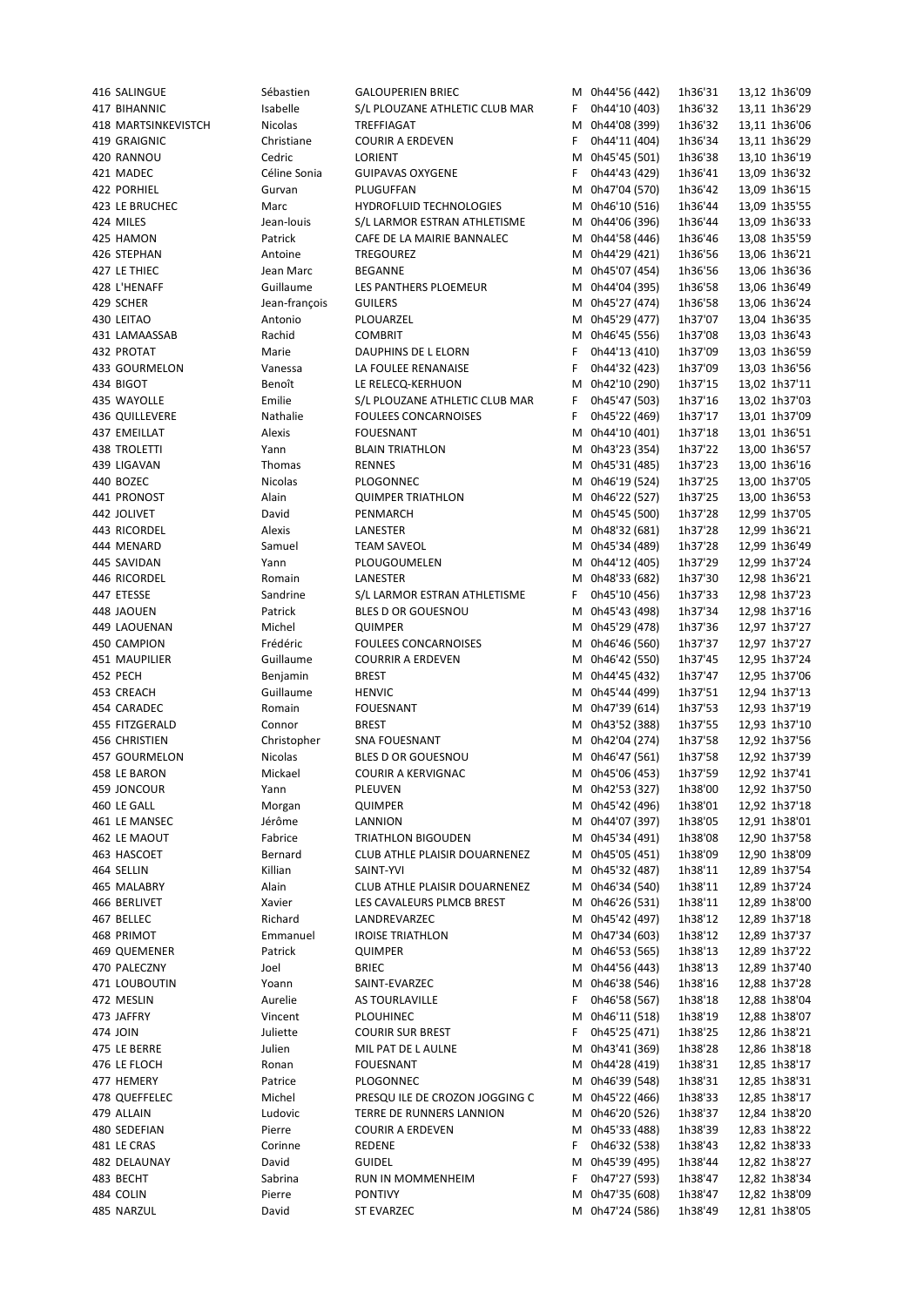| | | | | | | | | |
|---|---|---|---|---|---|---|---|---|
| 416 SALINGUE | Sébastien | GALOUPERIEN BRIEC | M | 0h44'56 (442) | 1h36'31 | 13,12 | 1h36'09 |
| 417 BIHANNIC | Isabelle | S/L PLOUZANE ATHLETIC CLUB MAR | F | 0h44'10 (403) | 1h36'32 | 13,11 | 1h36'29 |
| 418 MARTSINKEVISTCH | Nicolas | TREFFIAGAT | M | 0h44'08 (399) | 1h36'32 | 13,11 | 1h36'06 |
| 419 GRAIGNIC | Christiane | COURIR A ERDEVEN | F | 0h44'11 (404) | 1h36'34 | 13,11 | 1h36'29 |
| 420 RANNOU | Cedric | LORIENT | M | 0h45'45 (501) | 1h36'38 | 13,10 | 1h36'19 |
| 421 MADEC | Céline Sonia | GUIPAVAS OXYGENE | F | 0h44'43 (429) | 1h36'41 | 13,09 | 1h36'32 |
| 422 PORHIEL | Gurvan | PLUGUFFAN | M | 0h47'04 (570) | 1h36'42 | 13,09 | 1h36'15 |
| 423 LE BRUCHEC | Marc | HYDROFLUID TECHNOLOGIES | M | 0h46'10 (516) | 1h36'44 | 13,09 | 1h35'55 |
| 424 MILES | Jean-louis | S/L LARMOR ESTRAN ATHLETISME | M | 0h44'06 (396) | 1h36'44 | 13,09 | 1h36'33 |
| 425 HAMON | Patrick | CAFE DE LA MAIRIE BANNALEC | M | 0h44'58 (446) | 1h36'46 | 13,08 | 1h35'59 |
| 426 STEPHAN | Antoine | TREGOUREZ | M | 0h44'29 (421) | 1h36'56 | 13,06 | 1h36'21 |
| 427 LE THIEC | Jean Marc | BEGANNE | M | 0h45'07 (454) | 1h36'56 | 13,06 | 1h36'36 |
| 428 L'HENAFF | Guillaume | LES PANTHERS PLOEMEUR | M | 0h44'04 (395) | 1h36'58 | 13,06 | 1h36'49 |
| 429 SCHER | Jean-françois | GUILERS | M | 0h45'27 (474) | 1h36'58 | 13,06 | 1h36'24 |
| 430 LEITAO | Antonio | PLOUARZEL | M | 0h45'29 (477) | 1h37'07 | 13,04 | 1h36'35 |
| 431 LAMAASSAB | Rachid | COMBRIT | M | 0h46'45 (556) | 1h37'08 | 13,03 | 1h36'43 |
| 432 PROTAT | Marie | DAUPHINS DE L ELORN | F | 0h44'13 (410) | 1h37'09 | 13,03 | 1h36'59 |
| 433 GOURMELON | Vanessa | LA FOULEE RENANAISE | F | 0h44'32 (423) | 1h37'09 | 13,03 | 1h36'56 |
| 434 BIGOT | Benoît | LE RELECQ-KERHUON | M | 0h42'10 (290) | 1h37'15 | 13,02 | 1h37'11 |
| 435 WAYOLLE | Emilie | S/L PLOUZANE ATHLETIC CLUB MAR | F | 0h45'47 (503) | 1h37'16 | 13,02 | 1h37'03 |
| 436 QUILLEVERE | Nathalie | FOULEES CONCARNOISES | F | 0h45'22 (469) | 1h37'17 | 13,01 | 1h37'09 |
| 437 EMEILLAT | Alexis | FOUESNANT | M | 0h44'10 (401) | 1h37'18 | 13,01 | 1h36'51 |
| 438 TROLETTI | Yann | BLAIN TRIATHLON | M | 0h43'23 (354) | 1h37'22 | 13,00 | 1h36'57 |
| 439 LIGAVAN | Thomas | RENNES | M | 0h45'31 (485) | 1h37'23 | 13,00 | 1h36'16 |
| 440 BOZEC | Nicolas | PLOGONNEC | M | 0h46'19 (524) | 1h37'25 | 13,00 | 1h37'05 |
| 441 PRONOST | Alain | QUIMPER TRIATHLON | M | 0h46'22 (527) | 1h37'25 | 13,00 | 1h36'53 |
| 442 JOLIVET | David | PENMARCH | M | 0h45'45 (500) | 1h37'28 | 12,99 | 1h37'05 |
| 443 RICORDEL | Alexis | LANESTER | M | 0h48'32 (681) | 1h37'28 | 12,99 | 1h36'21 |
| 444 MENARD | Samuel | TEAM SAVEOL | M | 0h45'34 (489) | 1h37'28 | 12,99 | 1h36'49 |
| 445 SAVIDAN | Yann | PLOUGOUMELEN | M | 0h44'12 (405) | 1h37'29 | 12,99 | 1h37'24 |
| 446 RICORDEL | Romain | LANESTER | M | 0h48'33 (682) | 1h37'30 | 12,98 | 1h36'21 |
| 447 ETESSE | Sandrine | S/L LARMOR ESTRAN ATHLETISME | F | 0h45'10 (456) | 1h37'33 | 12,98 | 1h37'23 |
| 448 JAOUEN | Patrick | BLES D OR GOUESNOU | M | 0h45'43 (498) | 1h37'34 | 12,98 | 1h37'16 |
| 449 LAOUENAN | Michel | QUIMPER | M | 0h45'29 (478) | 1h37'36 | 12,97 | 1h37'27 |
| 450 CAMPION | Frédéric | FOULEES CONCARNOISES | M | 0h46'46 (560) | 1h37'37 | 12,97 | 1h37'27 |
| 451 MAUPILIER | Guillaume | COURRIR A ERDEVEN | M | 0h46'42 (550) | 1h37'45 | 12,95 | 1h37'24 |
| 452 PECH | Benjamin | BREST | M | 0h44'45 (432) | 1h37'47 | 12,95 | 1h37'06 |
| 453 CREACH | Guillaume | HENVIC | M | 0h45'44 (499) | 1h37'51 | 12,94 | 1h37'13 |
| 454 CARADEC | Romain | FOUESNANT | M | 0h47'39 (614) | 1h37'53 | 12,93 | 1h37'19 |
| 455 FITZGERALD | Connor | BREST | M | 0h43'52 (388) | 1h37'55 | 12,93 | 1h37'10 |
| 456 CHRISTIEN | Christopher | SNA FOUESNANT | M | 0h42'04 (274) | 1h37'58 | 12,92 | 1h37'56 |
| 457 GOURMELON | Nicolas | BLES D OR GOUESNOU | M | 0h46'47 (561) | 1h37'58 | 12,92 | 1h37'39 |
| 458 LE BARON | Mickael | COURIR A KERVIGNAC | M | 0h45'06 (453) | 1h37'59 | 12,92 | 1h37'41 |
| 459 JONCOUR | Yann | PLEUVEN | M | 0h42'53 (327) | 1h38'00 | 12,92 | 1h37'50 |
| 460 LE GALL | Morgan | QUIMPER | M | 0h45'42 (496) | 1h38'01 | 12,92 | 1h37'18 |
| 461 LE MANSEC | Jérôme | LANNION | M | 0h44'07 (397) | 1h38'05 | 12,91 | 1h38'01 |
| 462 LE MAOUT | Fabrice | TRIATHLON BIGOUDEN | M | 0h45'34 (491) | 1h38'08 | 12,90 | 1h37'58 |
| 463 HASCOET | Bernard | CLUB ATHLE PLAISIR DOUARNENEZ | M | 0h45'05 (451) | 1h38'09 | 12,90 | 1h38'09 |
| 464 SELLIN | Killian | SAINT-YVI | M | 0h45'32 (487) | 1h38'11 | 12,89 | 1h37'54 |
| 465 MALABRY | Alain | CLUB ATHLE PLAISIR DOUARNENEZ | M | 0h46'34 (540) | 1h38'11 | 12,89 | 1h37'24 |
| 466 BERLIVET | Xavier | LES CAVALEURS PLMCB BREST | M | 0h46'26 (531) | 1h38'11 | 12,89 | 1h38'00 |
| 467 BELLEC | Richard | LANDREVARZEC | M | 0h45'42 (497) | 1h38'12 | 12,89 | 1h37'18 |
| 468 PRIMOT | Emmanuel | IROISE TRIATHLON | M | 0h47'34 (603) | 1h38'12 | 12,89 | 1h37'37 |
| 469 QUEMENER | Patrick | QUIMPER | M | 0h46'53 (565) | 1h38'13 | 12,89 | 1h37'22 |
| 470 PALECZNY | Joel | BRIEC | M | 0h44'56 (443) | 1h38'13 | 12,89 | 1h37'40 |
| 471 LOUBOUTIN | Yoann | SAINT-EVARZEC | M | 0h46'38 (546) | 1h38'16 | 12,88 | 1h37'28 |
| 472 MESLIN | Aurelie | AS TOURLAVILLE | F | 0h46'58 (567) | 1h38'18 | 12,88 | 1h38'04 |
| 473 JAFFRY | Vincent | PLOUHINEC | M | 0h46'11 (518) | 1h38'19 | 12,88 | 1h38'07 |
| 474 JOIN | Juliette | COURIR SUR BREST | F | 0h45'25 (471) | 1h38'25 | 12,86 | 1h38'21 |
| 475 LE BERRE | Julien | MIL PAT DE L AULNE | M | 0h43'41 (369) | 1h38'28 | 12,86 | 1h38'18 |
| 476 LE FLOCH | Ronan | FOUESNANT | M | 0h44'28 (419) | 1h38'31 | 12,85 | 1h38'17 |
| 477 HEMERY | Patrice | PLOGONNEC | M | 0h46'39 (548) | 1h38'31 | 12,85 | 1h38'31 |
| 478 QUEFFELEC | Michel | PRESQU ILE DE CROZON JOGGING C | M | 0h45'22 (466) | 1h38'33 | 12,85 | 1h38'17 |
| 479 ALLAIN | Ludovic | TERRE DE RUNNERS LANNION | M | 0h46'20 (526) | 1h38'37 | 12,84 | 1h38'20 |
| 480 SEDEFIAN | Pierre | COURIR A ERDEVEN | M | 0h45'33 (488) | 1h38'39 | 12,83 | 1h38'22 |
| 481 LE CRAS | Corinne | REDENE | F | 0h46'32 (538) | 1h38'43 | 12,82 | 1h38'33 |
| 482 DELAUNAY | David | GUIDEL | M | 0h45'39 (495) | 1h38'44 | 12,82 | 1h38'27 |
| 483 BECHT | Sabrina | RUN IN MOMMENHEIM | F | 0h47'27 (593) | 1h38'47 | 12,82 | 1h38'34 |
| 484 COLIN | Pierre | PONTIVY | M | 0h47'35 (608) | 1h38'47 | 12,82 | 1h38'09 |
| 485 NARZUL | David | ST EVARZEC | M | 0h47'24 (586) | 1h38'49 | 12,81 | 1h38'05 |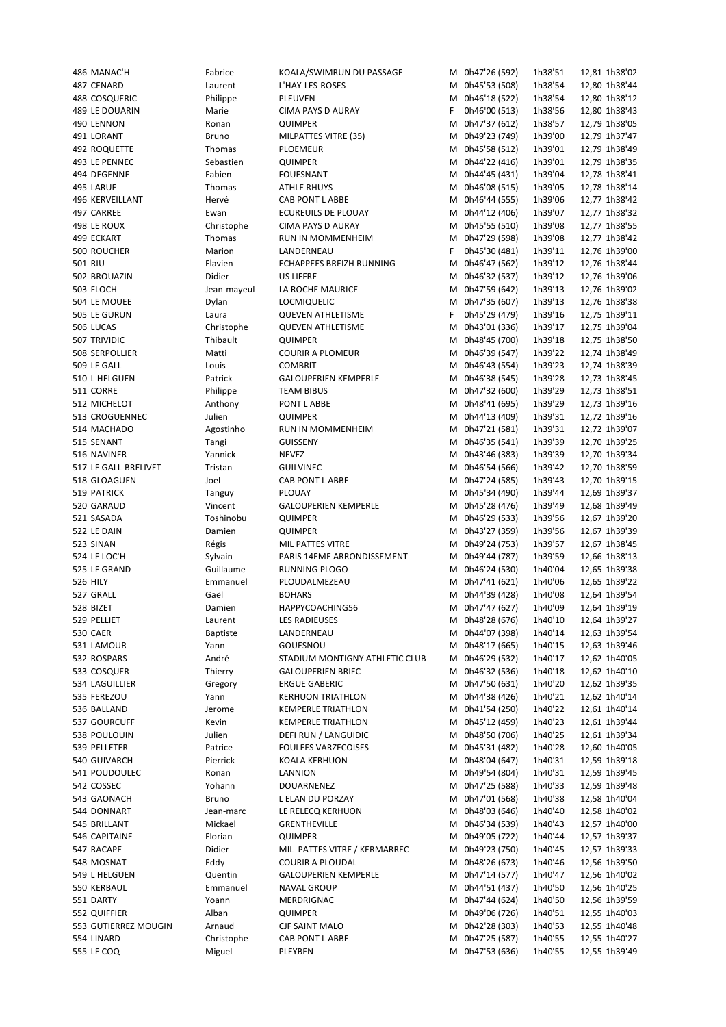| | | | | | | | |
|---|---|---|---|---|---|---|---|
| 486 MANAC'H | Fabrice | KOALA/SWIMRUN DU PASSAGE | M | 0h47'26 (592) | 1h38'51 | 12,81 | 1h38'02 |
| 487 CENARD | Laurent | L'HAY-LES-ROSES | M | 0h45'53 (508) | 1h38'54 | 12,80 | 1h38'44 |
| 488 COSQUERIC | Philippe | PLEUVEN | M | 0h46'18 (522) | 1h38'54 | 12,80 | 1h38'12 |
| 489 LE DOUARIN | Marie | CIMA PAYS D AURAY | F | 0h46'00 (513) | 1h38'56 | 12,80 | 1h38'43 |
| 490 LENNON | Ronan | QUIMPER | M | 0h47'37 (612) | 1h38'57 | 12,79 | 1h38'05 |
| 491 LORANT | Bruno | MILPATTES VITRE (35) | M | 0h49'23 (749) | 1h39'00 | 12,79 | 1h37'47 |
| 492 ROQUETTE | Thomas | PLOEMEUR | M | 0h45'58 (512) | 1h39'01 | 12,79 | 1h38'49 |
| 493 LE PENNEC | Sebastien | QUIMPER | M | 0h44'22 (416) | 1h39'01 | 12,79 | 1h38'35 |
| 494 DEGENNE | Fabien | FOUESNANT | M | 0h44'45 (431) | 1h39'04 | 12,78 | 1h38'41 |
| 495 LARUE | Thomas | ATHLE RHUYS | M | 0h46'08 (515) | 1h39'05 | 12,78 | 1h38'14 |
| 496 KERVEILLANT | Hervé | CAB PONT L ABBE | M | 0h46'44 (555) | 1h39'06 | 12,77 | 1h38'42 |
| 497 CARREE | Ewan | ECUREUILS DE PLOUAY | M | 0h44'12 (406) | 1h39'07 | 12,77 | 1h38'32 |
| 498 LE ROUX | Christophe | CIMA PAYS D AURAY | M | 0h45'55 (510) | 1h39'08 | 12,77 | 1h38'55 |
| 499 ECKART | Thomas | RUN IN MOMMENHEIM | M | 0h47'29 (598) | 1h39'08 | 12,77 | 1h38'42 |
| 500 ROUCHER | Marion | LANDERNEAU | F | 0h45'30 (481) | 1h39'11 | 12,76 | 1h39'00 |
| 501 RIU | Flavien | ECHAPPEES BREIZH RUNNING | M | 0h46'47 (562) | 1h39'12 | 12,76 | 1h38'44 |
| 502 BROUAZIN | Didier | US LIFFRE | M | 0h46'32 (537) | 1h39'12 | 12,76 | 1h39'06 |
| 503 FLOCH | Jean-mayeul | LA ROCHE MAURICE | M | 0h47'59 (642) | 1h39'13 | 12,76 | 1h39'02 |
| 504 LE MOUEE | Dylan | LOCMIQUELIC | M | 0h47'35 (607) | 1h39'13 | 12,76 | 1h38'38 |
| 505 LE GURUN | Laura | QUEVEN ATHLETISME | F | 0h45'29 (479) | 1h39'16 | 12,75 | 1h39'11 |
| 506 LUCAS | Christophe | QUEVEN ATHLETISME | M | 0h43'01 (336) | 1h39'17 | 12,75 | 1h39'04 |
| 507 TRIVIDIC | Thibault | QUIMPER | M | 0h48'45 (700) | 1h39'18 | 12,75 | 1h38'50 |
| 508 SERPOLLIER | Matti | COURIR A PLOMEUR | M | 0h46'39 (547) | 1h39'22 | 12,74 | 1h38'49 |
| 509 LE GALL | Louis | COMBRIT | M | 0h46'43 (554) | 1h39'23 | 12,74 | 1h38'39 |
| 510 L HELGUEN | Patrick | GALOUPERIEN KEMPERLE | M | 0h46'38 (545) | 1h39'28 | 12,73 | 1h38'45 |
| 511 CORRE | Philippe | TEAM BIBUS | M | 0h47'32 (600) | 1h39'29 | 12,73 | 1h38'51 |
| 512 MICHELOT | Anthony | PONT L ABBE | M | 0h48'41 (695) | 1h39'29 | 12,73 | 1h39'16 |
| 513 CROGUENNEC | Julien | QUIMPER | M | 0h44'13 (409) | 1h39'31 | 12,72 | 1h39'16 |
| 514 MACHADO | Agostinho | RUN IN MOMMENHEIM | M | 0h47'21 (581) | 1h39'31 | 12,72 | 1h39'07 |
| 515 SENANT | Tangi | GUISSENY | M | 0h46'35 (541) | 1h39'39 | 12,70 | 1h39'25 |
| 516 NAVINER | Yannick | NEVEZ | M | 0h43'46 (383) | 1h39'39 | 12,70 | 1h39'34 |
| 517 LE GALL-BRELIVET | Tristan | GUILVINEC | M | 0h46'54 (566) | 1h39'42 | 12,70 | 1h38'59 |
| 518 GLOAGUEN | Joel | CAB PONT L ABBE | M | 0h47'24 (585) | 1h39'43 | 12,70 | 1h39'15 |
| 519 PATRICK | Tanguy | PLOUAY | M | 0h45'34 (490) | 1h39'44 | 12,69 | 1h39'37 |
| 520 GARAUD | Vincent | GALOUPERIEN KEMPERLE | M | 0h45'28 (476) | 1h39'49 | 12,68 | 1h39'49 |
| 521 SASADA | Toshinobu | QUIMPER | M | 0h46'29 (533) | 1h39'56 | 12,67 | 1h39'20 |
| 522 LE DAIN | Damien | QUIMPER | M | 0h43'27 (359) | 1h39'56 | 12,67 | 1h39'39 |
| 523 SINAN | Régis | MIL PATTES VITRE | M | 0h49'24 (753) | 1h39'57 | 12,67 | 1h38'45 |
| 524 LE LOC'H | Sylvain | PARIS 14EME ARRONDISSEMENT | M | 0h49'44 (787) | 1h39'59 | 12,66 | 1h38'13 |
| 525 LE GRAND | Guillaume | RUNNING PLOGO | M | 0h46'24 (530) | 1h40'04 | 12,65 | 1h39'38 |
| 526 HILY | Emmanuel | PLOUDALMEZEAU | M | 0h47'41 (621) | 1h40'06 | 12,65 | 1h39'22 |
| 527 GRALL | Gaël | BOHARS | M | 0h44'39 (428) | 1h40'08 | 12,64 | 1h39'54 |
| 528 BIZET | Damien | HAPPYCOACHING56 | M | 0h47'47 (627) | 1h40'09 | 12,64 | 1h39'19 |
| 529 PELLIET | Laurent | LES RADIEUSES | M | 0h48'28 (676) | 1h40'10 | 12,64 | 1h39'27 |
| 530 CAER | Baptiste | LANDERNEAU | M | 0h44'07 (398) | 1h40'14 | 12,63 | 1h39'54 |
| 531 LAMOUR | Yann | GOUESNOU | M | 0h48'17 (665) | 1h40'15 | 12,63 | 1h39'46 |
| 532 ROSPARS | André | STADIUM MONTIGNY ATHLETIC CLUB | M | 0h46'29 (532) | 1h40'17 | 12,62 | 1h40'05 |
| 533 COSQUER | Thierry | GALOUPERIEN BRIEC | M | 0h46'32 (536) | 1h40'18 | 12,62 | 1h40'10 |
| 534 LAGUILLIER | Gregory | ERGUE GABERIC | M | 0h47'50 (631) | 1h40'20 | 12,62 | 1h39'35 |
| 535 FEREZOU | Yann | KERHUON TRIATHLON | M | 0h44'38 (426) | 1h40'21 | 12,62 | 1h40'14 |
| 536 BALLAND | Jerome | KEMPERLE TRIATHLON | M | 0h41'54 (250) | 1h40'22 | 12,61 | 1h40'14 |
| 537 GOURCUFF | Kevin | KEMPERLE TRIATHLON | M | 0h45'12 (459) | 1h40'23 | 12,61 | 1h39'44 |
| 538 POULOUIN | Julien | DEFI RUN / LANGUIDIC | M | 0h48'50 (706) | 1h40'25 | 12,61 | 1h39'34 |
| 539 PELLETER | Patrice | FOULEES VARZECOISES | M | 0h45'31 (482) | 1h40'28 | 12,60 | 1h40'05 |
| 540 GUIVARCH | Pierrick | KOALA KERHUON | M | 0h48'04 (647) | 1h40'31 | 12,59 | 1h39'18 |
| 541 POUDOULEC | Ronan | LANNION | M | 0h49'54 (804) | 1h40'31 | 12,59 | 1h39'45 |
| 542 COSSEC | Yohann | DOUARNENEZ | M | 0h47'25 (588) | 1h40'33 | 12,59 | 1h39'48 |
| 543 GAONACH | Bruno | L ELAN DU PORZAY | M | 0h47'01 (568) | 1h40'38 | 12,58 | 1h40'04 |
| 544 DONNART | Jean-marc | LE RELECQ KERHUON | M | 0h48'03 (646) | 1h40'40 | 12,58 | 1h40'02 |
| 545 BRILLANT | Mickael | GRENTHEVILLE | M | 0h46'34 (539) | 1h40'43 | 12,57 | 1h40'00 |
| 546 CAPITAINE | Florian | QUIMPER | M | 0h49'05 (722) | 1h40'44 | 12,57 | 1h39'37 |
| 547 RACAPE | Didier | MIL PATTES VITRE / KERMARREC | M | 0h49'23 (750) | 1h40'45 | 12,57 | 1h39'33 |
| 548 MOSNAT | Eddy | COURIR A PLOUDAL | M | 0h48'26 (673) | 1h40'46 | 12,56 | 1h39'50 |
| 549 L HELGUEN | Quentin | GALOUPERIEN KEMPERLE | M | 0h47'14 (577) | 1h40'47 | 12,56 | 1h40'02 |
| 550 KERBAUL | Emmanuel | NAVAL GROUP | M | 0h44'51 (437) | 1h40'50 | 12,56 | 1h40'25 |
| 551 DARTY | Yoann | MERDRIGNAC | M | 0h47'44 (624) | 1h40'50 | 12,56 | 1h39'59 |
| 552 QUIFFIER | Alban | QUIMPER | M | 0h49'06 (726) | 1h40'51 | 12,55 | 1h40'03 |
| 553 GUTIERREZ MOUGIN | Arnaud | CJF SAINT MALO | M | 0h42'28 (303) | 1h40'53 | 12,55 | 1h40'48 |
| 554 LINARD | Christophe | CAB PONT L ABBE | M | 0h47'25 (587) | 1h40'55 | 12,55 | 1h40'27 |
| 555 LE COQ | Miguel | PLEYBEN | M | 0h47'53 (636) | 1h40'55 | 12,55 | 1h39'49 |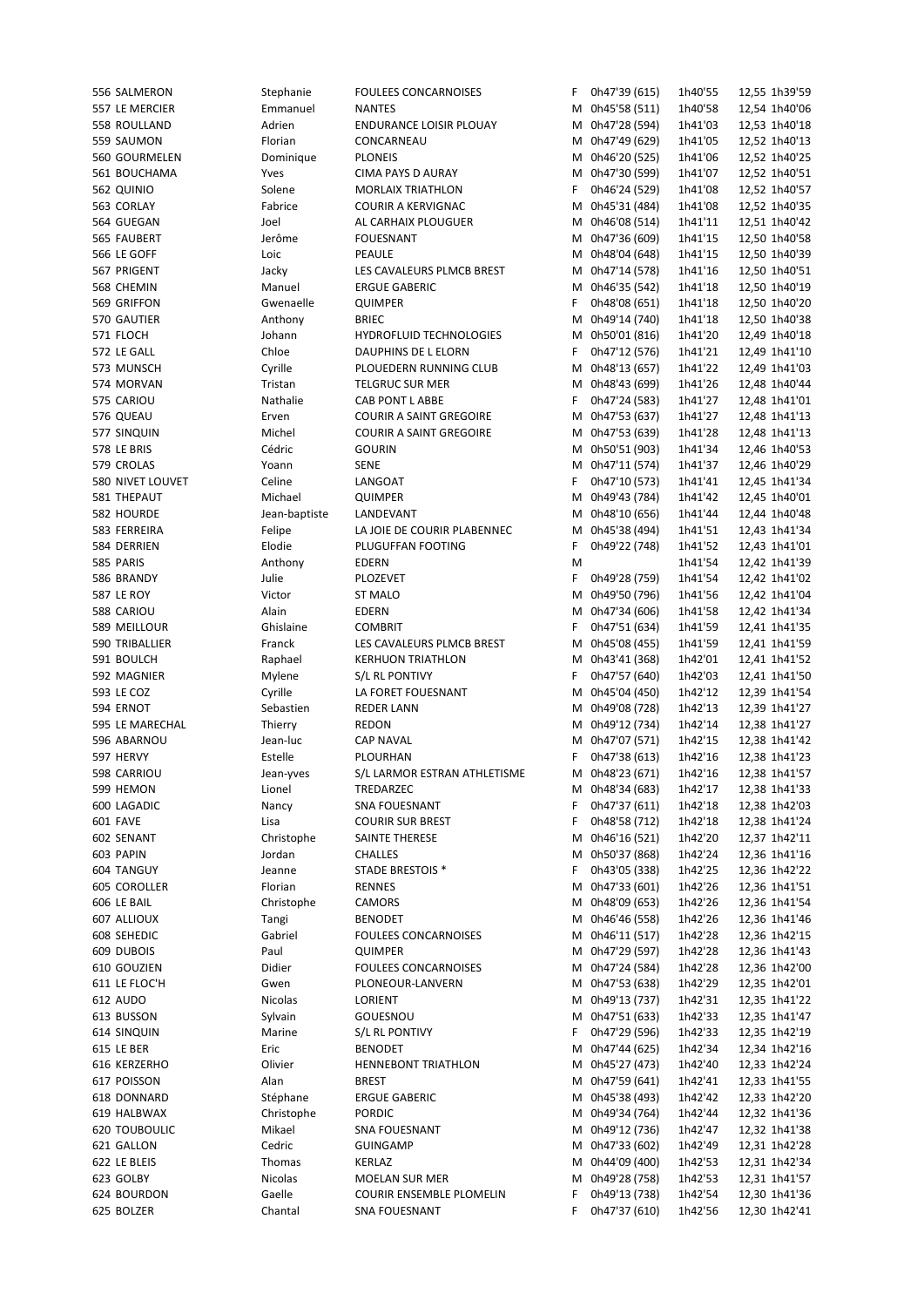| | | | | | | | |
|---|---|---|---|---|---|---|---|
| 556 SALMERON | Stephanie | FOULEES CONCARNOISES | F | 0h47'39 (615) | 1h40'55 | 12,55 | 1h39'59 |
| 557 LE MERCIER | Emmanuel | NANTES | M | 0h45'58 (511) | 1h40'58 | 12,54 | 1h40'06 |
| 558 ROULLAND | Adrien | ENDURANCE LOISIR PLOUAY | M | 0h47'28 (594) | 1h41'03 | 12,53 | 1h40'18 |
| 559 SAUMON | Florian | CONCARNEAU | M | 0h47'49 (629) | 1h41'05 | 12,52 | 1h40'13 |
| 560 GOURMELEN | Dominique | PLONEIS | M | 0h46'20 (525) | 1h41'06 | 12,52 | 1h40'25 |
| 561 BOUCHAMA | Yves | CIMA PAYS D AURAY | M | 0h47'30 (599) | 1h41'07 | 12,52 | 1h40'51 |
| 562 QUINIO | Solene | MORLAIX TRIATHLON | F | 0h46'24 (529) | 1h41'08 | 12,52 | 1h40'57 |
| 563 CORLAY | Fabrice | COURIR A KERVIGNAC | M | 0h45'31 (484) | 1h41'08 | 12,52 | 1h40'35 |
| 564 GUEGAN | Joel | AL CARHAIX PLOUGUER | M | 0h46'08 (514) | 1h41'11 | 12,51 | 1h40'42 |
| 565 FAUBERT | Jerôme | FOUESNANT | M | 0h47'36 (609) | 1h41'15 | 12,50 | 1h40'58 |
| 566 LE GOFF | Loic | PEAULE | M | 0h48'04 (648) | 1h41'15 | 12,50 | 1h40'39 |
| 567 PRIGENT | Jacky | LES CAVALEURS PLMCB BREST | M | 0h47'14 (578) | 1h41'16 | 12,50 | 1h40'51 |
| 568 CHEMIN | Manuel | ERGUE GABERIC | M | 0h46'35 (542) | 1h41'18 | 12,50 | 1h40'19 |
| 569 GRIFFON | Gwenaelle | QUIMPER | F | 0h48'08 (651) | 1h41'18 | 12,50 | 1h40'20 |
| 570 GAUTIER | Anthony | BRIEC | M | 0h49'14 (740) | 1h41'18 | 12,50 | 1h40'38 |
| 571 FLOCH | Johann | HYDROFLUID TECHNOLOGIES | M | 0h50'01 (816) | 1h41'20 | 12,49 | 1h40'18 |
| 572 LE GALL | Chloe | DAUPHINS DE L ELORN | F | 0h47'12 (576) | 1h41'21 | 12,49 | 1h41'10 |
| 573 MUNSCH | Cyrille | PLOUEDERN RUNNING CLUB | M | 0h48'13 (657) | 1h41'22 | 12,49 | 1h41'03 |
| 574 MORVAN | Tristan | TELGRUC SUR MER | M | 0h48'43 (699) | 1h41'26 | 12,48 | 1h40'44 |
| 575 CARIOU | Nathalie | CAB PONT L ABBE | F | 0h47'24 (583) | 1h41'27 | 12,48 | 1h41'01 |
| 576 QUEAU | Erven | COURIR A SAINT GREGOIRE | M | 0h47'53 (637) | 1h41'27 | 12,48 | 1h41'13 |
| 577 SINQUIN | Michel | COURIR A SAINT GREGOIRE | M | 0h47'53 (639) | 1h41'28 | 12,48 | 1h41'13 |
| 578 LE BRIS | Cédric | GOURIN | M | 0h50'51 (903) | 1h41'34 | 12,46 | 1h40'53 |
| 579 CROLAS | Yoann | SENE | M | 0h47'11 (574) | 1h41'37 | 12,46 | 1h40'29 |
| 580 NIVET LOUVET | Celine | LANGOAT | F | 0h47'10 (573) | 1h41'41 | 12,45 | 1h41'34 |
| 581 THEPAUT | Michael | QUIMPER | M | 0h49'43 (784) | 1h41'42 | 12,45 | 1h40'01 |
| 582 HOURDE | Jean-baptiste | LANDEVANT | M | 0h48'10 (656) | 1h41'44 | 12,44 | 1h40'48 |
| 583 FERREIRA | Felipe | LA JOIE DE COURIR PLABENNEC | M | 0h45'38 (494) | 1h41'51 | 12,43 | 1h41'34 |
| 584 DERRIEN | Elodie | PLUGUFFAN FOOTING | F | 0h49'22 (748) | 1h41'52 | 12,43 | 1h41'01 |
| 585 PARIS | Anthony | EDERN | M | | 1h41'54 | 12,42 | 1h41'39 |
| 586 BRANDY | Julie | PLOZEVET | F | 0h49'28 (759) | 1h41'54 | 12,42 | 1h41'02 |
| 587 LE ROY | Victor | ST MALO | M | 0h49'50 (796) | 1h41'56 | 12,42 | 1h41'04 |
| 588 CARIOU | Alain | EDERN | M | 0h47'34 (606) | 1h41'58 | 12,42 | 1h41'34 |
| 589 MEILLOUR | Ghislaine | COMBRIT | F | 0h47'51 (634) | 1h41'59 | 12,41 | 1h41'35 |
| 590 TRIBALLIER | Franck | LES CAVALEURS PLMCB BREST | M | 0h45'08 (455) | 1h41'59 | 12,41 | 1h41'59 |
| 591 BOULCH | Raphael | KERHUON TRIATHLON | M | 0h43'41 (368) | 1h42'01 | 12,41 | 1h41'52 |
| 592 MAGNIER | Mylene | S/L RL PONTIVY | F | 0h47'57 (640) | 1h42'03 | 12,41 | 1h41'50 |
| 593 LE COZ | Cyrille | LA FORET FOUESNANT | M | 0h45'04 (450) | 1h42'12 | 12,39 | 1h41'54 |
| 594 ERNOT | Sebastien | REDER LANN | M | 0h49'08 (728) | 1h42'13 | 12,39 | 1h41'27 |
| 595 LE MARECHAL | Thierry | REDON | M | 0h49'12 (734) | 1h42'14 | 12,38 | 1h41'27 |
| 596 ABARNOU | Jean-luc | CAP NAVAL | M | 0h47'07 (571) | 1h42'15 | 12,38 | 1h41'42 |
| 597 HERVY | Estelle | PLOURHAN | F | 0h47'38 (613) | 1h42'16 | 12,38 | 1h41'23 |
| 598 CARRIOU | Jean-yves | S/L LARMOR ESTRAN ATHLETISME | M | 0h48'23 (671) | 1h42'16 | 12,38 | 1h41'57 |
| 599 HEMON | Lionel | TREDARZEC | M | 0h48'34 (683) | 1h42'17 | 12,38 | 1h41'33 |
| 600 LAGADIC | Nancy | SNA FOUESNANT | F | 0h47'37 (611) | 1h42'18 | 12,38 | 1h42'03 |
| 601 FAVE | Lisa | COURIR SUR BREST | F | 0h48'58 (712) | 1h42'18 | 12,38 | 1h41'24 |
| 602 SENANT | Christophe | SAINTE THERESE | M | 0h46'16 (521) | 1h42'20 | 12,37 | 1h42'11 |
| 603 PAPIN | Jordan | CHALLES | M | 0h50'37 (868) | 1h42'24 | 12,36 | 1h41'16 |
| 604 TANGUY | Jeanne | STADE BRESTOIS * | F | 0h43'05 (338) | 1h42'25 | 12,36 | 1h42'22 |
| 605 COROLLER | Florian | RENNES | M | 0h47'33 (601) | 1h42'26 | 12,36 | 1h41'51 |
| 606 LE BAIL | Christophe | CAMORS | M | 0h48'09 (653) | 1h42'26 | 12,36 | 1h41'54 |
| 607 ALLIOUX | Tangi | BENODET | M | 0h46'46 (558) | 1h42'26 | 12,36 | 1h41'46 |
| 608 SEHEDIC | Gabriel | FOULEES CONCARNOISES | M | 0h46'11 (517) | 1h42'28 | 12,36 | 1h42'15 |
| 609 DUBOIS | Paul | QUIMPER | M | 0h47'29 (597) | 1h42'28 | 12,36 | 1h41'43 |
| 610 GOUZIEN | Didier | FOULEES CONCARNOISES | M | 0h47'24 (584) | 1h42'28 | 12,36 | 1h42'00 |
| 611 LE FLOC'H | Gwen | PLONEOUR-LANVERN | M | 0h47'53 (638) | 1h42'29 | 12,35 | 1h42'01 |
| 612 AUDO | Nicolas | LORIENT | M | 0h49'13 (737) | 1h42'31 | 12,35 | 1h41'22 |
| 613 BUSSON | Sylvain | GOUESNOU | M | 0h47'51 (633) | 1h42'33 | 12,35 | 1h41'47 |
| 614 SINQUIN | Marine | S/L RL PONTIVY | F | 0h47'29 (596) | 1h42'33 | 12,35 | 1h42'19 |
| 615 LE BER | Eric | BENODET | M | 0h47'44 (625) | 1h42'34 | 12,34 | 1h42'16 |
| 616 KERZERHO | Olivier | HENNEBONT TRIATHLON | M | 0h45'27 (473) | 1h42'40 | 12,33 | 1h42'24 |
| 617 POISSON | Alan | BREST | M | 0h47'59 (641) | 1h42'41 | 12,33 | 1h41'55 |
| 618 DONNARD | Stéphane | ERGUE GABERIC | M | 0h45'38 (493) | 1h42'42 | 12,33 | 1h42'20 |
| 619 HALBWAX | Christophe | PORDIC | M | 0h49'34 (764) | 1h42'44 | 12,32 | 1h41'36 |
| 620 TOUBOULIC | Mikael | SNA FOUESNANT | M | 0h49'12 (736) | 1h42'47 | 12,32 | 1h41'38 |
| 621 GALLON | Cedric | GUINGAMP | M | 0h47'33 (602) | 1h42'49 | 12,31 | 1h42'28 |
| 622 LE BLEIS | Thomas | KERLAZ | M | 0h44'09 (400) | 1h42'53 | 12,31 | 1h42'34 |
| 623 GOLBY | Nicolas | MOELAN SUR MER | M | 0h49'28 (758) | 1h42'53 | 12,31 | 1h41'57 |
| 624 BOURDON | Gaelle | COURIR ENSEMBLE PLOMELIN | F | 0h49'13 (738) | 1h42'54 | 12,30 | 1h41'36 |
| 625 BOLZER | Chantal | SNA FOUESNANT | F | 0h47'37 (610) | 1h42'56 | 12,30 | 1h42'41 |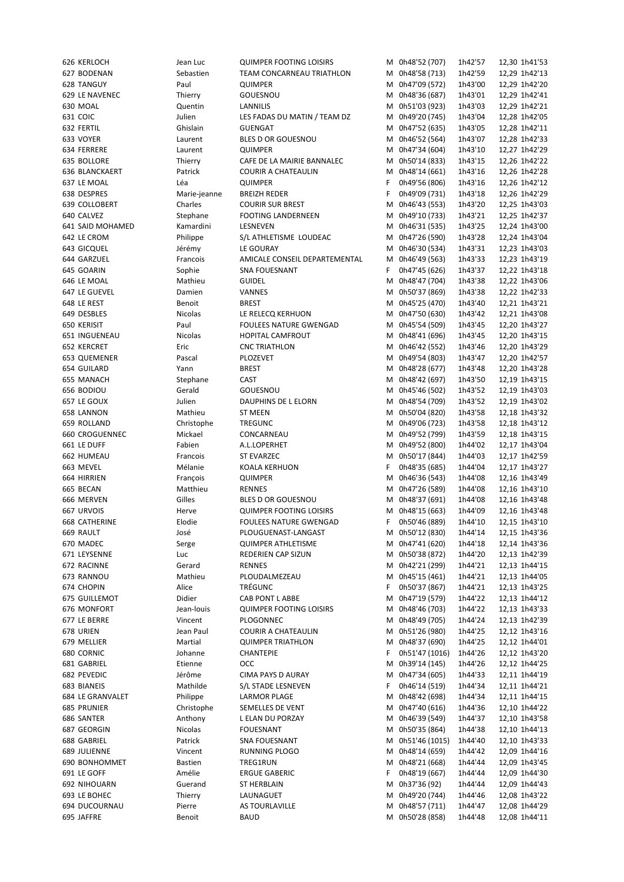| | | | | | | | | |
|---|---|---|---|---|---|---|---|---|
| 626 | KERLOCH | Jean Luc | QUIMPER FOOTING LOISIRS | M | 0h48'52 (707) | 1h42'57 | 12,30 | 1h41'53 |
| 627 | BODENAN | Sebastien | TEAM CONCARNEAU TRIATHLON | M | 0h48'58 (713) | 1h42'59 | 12,29 | 1h42'13 |
| 628 | TANGUY | Paul | QUIMPER | M | 0h47'09 (572) | 1h43'00 | 12,29 | 1h42'20 |
| 629 | LE NAVENEC | Thierry | GOUESNOU | M | 0h48'36 (687) | 1h43'01 | 12,29 | 1h42'41 |
| 630 | MOAL | Quentin | LANNILIS | M | 0h51'03 (923) | 1h43'03 | 12,29 | 1h42'21 |
| 631 | COIC | Julien | LES FADAS DU MATIN / TEAM DZ | M | 0h49'20 (745) | 1h43'04 | 12,28 | 1h42'05 |
| 632 | FERTIL | Ghislain | GUENGAT | M | 0h47'52 (635) | 1h43'05 | 12,28 | 1h42'11 |
| 633 | VOYER | Laurent | BLES D OR GOUESNOU | M | 0h46'52 (564) | 1h43'07 | 12,28 | 1h42'33 |
| 634 | FERRERE | Laurent | QUIMPER | M | 0h47'34 (604) | 1h43'10 | 12,27 | 1h42'29 |
| 635 | BOLLORE | Thierry | CAFE DE LA MAIRIE BANNALEC | M | 0h50'14 (833) | 1h43'15 | 12,26 | 1h42'22 |
| 636 | BLANCKAERT | Patrick | COURIR A CHATEAULIN | M | 0h48'14 (661) | 1h43'16 | 12,26 | 1h42'28 |
| 637 | LE MOAL | Léa | QUIMPER | F | 0h49'56 (806) | 1h43'16 | 12,26 | 1h42'12 |
| 638 | DESPRES | Marie-jeanne | BREIZH REDER | F | 0h49'09 (731) | 1h43'18 | 12,26 | 1h42'29 |
| 639 | COLLOBERT | Charles | COURIR SUR BREST | M | 0h46'43 (553) | 1h43'20 | 12,25 | 1h43'03 |
| 640 | CALVEZ | Stephane | FOOTING LANDERNEEN | M | 0h49'10 (733) | 1h43'21 | 12,25 | 1h42'37 |
| 641 | SAID MOHAMED | Kamardini | LESNEVEN | M | 0h46'31 (535) | 1h43'25 | 12,24 | 1h43'00 |
| 642 | LE CROM | Philippe | S/L ATHLETISME LOUDEAC | M | 0h47'26 (590) | 1h43'28 | 12,24 | 1h43'04 |
| 643 | GICQUEL | Jérémy | LE GOURAY | M | 0h46'30 (534) | 1h43'31 | 12,23 | 1h43'03 |
| 644 | GARZUEL | Francois | AMICALE CONSEIL DEPARTEMENTAL | M | 0h46'49 (563) | 1h43'33 | 12,23 | 1h43'19 |
| 645 | GOARIN | Sophie | SNA FOUESNANT | F | 0h47'45 (626) | 1h43'37 | 12,22 | 1h43'18 |
| 646 | LE MOAL | Mathieu | GUIDEL | M | 0h48'47 (704) | 1h43'38 | 12,22 | 1h43'06 |
| 647 | LE GUEVEL | Damien | VANNES | M | 0h50'37 (869) | 1h43'38 | 12,22 | 1h42'33 |
| 648 | LE REST | Benoit | BREST | M | 0h45'25 (470) | 1h43'40 | 12,21 | 1h43'21 |
| 649 | DESBLES | Nicolas | LE RELECQ KERHUON | M | 0h47'50 (630) | 1h43'42 | 12,21 | 1h43'08 |
| 650 | KERISIT | Paul | FOULEES NATURE GWENGAD | M | 0h45'54 (509) | 1h43'45 | 12,20 | 1h43'27 |
| 651 | INGUENEAU | Nicolas | HOPITAL CAMFROUT | M | 0h48'41 (696) | 1h43'45 | 12,20 | 1h43'15 |
| 652 | KERCRET | Eric | CNC TRIATHLON | M | 0h46'42 (552) | 1h43'46 | 12,20 | 1h43'29 |
| 653 | QUEMENER | Pascal | PLOZEVET | M | 0h49'54 (803) | 1h43'47 | 12,20 | 1h42'57 |
| 654 | GUILARD | Yann | BREST | M | 0h48'28 (677) | 1h43'48 | 12,20 | 1h43'28 |
| 655 | MANACH | Stephane | CAST | M | 0h48'42 (697) | 1h43'50 | 12,19 | 1h43'15 |
| 656 | BODIOU | Gerald | GOUESNOU | M | 0h45'46 (502) | 1h43'52 | 12,19 | 1h43'03 |
| 657 | LE GOUX | Julien | DAUPHINS DE L ELORN | M | 0h48'54 (709) | 1h43'52 | 12,19 | 1h43'02 |
| 658 | LANNON | Mathieu | ST MEEN | M | 0h50'04 (820) | 1h43'58 | 12,18 | 1h43'32 |
| 659 | ROLLAND | Christophe | TREGUNC | M | 0h49'06 (723) | 1h43'58 | 12,18 | 1h43'12 |
| 660 | CROGUENNEC | Mickael | CONCARNEAU | M | 0h49'52 (799) | 1h43'59 | 12,18 | 1h43'15 |
| 661 | LE DUFF | Fabien | A.L.LOPERHET | M | 0h49'52 (800) | 1h44'02 | 12,17 | 1h43'04 |
| 662 | HUMEAU | Francois | ST EVARZEC | M | 0h50'17 (844) | 1h44'03 | 12,17 | 1h42'59 |
| 663 | MEVEL | Mélanie | KOALA KERHUON | F | 0h48'35 (685) | 1h44'04 | 12,17 | 1h43'27 |
| 664 | HIRRIEN | François | QUIMPER | M | 0h46'36 (543) | 1h44'08 | 12,16 | 1h43'49 |
| 665 | BECAN | Matthieu | RENNES | M | 0h47'26 (589) | 1h44'08 | 12,16 | 1h43'10 |
| 666 | MERVEN | Gilles | BLES D OR GOUESNOU | M | 0h48'37 (691) | 1h44'08 | 12,16 | 1h43'48 |
| 667 | URVOIS | Herve | QUIMPER FOOTING LOISIRS | M | 0h48'15 (663) | 1h44'09 | 12,16 | 1h43'48 |
| 668 | CATHERINE | Elodie | FOULEES NATURE GWENGAD | F | 0h50'46 (889) | 1h44'10 | 12,15 | 1h43'10 |
| 669 | RAULT | José | PLOUGUENAST-LANGAST | M | 0h50'12 (830) | 1h44'14 | 12,15 | 1h43'36 |
| 670 | MADEC | Serge | QUIMPER ATHLETISME | M | 0h47'41 (620) | 1h44'18 | 12,14 | 1h43'36 |
| 671 | LEYSENNE | Luc | REDERIEN CAP SIZUN | M | 0h50'38 (872) | 1h44'20 | 12,13 | 1h42'39 |
| 672 | RACINNE | Gerard | RENNES | M | 0h42'21 (299) | 1h44'21 | 12,13 | 1h44'15 |
| 673 | RANNOU | Mathieu | PLOUDALMEZEAU | M | 0h45'15 (461) | 1h44'21 | 12,13 | 1h44'05 |
| 674 | CHOPIN | Alice | TRÉGUNC | F | 0h50'37 (867) | 1h44'21 | 12,13 | 1h43'25 |
| 675 | GUILLEMOT | Didier | CAB PONT L ABBE | M | 0h47'19 (579) | 1h44'22 | 12,13 | 1h44'12 |
| 676 | MONFORT | Jean-louis | QUIMPER FOOTING LOISIRS | M | 0h48'46 (703) | 1h44'22 | 12,13 | 1h43'33 |
| 677 | LE BERRE | Vincent | PLOGONNEC | M | 0h48'49 (705) | 1h44'24 | 12,13 | 1h42'39 |
| 678 | URIEN | Jean Paul | COURIR A CHATEAULIN | M | 0h51'26 (980) | 1h44'25 | 12,12 | 1h43'16 |
| 679 | MELLIER | Martial | QUIMPER TRIATHLON | M | 0h48'37 (690) | 1h44'25 | 12,12 | 1h44'01 |
| 680 | CORNIC | Johanne | CHANTEPIE | F | 0h51'47 (1016) | 1h44'26 | 12,12 | 1h43'20 |
| 681 | GABRIEL | Etienne | OCC | M | 0h39'14 (145) | 1h44'26 | 12,12 | 1h44'25 |
| 682 | PEVEDIC | Jérôme | CIMA PAYS D AURAY | M | 0h47'34 (605) | 1h44'33 | 12,11 | 1h44'19 |
| 683 | BIANEIS | Mathilde | S/L STADE LESNEVEN | F | 0h46'14 (519) | 1h44'34 | 12,11 | 1h44'21 |
| 684 | LE GRANVALET | Philippe | LARMOR PLAGE | M | 0h48'42 (698) | 1h44'34 | 12,11 | 1h44'15 |
| 685 | PRUNIER | Christophe | SEMELLES DE VENT | M | 0h47'40 (616) | 1h44'36 | 12,10 | 1h44'22 |
| 686 | SANTER | Anthony | L ELAN DU PORZAY | M | 0h46'39 (549) | 1h44'37 | 12,10 | 1h43'58 |
| 687 | GEORGIN | Nicolas | FOUESNANT | M | 0h50'35 (864) | 1h44'38 | 12,10 | 1h44'13 |
| 688 | GABRIEL | Patrick | SNA FOUESNANT | M | 0h51'46 (1015) | 1h44'40 | 12,10 | 1h43'33 |
| 689 | JULIENNE | Vincent | RUNNING PLOGO | M | 0h48'14 (659) | 1h44'42 | 12,09 | 1h44'16 |
| 690 | BONHOMMET | Bastien | TREG1RUN | M | 0h48'21 (668) | 1h44'44 | 12,09 | 1h43'45 |
| 691 | LE GOFF | Amélie | ERGUE GABERIC | F | 0h48'19 (667) | 1h44'44 | 12,09 | 1h44'30 |
| 692 | NIHOUARN | Guerand | ST HERBLAIN | M | 0h37'36 (92) | 1h44'44 | 12,09 | 1h44'43 |
| 693 | LE BOHEC | Thierry | LAUNAGUET | M | 0h49'20 (744) | 1h44'46 | 12,08 | 1h43'22 |
| 694 | DUCOURNAU | Pierre | AS TOURLAVILLE | M | 0h48'57 (711) | 1h44'47 | 12,08 | 1h44'29 |
| 695 | JAFFRE | Benoit | BAUD | M | 0h50'28 (858) | 1h44'48 | 12,08 | 1h44'11 |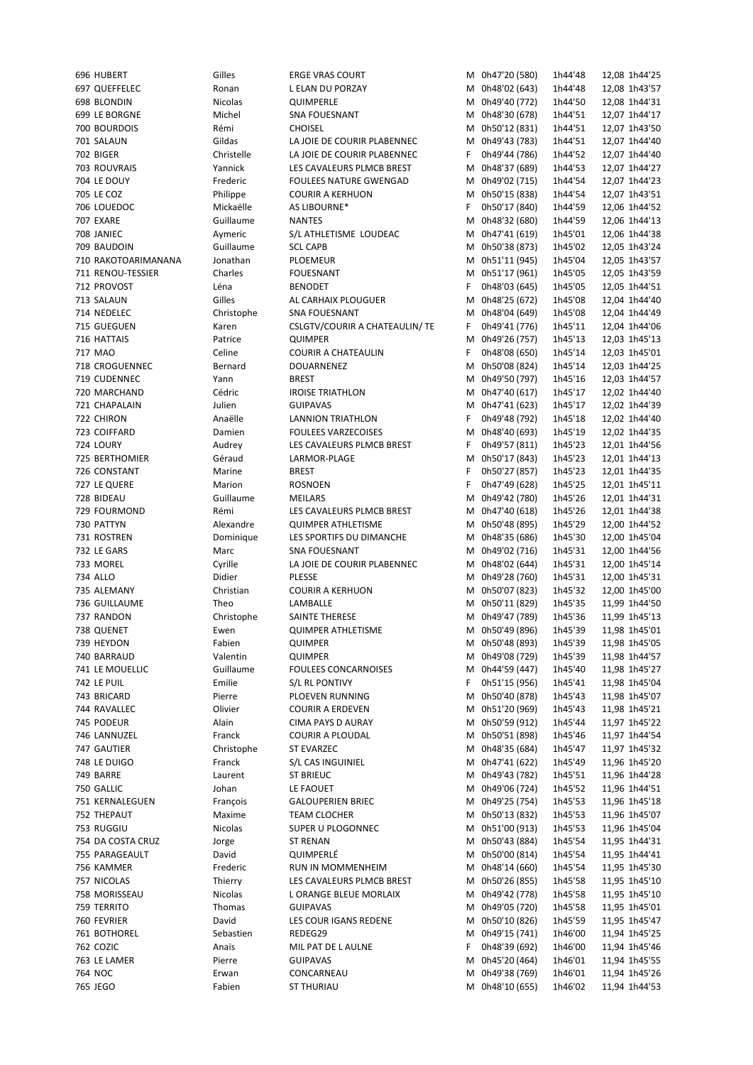| | | | | | | | | |
|---|---|---|---|---|---|---|---|---|
| 696 | HUBERT | Gilles | ERGE VRAS COURT | M | 0h47'20 (580) | 1h44'48 | 12,08 | 1h44'25 |
| 697 | QUEFFELEC | Ronan | L ELAN DU PORZAY | M | 0h48'02 (643) | 1h44'48 | 12,08 | 1h43'57 |
| 698 | BLONDIN | Nicolas | QUIMPERLE | M | 0h49'40 (772) | 1h44'50 | 12,08 | 1h44'31 |
| 699 | LE BORGNE | Michel | SNA FOUESNANT | M | 0h48'30 (678) | 1h44'51 | 12,07 | 1h44'17 |
| 700 | BOURDOIS | Rémi | CHOISEL | M | 0h50'12 (831) | 1h44'51 | 12,07 | 1h43'50 |
| 701 | SALAUN | Gildas | LA JOIE DE COURIR PLABENNEC | M | 0h49'43 (783) | 1h44'51 | 12,07 | 1h44'40 |
| 702 | BIGER | Christelle | LA JOIE DE COURIR PLABENNEC | F | 0h49'44 (786) | 1h44'52 | 12,07 | 1h44'40 |
| 703 | ROUVRAIS | Yannick | LES CAVALEURS PLMCB BREST | M | 0h48'37 (689) | 1h44'53 | 12,07 | 1h44'27 |
| 704 | LE DOUY | Frederic | FOULEES NATURE GWENGAD | M | 0h49'02 (715) | 1h44'54 | 12,07 | 1h44'23 |
| 705 | LE COZ | Philippe | COURIR A KERHUON | M | 0h50'15 (838) | 1h44'54 | 12,07 | 1h43'51 |
| 706 | LOUEDOC | Mickaëlle | AS LIBOURNE* | F | 0h50'17 (840) | 1h44'59 | 12,06 | 1h44'52 |
| 707 | EXARE | Guillaume | NANTES | M | 0h48'32 (680) | 1h44'59 | 12,06 | 1h44'13 |
| 708 | JANIEC | Aymeric | S/L ATHLETISME LOUDEAC | M | 0h47'41 (619) | 1h45'01 | 12,06 | 1h44'38 |
| 709 | BAUDOIN | Guillaume | SCL CAPB | M | 0h50'38 (873) | 1h45'02 | 12,05 | 1h43'24 |
| 710 | RAKOTOARIMANANA | Jonathan | PLOEMEUR | M | 0h51'11 (945) | 1h45'04 | 12,05 | 1h43'57 |
| 711 | RENOU-TESSIER | Charles | FOUESNANT | M | 0h51'17 (961) | 1h45'05 | 12,05 | 1h43'59 |
| 712 | PROVOST | Léna | BENODET | F | 0h48'03 (645) | 1h45'05 | 12,05 | 1h44'51 |
| 713 | SALAUN | Gilles | AL CARHAIX PLOUGUER | M | 0h48'25 (672) | 1h45'08 | 12,04 | 1h44'40 |
| 714 | NEDELEC | Christophe | SNA FOUESNANT | M | 0h48'04 (649) | 1h45'08 | 12,04 | 1h44'49 |
| 715 | GUEGUEN | Karen | CSLGTV/COURIR A CHATEAULIN/ TE | F | 0h49'41 (776) | 1h45'11 | 12,04 | 1h44'06 |
| 716 | HATTAIS | Patrice | QUIMPER | M | 0h49'26 (757) | 1h45'13 | 12,03 | 1h45'13 |
| 717 | MAO | Celine | COURIR A CHATEAULIN | F | 0h48'08 (650) | 1h45'14 | 12,03 | 1h45'01 |
| 718 | CROGUENNEC | Bernard | DOUARNENEZ | M | 0h50'08 (824) | 1h45'14 | 12,03 | 1h44'25 |
| 719 | CUDENNEC | Yann | BREST | M | 0h49'50 (797) | 1h45'16 | 12,03 | 1h44'57 |
| 720 | MARCHAND | Cédric | IROISE TRIATHLON | M | 0h47'40 (617) | 1h45'17 | 12,02 | 1h44'40 |
| 721 | CHAPALAIN | Julien | GUIPAVAS | M | 0h47'41 (623) | 1h45'17 | 12,02 | 1h44'39 |
| 722 | CHIRON | Anaëlle | LANNION TRIATHLON | F | 0h49'48 (792) | 1h45'18 | 12,02 | 1h44'40 |
| 723 | COIFFARD | Damien | FOULEES VARZECOISES | M | 0h48'40 (693) | 1h45'19 | 12,02 | 1h44'35 |
| 724 | LOURY | Audrey | LES CAVALEURS PLMCB BREST | F | 0h49'57 (811) | 1h45'23 | 12,01 | 1h44'56 |
| 725 | BERTHOMIER | Géraud | LARMOR-PLAGE | M | 0h50'17 (843) | 1h45'23 | 12,01 | 1h44'13 |
| 726 | CONSTANT | Marine | BREST | F | 0h50'27 (857) | 1h45'23 | 12,01 | 1h44'35 |
| 727 | LE QUERE | Marion | ROSNOEN | F | 0h47'49 (628) | 1h45'25 | 12,01 | 1h45'11 |
| 728 | BIDEAU | Guillaume | MEILARS | M | 0h49'42 (780) | 1h45'26 | 12,01 | 1h44'31 |
| 729 | FOURMOND | Rémi | LES CAVALEURS PLMCB BREST | M | 0h47'40 (618) | 1h45'26 | 12,01 | 1h44'38 |
| 730 | PATTYN | Alexandre | QUIMPER ATHLETISME | M | 0h50'48 (895) | 1h45'29 | 12,00 | 1h44'52 |
| 731 | ROSTREN | Dominique | LES SPORTIFS DU DIMANCHE | M | 0h48'35 (686) | 1h45'30 | 12,00 | 1h45'04 |
| 732 | LE GARS | Marc | SNA FOUESNANT | M | 0h49'02 (716) | 1h45'31 | 12,00 | 1h44'56 |
| 733 | MOREL | Cyrille | LA JOIE DE COURIR PLABENNEC | M | 0h48'02 (644) | 1h45'31 | 12,00 | 1h45'14 |
| 734 | ALLO | Didier | PLESSE | M | 0h49'28 (760) | 1h45'31 | 12,00 | 1h45'31 |
| 735 | ALEMANY | Christian | COURIR A KERHUON | M | 0h50'07 (823) | 1h45'32 | 12,00 | 1h45'00 |
| 736 | GUILLAUME | Theo | LAMBALLE | M | 0h50'11 (829) | 1h45'35 | 11,99 | 1h44'50 |
| 737 | RANDON | Christophe | SAINTE THERESE | M | 0h49'47 (789) | 1h45'36 | 11,99 | 1h45'13 |
| 738 | QUENET | Ewen | QUIMPER ATHLETISME | M | 0h50'49 (896) | 1h45'39 | 11,98 | 1h45'01 |
| 739 | HEYDON | Fabien | QUIMPER | M | 0h50'48 (893) | 1h45'39 | 11,98 | 1h45'05 |
| 740 | BARRAUD | Valentin | QUIMPER | M | 0h49'08 (729) | 1h45'39 | 11,98 | 1h44'57 |
| 741 | LE MOUELLIC | Guillaume | FOULEES CONCARNOISES | M | 0h44'59 (447) | 1h45'40 | 11,98 | 1h45'27 |
| 742 | LE PUIL | Emilie | S/L RL PONTIVY | F | 0h51'15 (956) | 1h45'41 | 11,98 | 1h45'04 |
| 743 | BRICARD | Pierre | PLOEVEN RUNNING | M | 0h50'40 (878) | 1h45'43 | 11,98 | 1h45'07 |
| 744 | RAVALLEC | Olivier | COURIR A ERDEVEN | M | 0h51'20 (969) | 1h45'43 | 11,98 | 1h45'21 |
| 745 | PODEUR | Alain | CIMA PAYS D AURAY | M | 0h50'59 (912) | 1h45'44 | 11,97 | 1h45'22 |
| 746 | LANNUZEL | Franck | COURIR A PLOUDAL | M | 0h50'51 (898) | 1h45'46 | 11,97 | 1h44'54 |
| 747 | GAUTIER | Christophe | ST EVARZEC | M | 0h48'35 (684) | 1h45'47 | 11,97 | 1h45'32 |
| 748 | LE DUIGO | Franck | S/L CAS INGUINIEL | M | 0h47'41 (622) | 1h45'49 | 11,96 | 1h45'20 |
| 749 | BARRE | Laurent | ST BRIEUC | M | 0h49'43 (782) | 1h45'51 | 11,96 | 1h44'28 |
| 750 | GALLIC | Johan | LE FAOUET | M | 0h49'06 (724) | 1h45'52 | 11,96 | 1h44'51 |
| 751 | KERNALEGUEN | François | GALOUPERIEN BRIEC | M | 0h49'25 (754) | 1h45'53 | 11,96 | 1h45'18 |
| 752 | THEPAUT | Maxime | TEAM CLOCHER | M | 0h50'13 (832) | 1h45'53 | 11,96 | 1h45'07 |
| 753 | RUGGIU | Nicolas | SUPER U PLOGONNEC | M | 0h51'00 (913) | 1h45'53 | 11,96 | 1h45'04 |
| 754 | DA COSTA CRUZ | Jorge | ST RENAN | M | 0h50'43 (884) | 1h45'54 | 11,95 | 1h44'31 |
| 755 | PARAGEAULT | David | QUIMPERLÉ | M | 0h50'00 (814) | 1h45'54 | 11,95 | 1h44'41 |
| 756 | KAMMER | Frederic | RUN IN MOMMENHEIM | M | 0h48'14 (660) | 1h45'54 | 11,95 | 1h45'30 |
| 757 | NICOLAS | Thierry | LES CAVALEURS PLMCB BREST | M | 0h50'26 (855) | 1h45'58 | 11,95 | 1h45'10 |
| 758 | MORISSEAU | Nicolas | L ORANGE BLEUE MORLAIX | M | 0h49'42 (778) | 1h45'58 | 11,95 | 1h45'10 |
| 759 | TERRITO | Thomas | GUIPAVAS | M | 0h49'05 (720) | 1h45'58 | 11,95 | 1h45'01 |
| 760 | FEVRIER | David | LES COUR IGANS REDENE | M | 0h50'10 (826) | 1h45'59 | 11,95 | 1h45'47 |
| 761 | BOTHOREL | Sebastien | REDEG29 | M | 0h49'15 (741) | 1h46'00 | 11,94 | 1h45'25 |
| 762 | COZIC | Anaïs | MIL PAT DE L AULNE | F | 0h48'39 (692) | 1h46'00 | 11,94 | 1h45'46 |
| 763 | LE LAMER | Pierre | GUIPAVAS | M | 0h45'20 (464) | 1h46'01 | 11,94 | 1h45'55 |
| 764 | NOC | Erwan | CONCARNEAU | M | 0h49'38 (769) | 1h46'01 | 11,94 | 1h45'26 |
| 765 | JEGO | Fabien | ST THURIAU | M | 0h48'10 (655) | 1h46'02 | 11,94 | 1h44'53 |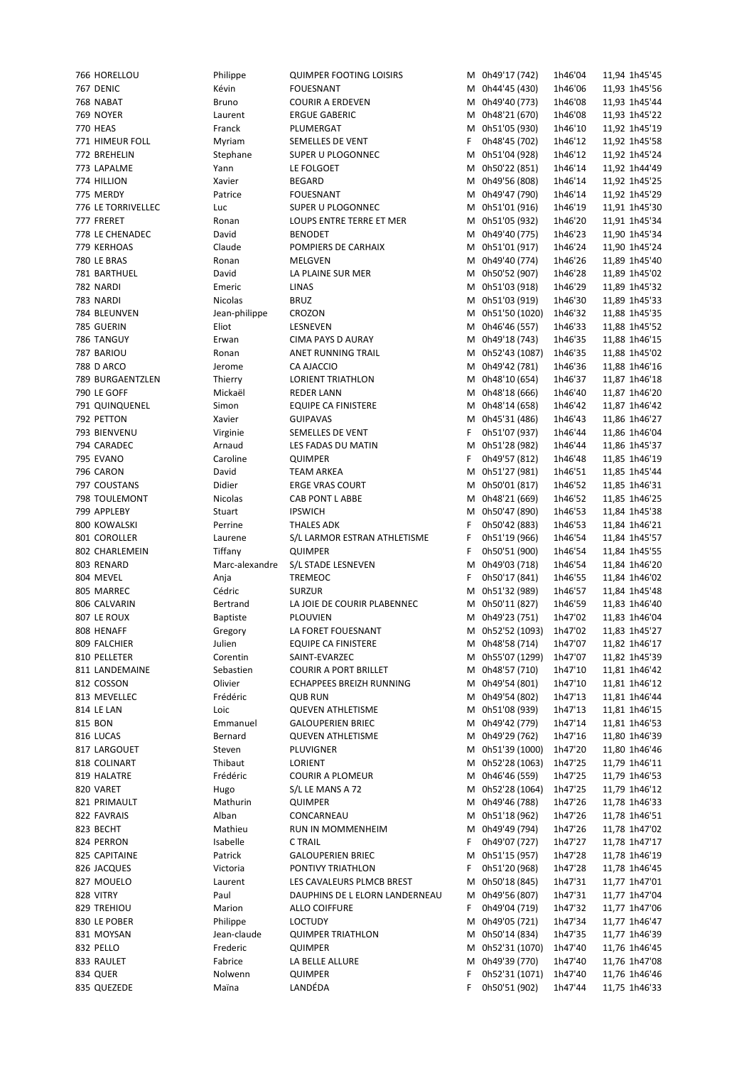| | | | | | | | | |
|---|---|---|---|---|---|---|---|---|
| 766 HORELLOU | Philippe | QUIMPER FOOTING LOISIRS | M | 0h49'17 (742) | 1h46'04 | 11,94 | 1h45'45 |
| 767 DENIC | Kévin | FOUESNANT | M | 0h44'45 (430) | 1h46'06 | 11,93 | 1h45'56 |
| 768 NABAT | Bruno | COURIR A ERDEVEN | M | 0h49'40 (773) | 1h46'08 | 11,93 | 1h45'44 |
| 769 NOYER | Laurent | ERGUE GABERIC | M | 0h48'21 (670) | 1h46'08 | 11,93 | 1h45'22 |
| 770 HEAS | Franck | PLUMERGAT | M | 0h51'05 (930) | 1h46'10 | 11,92 | 1h45'19 |
| 771 HIMEUR FOLL | Myriam | SEMELLES DE VENT | F | 0h48'45 (702) | 1h46'12 | 11,92 | 1h45'58 |
| 772 BREHELIN | Stephane | SUPER U PLOGONNEC | M | 0h51'04 (928) | 1h46'12 | 11,92 | 1h45'24 |
| 773 LAPALME | Yann | LE FOLGOET | M | 0h50'22 (851) | 1h46'14 | 11,92 | 1h44'49 |
| 774 HILLION | Xavier | BEGARD | M | 0h49'56 (808) | 1h46'14 | 11,92 | 1h45'25 |
| 775 MERDY | Patrice | FOUESNANT | M | 0h49'47 (790) | 1h46'14 | 11,92 | 1h45'29 |
| 776 LE TORRIVELLEC | Luc | SUPER U PLOGONNEC | M | 0h51'01 (916) | 1h46'19 | 11,91 | 1h45'30 |
| 777 FRERET | Ronan | LOUPS ENTRE TERRE ET MER | M | 0h51'05 (932) | 1h46'20 | 11,91 | 1h45'34 |
| 778 LE CHENADEC | David | BENODET | M | 0h49'40 (775) | 1h46'23 | 11,90 | 1h45'34 |
| 779 KERHOAS | Claude | POMPIERS DE CARHAIX | M | 0h51'01 (917) | 1h46'24 | 11,90 | 1h45'24 |
| 780 LE BRAS | Ronan | MELGVEN | M | 0h49'40 (774) | 1h46'26 | 11,89 | 1h45'40 |
| 781 BARTHUEL | David | LA PLAINE SUR MER | M | 0h50'52 (907) | 1h46'28 | 11,89 | 1h45'02 |
| 782 NARDI | Emeric | LINAS | M | 0h51'03 (918) | 1h46'29 | 11,89 | 1h45'32 |
| 783 NARDI | Nicolas | BRUZ | M | 0h51'03 (919) | 1h46'30 | 11,89 | 1h45'33 |
| 784 BLEUNVEN | Jean-philippe | CROZON | M | 0h51'50 (1020) | 1h46'32 | 11,88 | 1h45'35 |
| 785 GUERIN | Eliot | LESNEVEN | M | 0h46'46 (557) | 1h46'33 | 11,88 | 1h45'52 |
| 786 TANGUY | Erwan | CIMA PAYS D AURAY | M | 0h49'18 (743) | 1h46'35 | 11,88 | 1h46'15 |
| 787 BARIOU | Ronan | ANET RUNNING TRAIL | M | 0h52'43 (1087) | 1h46'35 | 11,88 | 1h45'02 |
| 788 D ARCO | Jerome | CA AJACCIO | M | 0h49'42 (781) | 1h46'36 | 11,88 | 1h46'16 |
| 789 BURGAENTZLEN | Thierry | LORIENT TRIATHLON | M | 0h48'10 (654) | 1h46'37 | 11,87 | 1h46'18 |
| 790 LE GOFF | Mickaël | REDER LANN | M | 0h48'18 (666) | 1h46'40 | 11,87 | 1h46'20 |
| 791 QUINQUENEL | Simon | EQUIPE CA FINISTERE | M | 0h48'14 (658) | 1h46'42 | 11,87 | 1h46'42 |
| 792 PETTON | Xavier | GUIPAVAS | M | 0h45'31 (486) | 1h46'43 | 11,86 | 1h46'27 |
| 793 BIENVENU | Virginie | SEMELLES DE VENT | F | 0h51'07 (937) | 1h46'44 | 11,86 | 1h46'04 |
| 794 CARADEC | Arnaud | LES FADAS DU MATIN | M | 0h51'28 (982) | 1h46'44 | 11,86 | 1h45'37 |
| 795 EVANO | Caroline | QUIMPER | F | 0h49'57 (812) | 1h46'48 | 11,85 | 1h46'19 |
| 796 CARON | David | TEAM ARKEA | M | 0h51'27 (981) | 1h46'51 | 11,85 | 1h45'44 |
| 797 COUSTANS | Didier | ERGE VRAS COURT | M | 0h50'01 (817) | 1h46'52 | 11,85 | 1h46'31 |
| 798 TOULEMONT | Nicolas | CAB PONT L ABBE | M | 0h48'21 (669) | 1h46'52 | 11,85 | 1h46'25 |
| 799 APPLEBY | Stuart | IPSWICH | M | 0h50'47 (890) | 1h46'53 | 11,84 | 1h45'38 |
| 800 KOWALSKI | Perrine | THALES ADK | F | 0h50'42 (883) | 1h46'53 | 11,84 | 1h46'21 |
| 801 COROLLER | Laurene | S/L LARMOR ESTRAN ATHLETISME | F | 0h51'19 (966) | 1h46'54 | 11,84 | 1h45'57 |
| 802 CHARLEMEIN | Tiffany | QUIMPER | F | 0h50'51 (900) | 1h46'54 | 11,84 | 1h45'55 |
| 803 RENARD | Marc-alexandre | S/L STADE LESNEVEN | M | 0h49'03 (718) | 1h46'54 | 11,84 | 1h46'20 |
| 804 MEVEL | Anja | TREMEOC | F | 0h50'17 (841) | 1h46'55 | 11,84 | 1h46'02 |
| 805 MARREC | Cédric | SURZUR | M | 0h51'32 (989) | 1h46'57 | 11,84 | 1h45'48 |
| 806 CALVARIN | Bertrand | LA JOIE DE COURIR PLABENNEC | M | 0h50'11 (827) | 1h46'59 | 11,83 | 1h46'40 |
| 807 LE ROUX | Baptiste | PLOUVIEN | M | 0h49'23 (751) | 1h47'02 | 11,83 | 1h46'04 |
| 808 HENAFF | Gregory | LA FORET FOUESNANT | M | 0h52'52 (1093) | 1h47'02 | 11,83 | 1h45'27 |
| 809 FALCHIER | Julien | EQUIPE CA FINISTERE | M | 0h48'58 (714) | 1h47'07 | 11,82 | 1h46'17 |
| 810 PELLETER | Corentin | SAINT-EVARZEC | M | 0h55'07 (1299) | 1h47'07 | 11,82 | 1h45'39 |
| 811 LANDEMAINE | Sebastien | COURIR A PORT BRILLET | M | 0h48'57 (710) | 1h47'10 | 11,81 | 1h46'42 |
| 812 COSSON | Olivier | ECHAPPEES BREIZH RUNNING | M | 0h49'54 (801) | 1h47'10 | 11,81 | 1h46'12 |
| 813 MEVELLEC | Frédéric | QUB RUN | M | 0h49'54 (802) | 1h47'13 | 11,81 | 1h46'44 |
| 814 LE LAN | Loic | QUEVEN ATHLETISME | M | 0h51'08 (939) | 1h47'13 | 11,81 | 1h46'15 |
| 815 BON | Emmanuel | GALOUPERIEN BRIEC | M | 0h49'42 (779) | 1h47'14 | 11,81 | 1h46'53 |
| 816 LUCAS | Bernard | QUEVEN ATHLETISME | M | 0h49'29 (762) | 1h47'16 | 11,80 | 1h46'39 |
| 817 LARGOUET | Steven | PLUVIGNER | M | 0h51'39 (1000) | 1h47'20 | 11,80 | 1h46'46 |
| 818 COLINART | Thibaut | LORIENT | M | 0h52'28 (1063) | 1h47'25 | 11,79 | 1h46'11 |
| 819 HALATRE | Frédéric | COURIR A PLOMEUR | M | 0h46'46 (559) | 1h47'25 | 11,79 | 1h46'53 |
| 820 VARET | Hugo | S/L LE MANS A 72 | M | 0h52'28 (1064) | 1h47'25 | 11,79 | 1h46'12 |
| 821 PRIMAULT | Mathurin | QUIMPER | M | 0h49'46 (788) | 1h47'26 | 11,78 | 1h46'33 |
| 822 FAVRAIS | Alban | CONCARNEAU | M | 0h51'18 (962) | 1h47'26 | 11,78 | 1h46'51 |
| 823 BECHT | Mathieu | RUN IN MOMMENHEIM | M | 0h49'49 (794) | 1h47'26 | 11,78 | 1h47'02 |
| 824 PERRON | Isabelle | C TRAIL | F | 0h49'07 (727) | 1h47'27 | 11,78 | 1h47'17 |
| 825 CAPITAINE | Patrick | GALOUPERIEN BRIEC | M | 0h51'15 (957) | 1h47'28 | 11,78 | 1h46'19 |
| 826 JACQUES | Victoria | PONTIVY TRIATHLON | F | 0h51'20 (968) | 1h47'28 | 11,78 | 1h46'45 |
| 827 MOUELO | Laurent | LES CAVALEURS PLMCB BREST | M | 0h50'18 (845) | 1h47'31 | 11,77 | 1h47'01 |
| 828 VITRY | Paul | DAUPHINS DE L ELORN LANDERNEAU | M | 0h49'56 (807) | 1h47'31 | 11,77 | 1h47'04 |
| 829 TREHIOU | Marion | ALLO COIFFURE | F | 0h49'04 (719) | 1h47'32 | 11,77 | 1h47'06 |
| 830 LE POBER | Philippe | LOCTUDY | M | 0h49'05 (721) | 1h47'34 | 11,77 | 1h46'47 |
| 831 MOYSAN | Jean-claude | QUIMPER TRIATHLON | M | 0h50'14 (834) | 1h47'35 | 11,77 | 1h46'39 |
| 832 PELLO | Frederic | QUIMPER | M | 0h52'31 (1070) | 1h47'40 | 11,76 | 1h46'45 |
| 833 RAULET | Fabrice | LA BELLE ALLURE | M | 0h49'39 (770) | 1h47'40 | 11,76 | 1h47'08 |
| 834 QUER | Nolwenn | QUIMPER | F | 0h52'31 (1071) | 1h47'40 | 11,76 | 1h46'46 |
| 835 QUEZEDE | Maïna | LANDÉDA | F | 0h50'51 (902) | 1h47'44 | 11,75 | 1h46'33 |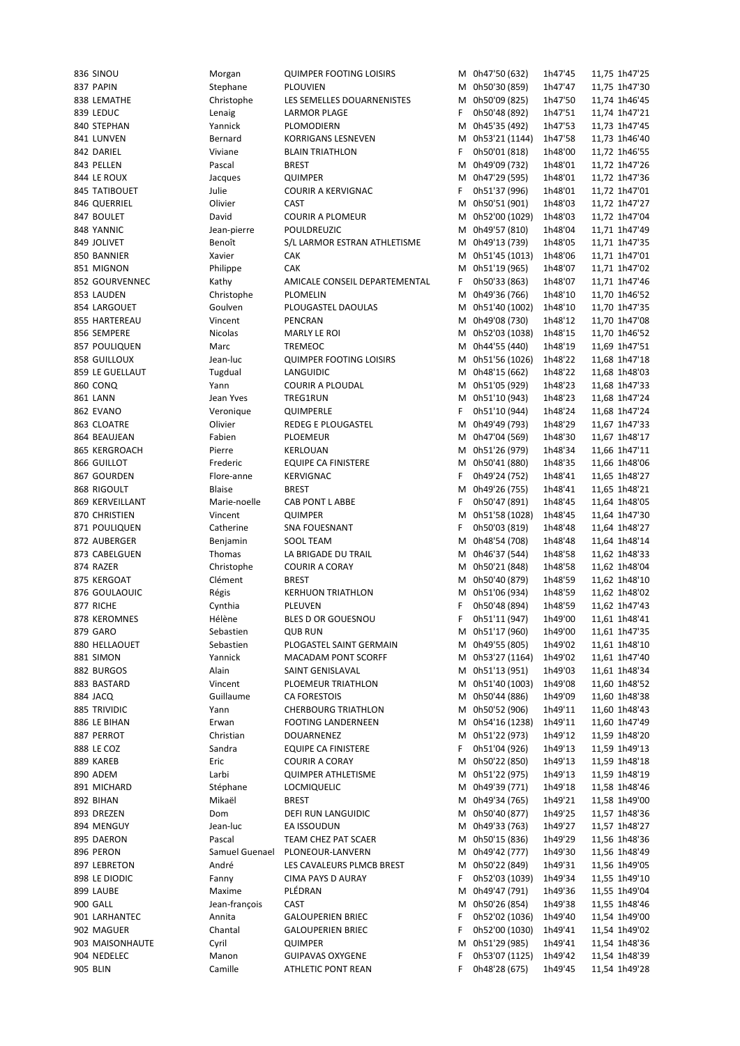| | | | | | | | | |
|---|---|---|---|---|---|---|---|---|
| 836 | SINOU | Morgan | QUIMPER FOOTING LOISIRS | M | 0h47'50 (632) | 1h47'45 | 11,75 | 1h47'25 |
| 837 | PAPIN | Stephane | PLOUVIEN | M | 0h50'30 (859) | 1h47'47 | 11,75 | 1h47'30 |
| 838 | LEMATHE | Christophe | LES SEMELLES DOUARNENISTES | M | 0h50'09 (825) | 1h47'50 | 11,74 | 1h46'45 |
| 839 | LEDUC | Lenaig | LARMOR PLAGE | F | 0h50'48 (892) | 1h47'51 | 11,74 | 1h47'21 |
| 840 | STEPHAN | Yannick | PLOMODIERN | M | 0h45'35 (492) | 1h47'53 | 11,73 | 1h47'45 |
| 841 | LUNVEN | Bernard | KORRIGANS LESNEVEN | M | 0h53'21 (1144) | 1h47'58 | 11,73 | 1h46'40 |
| 842 | DARIEL | Viviane | BLAIN TRIATHLON | F | 0h50'01 (818) | 1h48'00 | 11,72 | 1h46'55 |
| 843 | PELLEN | Pascal | BREST | M | 0h49'09 (732) | 1h48'01 | 11,72 | 1h47'26 |
| 844 | LE ROUX | Jacques | QUIMPER | M | 0h47'29 (595) | 1h48'01 | 11,72 | 1h47'36 |
| 845 | TATIBOUET | Julie | COURIR A KERVIGNAC | F | 0h51'37 (996) | 1h48'01 | 11,72 | 1h47'01 |
| 846 | QUERRIEL | Olivier | CAST | M | 0h50'51 (901) | 1h48'03 | 11,72 | 1h47'27 |
| 847 | BOULET | David | COURIR A PLOMEUR | M | 0h52'00 (1029) | 1h48'03 | 11,72 | 1h47'04 |
| 848 | YANNIC | Jean-pierre | POULDREUZIC | M | 0h49'57 (810) | 1h48'04 | 11,71 | 1h47'49 |
| 849 | JOLIVET | Benoît | S/L LARMOR ESTRAN ATHLETISME | M | 0h49'13 (739) | 1h48'05 | 11,71 | 1h47'35 |
| 850 | BANNIER | Xavier | CAK | M | 0h51'45 (1013) | 1h48'06 | 11,71 | 1h47'01 |
| 851 | MIGNON | Philippe | CAK | M | 0h51'19 (965) | 1h48'07 | 11,71 | 1h47'02 |
| 852 | GOURVENNEC | Kathy | AMICALE CONSEIL DEPARTEMENTAL | F | 0h50'33 (863) | 1h48'07 | 11,71 | 1h47'46 |
| 853 | LAUDEN | Christophe | PLOMELIN | M | 0h49'36 (766) | 1h48'10 | 11,70 | 1h46'52 |
| 854 | LARGOUET | Goulven | PLOUGASTEL DAOULAS | M | 0h51'40 (1002) | 1h48'10 | 11,70 | 1h47'35 |
| 855 | HARTEREAU | Vincent | PENCRAN | M | 0h49'08 (730) | 1h48'12 | 11,70 | 1h47'08 |
| 856 | SEMPERE | Nicolas | MARLY LE ROI | M | 0h52'03 (1038) | 1h48'15 | 11,70 | 1h46'52 |
| 857 | POULIQUEN | Marc | TREMEOC | M | 0h44'55 (440) | 1h48'19 | 11,69 | 1h47'51 |
| 858 | GUILLOUX | Jean-luc | QUIMPER FOOTING LOISIRS | M | 0h51'56 (1026) | 1h48'22 | 11,68 | 1h47'18 |
| 859 | LE GUELLAUT | Tugdual | LANGUIDIC | M | 0h48'15 (662) | 1h48'22 | 11,68 | 1h48'03 |
| 860 | CONQ | Yann | COURIR A PLOUDAL | M | 0h51'05 (929) | 1h48'23 | 11,68 | 1h47'33 |
| 861 | LANN | Jean Yves | TREG1RUN | M | 0h51'10 (943) | 1h48'23 | 11,68 | 1h47'24 |
| 862 | EVANO | Veronique | QUIMPERLE | F | 0h51'10 (944) | 1h48'24 | 11,68 | 1h47'24 |
| 863 | CLOATRE | Olivier | REDEG E PLOUGASTEL | M | 0h49'49 (793) | 1h48'29 | 11,67 | 1h47'33 |
| 864 | BEAUJEAN | Fabien | PLOEMEUR | M | 0h47'04 (569) | 1h48'30 | 11,67 | 1h48'17 |
| 865 | KERGROACH | Pierre | KERLOUAN | M | 0h51'26 (979) | 1h48'34 | 11,66 | 1h47'11 |
| 866 | GUILLOT | Frederic | EQUIPE CA FINISTERE | M | 0h50'41 (880) | 1h48'35 | 11,66 | 1h48'06 |
| 867 | GOURDEN | Flore-anne | KERVIGNAC | F | 0h49'24 (752) | 1h48'41 | 11,65 | 1h48'27 |
| 868 | RIGOULT | Blaise | BREST | M | 0h49'26 (755) | 1h48'41 | 11,65 | 1h48'21 |
| 869 | KERVEILLANT | Marie-noelle | CAB PONT L ABBE | F | 0h50'47 (891) | 1h48'45 | 11,64 | 1h48'05 |
| 870 | CHRISTIEN | Vincent | QUIMPER | M | 0h51'58 (1028) | 1h48'45 | 11,64 | 1h47'30 |
| 871 | POULIQUEN | Catherine | SNA FOUESNANT | F | 0h50'03 (819) | 1h48'48 | 11,64 | 1h48'27 |
| 872 | AUBERGER | Benjamin | SOOL TEAM | M | 0h48'54 (708) | 1h48'48 | 11,64 | 1h48'14 |
| 873 | CABELGUEN | Thomas | LA BRIGADE DU TRAIL | M | 0h46'37 (544) | 1h48'58 | 11,62 | 1h48'33 |
| 874 | RAZER | Christophe | COURIR A CORAY | M | 0h50'21 (848) | 1h48'58 | 11,62 | 1h48'04 |
| 875 | KERGOAT | Clément | BREST | M | 0h50'40 (879) | 1h48'59 | 11,62 | 1h48'10 |
| 876 | GOULAOUIC | Régis | KERHUON TRIATHLON | M | 0h51'06 (934) | 1h48'59 | 11,62 | 1h48'02 |
| 877 | RICHE | Cynthia | PLEUVEN | F | 0h50'48 (894) | 1h48'59 | 11,62 | 1h47'43 |
| 878 | KEROMNES | Hélène | BLES D OR GOUESNOU | F | 0h51'11 (947) | 1h49'00 | 11,61 | 1h48'41 |
| 879 | GARO | Sebastien | QUB RUN | M | 0h51'17 (960) | 1h49'00 | 11,61 | 1h47'35 |
| 880 | HELLAOUET | Sebastien | PLOGASTEL SAINT GERMAIN | M | 0h49'55 (805) | 1h49'02 | 11,61 | 1h48'10 |
| 881 | SIMON | Yannick | MACADAM PONT SCORFF | M | 0h53'27 (1164) | 1h49'02 | 11,61 | 1h47'40 |
| 882 | BURGOS | Alain | SAINT GENISLAVAL | M | 0h51'13 (951) | 1h49'03 | 11,61 | 1h48'34 |
| 883 | BASTARD | Vincent | PLOEMEUR TRIATHLON | M | 0h51'40 (1003) | 1h49'08 | 11,60 | 1h48'52 |
| 884 | JACQ | Guillaume | CA FORESTOIS | M | 0h50'44 (886) | 1h49'09 | 11,60 | 1h48'38 |
| 885 | TRIVIDIC | Yann | CHERBOURG TRIATHLON | M | 0h50'52 (906) | 1h49'11 | 11,60 | 1h48'43 |
| 886 | LE BIHAN | Erwan | FOOTING LANDERNEEN | M | 0h54'16 (1238) | 1h49'11 | 11,60 | 1h47'49 |
| 887 | PERROT | Christian | DOUARNENEZ | M | 0h51'22 (973) | 1h49'12 | 11,59 | 1h48'20 |
| 888 | LE COZ | Sandra | EQUIPE CA FINISTERE | F | 0h51'04 (926) | 1h49'13 | 11,59 | 1h49'13 |
| 889 | KAREB | Eric | COURIR A CORAY | M | 0h50'22 (850) | 1h49'13 | 11,59 | 1h48'18 |
| 890 | ADEM | Larbi | QUIMPER ATHLETISME | M | 0h51'22 (975) | 1h49'13 | 11,59 | 1h48'19 |
| 891 | MICHARD | Stéphane | LOCMIQUELIC | M | 0h49'39 (771) | 1h49'18 | 11,58 | 1h48'46 |
| 892 | BIHAN | Mikaël | BREST | M | 0h49'34 (765) | 1h49'21 | 11,58 | 1h49'00 |
| 893 | DREZEN | Dom | DEFI RUN LANGUIDIC | M | 0h50'40 (877) | 1h49'25 | 11,57 | 1h48'36 |
| 894 | MENGUY | Jean-luc | EA ISSOUDUN | M | 0h49'33 (763) | 1h49'27 | 11,57 | 1h48'27 |
| 895 | DAERON | Pascal | TEAM CHEZ PAT SCAER | M | 0h50'15 (836) | 1h49'29 | 11,56 | 1h48'36 |
| 896 | PERON | Samuel Guenael | PLONEOUR-LANVERN | M | 0h49'42 (777) | 1h49'30 | 11,56 | 1h48'49 |
| 897 | LEBRETON | André | LES CAVALEURS PLMCB BREST | M | 0h50'22 (849) | 1h49'31 | 11,56 | 1h49'05 |
| 898 | LE DIODIC | Fanny | CIMA PAYS D AURAY | F | 0h52'03 (1039) | 1h49'34 | 11,55 | 1h49'10 |
| 899 | LAUBE | Maxime | PLÉDRAN | M | 0h49'47 (791) | 1h49'36 | 11,55 | 1h49'04 |
| 900 | GALL | Jean-françois | CAST | M | 0h50'26 (854) | 1h49'38 | 11,55 | 1h48'46 |
| 901 | LARHANTEC | Annita | GALOUPERIEN BRIEC | F | 0h52'02 (1036) | 1h49'40 | 11,54 | 1h49'00 |
| 902 | MAGUER | Chantal | GALOUPERIEN BRIEC | F | 0h52'00 (1030) | 1h49'41 | 11,54 | 1h49'02 |
| 903 | MAISONHAUTE | Cyril | QUIMPER | M | 0h51'29 (985) | 1h49'41 | 11,54 | 1h48'36 |
| 904 | NEDELEC | Manon | GUIPAVAS OXYGENE | F | 0h53'07 (1125) | 1h49'42 | 11,54 | 1h48'39 |
| 905 | BLIN | Camille | ATHLETIC PONT REAN | F | 0h48'28 (675) | 1h49'45 | 11,54 | 1h49'28 |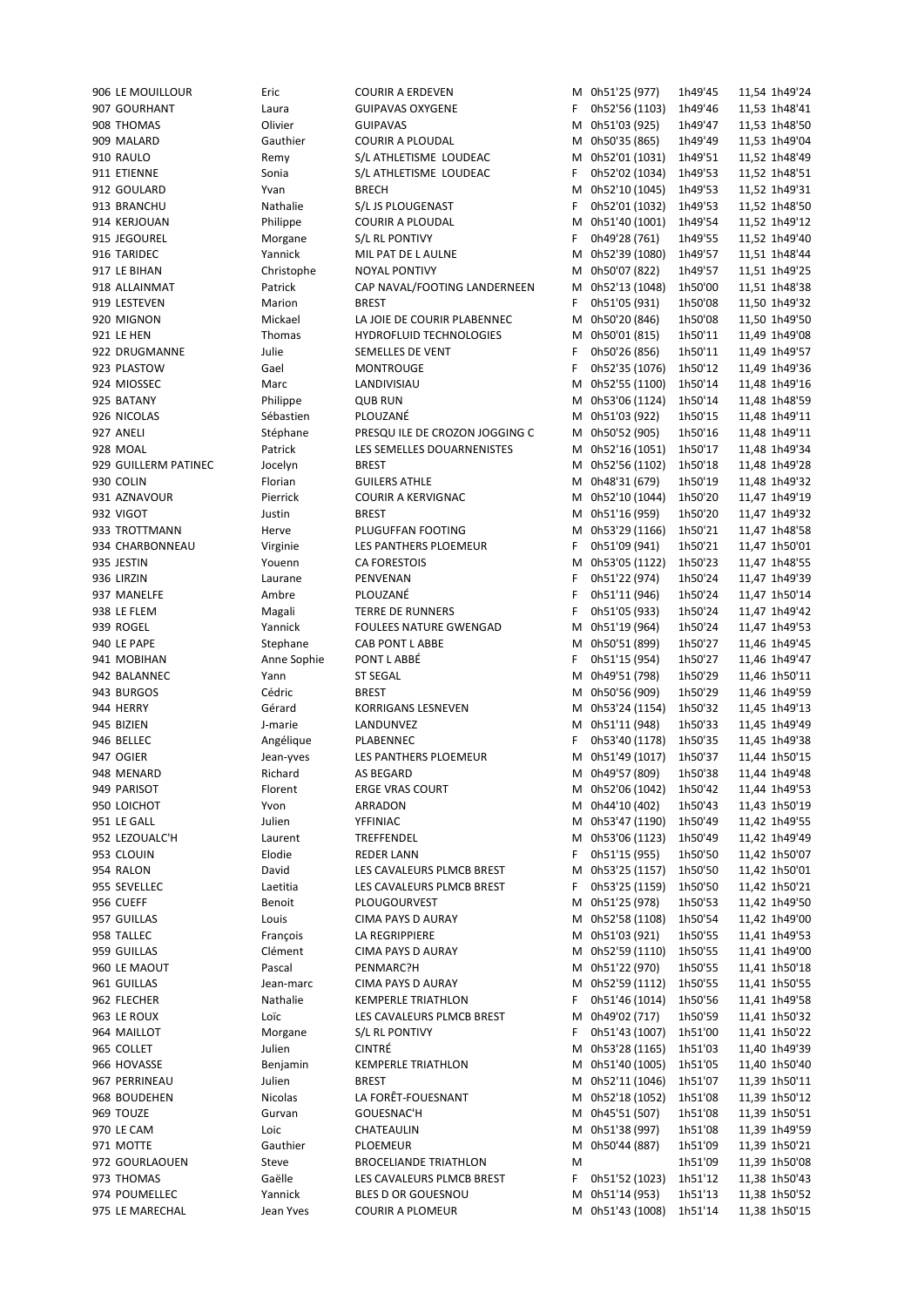| | | | | | | | | |
|---|---|---|---|---|---|---|---|---|
| 906 | LE MOUILLOUR | Eric | COURIR A ERDEVEN | M | 0h51'25 (977) | 1h49'45 | 11,54 | 1h49'24 |
| 907 | GOURHANT | Laura | GUIPAVAS OXYGENE | F | 0h52'56 (1103) | 1h49'46 | 11,53 | 1h48'41 |
| 908 | THOMAS | Olivier | GUIPAVAS | M | 0h51'03 (925) | 1h49'47 | 11,53 | 1h48'50 |
| 909 | MALARD | Gauthier | COURIR A PLOUDAL | M | 0h50'35 (865) | 1h49'49 | 11,53 | 1h49'04 |
| 910 | RAULO | Remy | S/L ATHLETISME LOUDEAC | M | 0h52'01 (1031) | 1h49'51 | 11,52 | 1h48'49 |
| 911 | ETIENNE | Sonia | S/L ATHLETISME LOUDEAC | F | 0h52'02 (1034) | 1h49'53 | 11,52 | 1h48'51 |
| 912 | GOULARD | Yvan | BRECH | M | 0h52'10 (1045) | 1h49'53 | 11,52 | 1h49'31 |
| 913 | BRANCHU | Nathalie | S/L JS PLOUGENAST | F | 0h52'01 (1032) | 1h49'53 | 11,52 | 1h48'50 |
| 914 | KERJOUAN | Philippe | COURIR A PLOUDAL | M | 0h51'40 (1001) | 1h49'54 | 11,52 | 1h49'12 |
| 915 | JEGOUREL | Morgane | S/L RL PONTIVY | F | 0h49'28 (761) | 1h49'55 | 11,52 | 1h49'40 |
| 916 | TARIDEC | Yannick | MIL PAT DE L AULNE | M | 0h52'39 (1080) | 1h49'57 | 11,51 | 1h48'44 |
| 917 | LE BIHAN | Christophe | NOYAL PONTIVY | M | 0h50'07 (822) | 1h49'57 | 11,51 | 1h49'25 |
| 918 | ALLAINMAT | Patrick | CAP NAVAL/FOOTING LANDERNEEN | M | 0h52'13 (1048) | 1h50'00 | 11,51 | 1h48'38 |
| 919 | LESTEVEN | Marion | BREST | F | 0h51'05 (931) | 1h50'08 | 11,50 | 1h49'32 |
| 920 | MIGNON | Mickael | LA JOIE DE COURIR PLABENNEC | M | 0h50'20 (846) | 1h50'08 | 11,50 | 1h49'50 |
| 921 | LE HEN | Thomas | HYDROFLUID TECHNOLOGIES | M | 0h50'01 (815) | 1h50'11 | 11,49 | 1h49'08 |
| 922 | DRUGMANNE | Julie | SEMELLES DE VENT | F | 0h50'26 (856) | 1h50'11 | 11,49 | 1h49'57 |
| 923 | PLASTOW | Gael | MONTROUGE | F | 0h52'35 (1076) | 1h50'12 | 11,49 | 1h49'36 |
| 924 | MIOSSEC | Marc | LANDIVISIAU | M | 0h52'55 (1100) | 1h50'14 | 11,48 | 1h49'16 |
| 925 | BATANY | Philippe | QUB RUN | M | 0h53'06 (1124) | 1h50'14 | 11,48 | 1h48'59 |
| 926 | NICOLAS | Sébastien | PLOUZANÉ | M | 0h51'03 (922) | 1h50'15 | 11,48 | 1h49'11 |
| 927 | ANELI | Stéphane | PRESQU ILE DE CROZON JOGGING C | M | 0h50'52 (905) | 1h50'16 | 11,48 | 1h49'11 |
| 928 | MOAL | Patrick | LES SEMELLES DOUARNENISTES | M | 0h52'16 (1051) | 1h50'17 | 11,48 | 1h49'34 |
| 929 | GUILLERM PATINEC | Jocelyn | BREST | M | 0h52'56 (1102) | 1h50'18 | 11,48 | 1h49'28 |
| 930 | COLIN | Florian | GUILERS ATHLE | M | 0h48'31 (679) | 1h50'19 | 11,48 | 1h49'32 |
| 931 | AZNAVOUR | Pierrick | COURIR A KERVIGNAC | M | 0h52'10 (1044) | 1h50'20 | 11,47 | 1h49'19 |
| 932 | VIGOT | Justin | BREST | M | 0h51'16 (959) | 1h50'20 | 11,47 | 1h49'32 |
| 933 | TROTTMANN | Herve | PLUGUFFAN FOOTING | M | 0h53'29 (1166) | 1h50'21 | 11,47 | 1h48'58 |
| 934 | CHARBONNEAU | Virginie | LES PANTHERS PLOEMEUR | F | 0h51'09 (941) | 1h50'21 | 11,47 | 1h50'01 |
| 935 | JESTIN | Youenn | CA FORESTOIS | M | 0h53'05 (1122) | 1h50'23 | 11,47 | 1h48'55 |
| 936 | LIRZIN | Laurane | PENVENAN | F | 0h51'22 (974) | 1h50'24 | 11,47 | 1h49'39 |
| 937 | MANELFE | Ambre | PLOUZANÉ | F | 0h51'11 (946) | 1h50'24 | 11,47 | 1h50'14 |
| 938 | LE FLEM | Magali | TERRE DE RUNNERS | F | 0h51'05 (933) | 1h50'24 | 11,47 | 1h49'42 |
| 939 | ROGEL | Yannick | FOULEES NATURE GWENGAD | M | 0h51'19 (964) | 1h50'24 | 11,47 | 1h49'53 |
| 940 | LE PAPE | Stephane | CAB PONT L ABBE | M | 0h50'51 (899) | 1h50'27 | 11,46 | 1h49'45 |
| 941 | MOBIHAN | Anne Sophie | PONT L ABBÉ | F | 0h51'15 (954) | 1h50'27 | 11,46 | 1h49'47 |
| 942 | BALANNEC | Yann | ST SEGAL | M | 0h49'51 (798) | 1h50'29 | 11,46 | 1h50'11 |
| 943 | BURGOS | Cédric | BREST | M | 0h50'56 (909) | 1h50'29 | 11,46 | 1h49'59 |
| 944 | HERRY | Gérard | KORRIGANS LESNEVEN | M | 0h53'24 (1154) | 1h50'32 | 11,45 | 1h49'13 |
| 945 | BIZIEN | J-marie | LANDUNVEZ | M | 0h51'11 (948) | 1h50'33 | 11,45 | 1h49'49 |
| 946 | BELLEC | Angélique | PLABENNEC | F | 0h53'40 (1178) | 1h50'35 | 11,45 | 1h49'38 |
| 947 | OGIER | Jean-yves | LES PANTHERS PLOEMEUR | M | 0h51'49 (1017) | 1h50'37 | 11,44 | 1h50'15 |
| 948 | MENARD | Richard | AS BEGARD | M | 0h49'57 (809) | 1h50'38 | 11,44 | 1h49'48 |
| 949 | PARISOT | Florent | ERGE VRAS COURT | M | 0h52'06 (1042) | 1h50'42 | 11,44 | 1h49'53 |
| 950 | LOICHOT | Yvon | ARRADON | M | 0h44'10 (402) | 1h50'43 | 11,43 | 1h50'19 |
| 951 | LE GALL | Julien | YFFINIAC | M | 0h53'47 (1190) | 1h50'49 | 11,42 | 1h49'55 |
| 952 | LEZOUALC'H | Laurent | TREFFENDEL | M | 0h53'06 (1123) | 1h50'49 | 11,42 | 1h49'49 |
| 953 | CLOUIN | Elodie | REDER LANN | F | 0h51'15 (955) | 1h50'50 | 11,42 | 1h50'07 |
| 954 | RALON | David | LES CAVALEURS PLMCB BREST | M | 0h53'25 (1157) | 1h50'50 | 11,42 | 1h50'01 |
| 955 | SEVELLEC | Laetitia | LES CAVALEURS PLMCB BREST | F | 0h53'25 (1159) | 1h50'50 | 11,42 | 1h50'21 |
| 956 | CUEFF | Benoit | PLOUGOURVEST | M | 0h51'25 (978) | 1h50'53 | 11,42 | 1h49'50 |
| 957 | GUILLAS | Louis | CIMA PAYS D AURAY | M | 0h52'58 (1108) | 1h50'54 | 11,42 | 1h49'00 |
| 958 | TALLEC | François | LA REGRIPPIERE | M | 0h51'03 (921) | 1h50'55 | 11,41 | 1h49'53 |
| 959 | GUILLAS | Clément | CIMA PAYS D AURAY | M | 0h52'59 (1110) | 1h50'55 | 11,41 | 1h49'00 |
| 960 | LE MAOUT | Pascal | PENMARC?H | M | 0h51'22 (970) | 1h50'55 | 11,41 | 1h50'18 |
| 961 | GUILLAS | Jean-marc | CIMA PAYS D AURAY | M | 0h52'59 (1112) | 1h50'55 | 11,41 | 1h50'55 |
| 962 | FLECHER | Nathalie | KEMPERLE TRIATHLON | F | 0h51'46 (1014) | 1h50'56 | 11,41 | 1h49'58 |
| 963 | LE ROUX | Loïc | LES CAVALEURS PLMCB BREST | M | 0h49'02 (717) | 1h50'59 | 11,41 | 1h50'32 |
| 964 | MAILLOT | Morgane | S/L RL PONTIVY | F | 0h51'43 (1007) | 1h51'00 | 11,41 | 1h50'22 |
| 965 | COLLET | Julien | CINTRÉ | M | 0h53'28 (1165) | 1h51'03 | 11,40 | 1h49'39 |
| 966 | HOVASSE | Benjamin | KEMPERLE TRIATHLON | M | 0h51'40 (1005) | 1h51'05 | 11,40 | 1h50'40 |
| 967 | PERRINEAU | Julien | BREST | M | 0h52'11 (1046) | 1h51'07 | 11,39 | 1h50'11 |
| 968 | BOUDEHEN | Nicolas | LA FORÊT-FOUESNANT | M | 0h52'18 (1052) | 1h51'08 | 11,39 | 1h50'12 |
| 969 | TOUZE | Gurvan | GOUESNAC'H | M | 0h45'51 (507) | 1h51'08 | 11,39 | 1h50'51 |
| 970 | LE CAM | Loic | CHATEAULIN | M | 0h51'38 (997) | 1h51'08 | 11,39 | 1h49'59 |
| 971 | MOTTE | Gauthier | PLOEMEUR | M | 0h50'44 (887) | 1h51'09 | 11,39 | 1h50'21 |
| 972 | GOURLAOUEN | Steve | BROCELIANDE TRIATHLON | M | | 1h51'09 | 11,39 | 1h50'08 |
| 973 | THOMAS | Gaëlle | LES CAVALEURS PLMCB BREST | F | 0h51'52 (1023) | 1h51'12 | 11,38 | 1h50'43 |
| 974 | POUMELLEC | Yannick | BLES D OR GOUESNOU | M | 0h51'14 (953) | 1h51'13 | 11,38 | 1h50'52 |
| 975 | LE MARECHAL | Jean Yves | COURIR A PLOMEUR | M | 0h51'43 (1008) | 1h51'14 | 11,38 | 1h50'15 |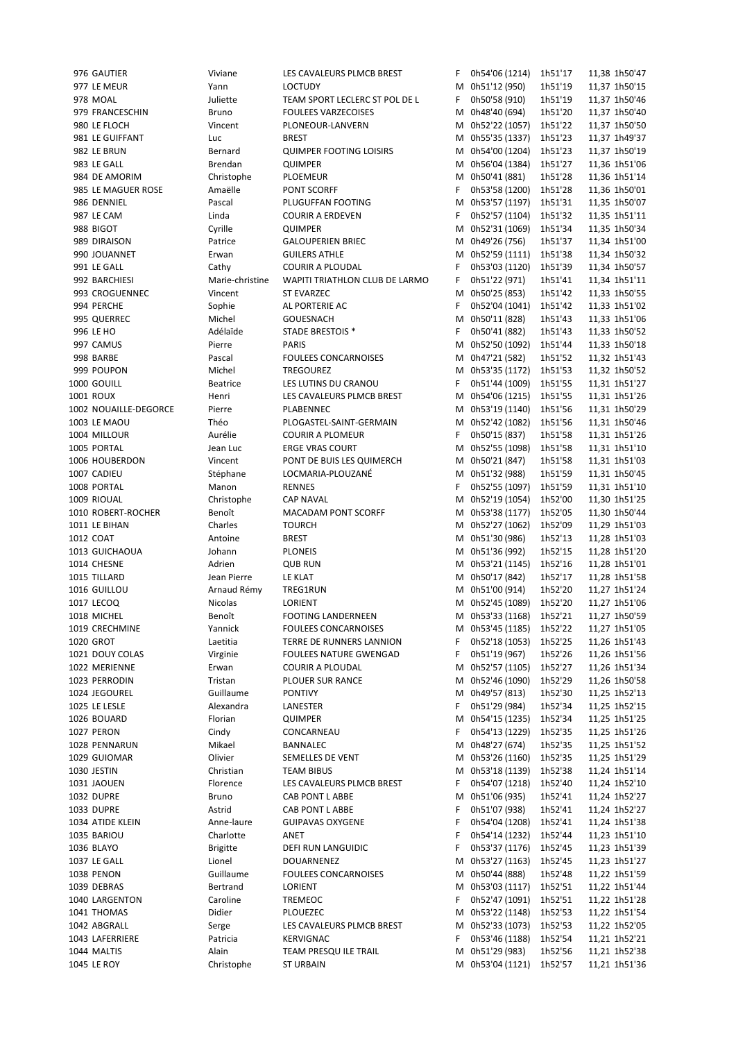| | | | | | | | | |
|---|---|---|---|---|---|---|---|---|
| 976 | GAUTIER | Viviane | LES CAVALEURS PLMCB BREST | F | 0h54'06 (1214) | 1h51'17 | 11,38 | 1h50'47 |
| 977 | LE MEUR | Yann | LOCTUDY | M | 0h51'12 (950) | 1h51'19 | 11,37 | 1h50'15 |
| 978 | MOAL | Juliette | TEAM SPORT LECLERC ST POL DE L | F | 0h50'58 (910) | 1h51'19 | 11,37 | 1h50'46 |
| 979 | FRANCESCHIN | Bruno | FOULEES VARZECOISES | M | 0h48'40 (694) | 1h51'20 | 11,37 | 1h50'40 |
| 980 | LE FLOCH | Vincent | PLONEOUR-LANVERN | M | 0h52'22 (1057) | 1h51'22 | 11,37 | 1h50'50 |
| 981 | LE GUIFFANT | Luc | BREST | M | 0h55'35 (1337) | 1h51'23 | 11,37 | 1h49'37 |
| 982 | LE BRUN | Bernard | QUIMPER FOOTING LOISIRS | M | 0h54'00 (1204) | 1h51'23 | 11,37 | 1h50'19 |
| 983 | LE GALL | Brendan | QUIMPER | M | 0h56'04 (1384) | 1h51'27 | 11,36 | 1h51'06 |
| 984 | DE AMORIM | Christophe | PLOEMEUR | M | 0h50'41 (881) | 1h51'28 | 11,36 | 1h51'14 |
| 985 | LE MAGUER ROSE | Amaëlle | PONT SCORFF | F | 0h53'58 (1200) | 1h51'28 | 11,36 | 1h50'01 |
| 986 | DENNIEL | Pascal | PLUGUFFAN FOOTING | M | 0h53'57 (1197) | 1h51'31 | 11,35 | 1h50'07 |
| 987 | LE CAM | Linda | COURIR A ERDEVEN | F | 0h52'57 (1104) | 1h51'32 | 11,35 | 1h51'11 |
| 988 | BIGOT | Cyrille | QUIMPER | M | 0h52'31 (1069) | 1h51'34 | 11,35 | 1h50'34 |
| 989 | DIRAISON | Patrice | GALOUPERIEN BRIEC | M | 0h49'26 (756) | 1h51'37 | 11,34 | 1h51'00 |
| 990 | JOUANNET | Erwan | GUILERS ATHLE | M | 0h52'59 (1111) | 1h51'38 | 11,34 | 1h50'32 |
| 991 | LE GALL | Cathy | COURIR A PLOUDAL | F | 0h53'03 (1120) | 1h51'39 | 11,34 | 1h50'57 |
| 992 | BARCHIESI | Marie-christine | WAPITI TRIATHLON CLUB DE LARMO | F | 0h51'22 (971) | 1h51'41 | 11,34 | 1h51'11 |
| 993 | CROGUENNEC | Vincent | ST EVARZEC | M | 0h50'25 (853) | 1h51'42 | 11,33 | 1h50'55 |
| 994 | PERCHE | Sophie | AL PORTERIE AC | F | 0h52'04 (1041) | 1h51'42 | 11,33 | 1h51'02 |
| 995 | QUERREC | Michel | GOUESNACH | M | 0h50'11 (828) | 1h51'43 | 11,33 | 1h51'06 |
| 996 | LE HO | Adélaïde | STADE BRESTOIS * | F | 0h50'41 (882) | 1h51'43 | 11,33 | 1h50'52 |
| 997 | CAMUS | Pierre | PARIS | M | 0h52'50 (1092) | 1h51'44 | 11,33 | 1h50'18 |
| 998 | BARBE | Pascal | FOULEES CONCARNOISES | M | 0h47'21 (582) | 1h51'52 | 11,32 | 1h51'43 |
| 999 | POUPON | Michel | TREGOUREZ | M | 0h53'35 (1172) | 1h51'53 | 11,32 | 1h50'52 |
| 1000 | GOUILL | Beatrice | LES LUTINS DU CRANOU | F | 0h51'44 (1009) | 1h51'55 | 11,31 | 1h51'27 |
| 1001 | ROUX | Henri | LES CAVALEURS PLMCB BREST | M | 0h54'06 (1215) | 1h51'55 | 11,31 | 1h51'26 |
| 1002 | NOUAILLE-DEGORCE | Pierre | PLABENNEC | M | 0h53'19 (1140) | 1h51'56 | 11,31 | 1h50'29 |
| 1003 | LE MAOU | Théo | PLOGASTEL-SAINT-GERMAIN | M | 0h52'42 (1082) | 1h51'56 | 11,31 | 1h50'46 |
| 1004 | MILLOUR | Aurélie | COURIR A PLOMEUR | F | 0h50'15 (837) | 1h51'58 | 11,31 | 1h51'26 |
| 1005 | PORTAL | Jean Luc | ERGE VRAS COURT | M | 0h52'55 (1098) | 1h51'58 | 11,31 | 1h51'10 |
| 1006 | HOUBERDON | Vincent | PONT DE BUIS LES QUIMERCH | M | 0h50'21 (847) | 1h51'58 | 11,31 | 1h51'03 |
| 1007 | CADIEU | Stéphane | LOCMARIA-PLOUZANÉ | M | 0h51'32 (988) | 1h51'59 | 11,31 | 1h50'45 |
| 1008 | PORTAL | Manon | RENNES | F | 0h52'55 (1097) | 1h51'59 | 11,31 | 1h51'10 |
| 1009 | RIOUAL | Christophe | CAP NAVAL | M | 0h52'19 (1054) | 1h52'00 | 11,30 | 1h51'25 |
| 1010 | ROBERT-ROCHER | Benoît | MACADAM PONT SCORFF | M | 0h53'38 (1177) | 1h52'05 | 11,30 | 1h50'44 |
| 1011 | LE BIHAN | Charles | TOURCH | M | 0h52'27 (1062) | 1h52'09 | 11,29 | 1h51'03 |
| 1012 | COAT | Antoine | BREST | M | 0h51'30 (986) | 1h52'13 | 11,28 | 1h51'03 |
| 1013 | GUICHAOUA | Johann | PLONEIS | M | 0h51'36 (992) | 1h52'15 | 11,28 | 1h51'20 |
| 1014 | CHESNE | Adrien | QUB RUN | M | 0h53'21 (1145) | 1h52'16 | 11,28 | 1h51'01 |
| 1015 | TILLARD | Jean Pierre | LE KLAT | M | 0h50'17 (842) | 1h52'17 | 11,28 | 1h51'58 |
| 1016 | GUILLOU | Arnaud Rémy | TREG1RUN | M | 0h51'00 (914) | 1h52'20 | 11,27 | 1h51'24 |
| 1017 | LECOQ | Nicolas | LORIENT | M | 0h52'45 (1089) | 1h52'20 | 11,27 | 1h51'06 |
| 1018 | MICHEL | Benoît | FOOTING LANDERNEEN | M | 0h53'33 (1168) | 1h52'21 | 11,27 | 1h50'59 |
| 1019 | CRECHMINE | Yannick | FOULEES CONCARNOISES | M | 0h53'45 (1185) | 1h52'22 | 11,27 | 1h51'05 |
| 1020 | GROT | Laetitia | TERRE DE RUNNERS LANNION | F | 0h52'18 (1053) | 1h52'25 | 11,26 | 1h51'43 |
| 1021 | DOUY COLAS | Virginie | FOULEES NATURE GWENGAD | F | 0h51'19 (967) | 1h52'26 | 11,26 | 1h51'56 |
| 1022 | MERIENNE | Erwan | COURIR A PLOUDAL | M | 0h52'57 (1105) | 1h52'27 | 11,26 | 1h51'34 |
| 1023 | PERRODIN | Tristan | PLOUER SUR RANCE | M | 0h52'46 (1090) | 1h52'29 | 11,26 | 1h50'58 |
| 1024 | JEGOUREL | Guillaume | PONTIVY | M | 0h49'57 (813) | 1h52'30 | 11,25 | 1h52'13 |
| 1025 | LE LESLE | Alexandra | LANESTER | F | 0h51'29 (984) | 1h52'34 | 11,25 | 1h52'15 |
| 1026 | BOUARD | Florian | QUIMPER | M | 0h54'15 (1235) | 1h52'34 | 11,25 | 1h51'25 |
| 1027 | PERON | Cindy | CONCARNEAU | F | 0h54'13 (1229) | 1h52'35 | 11,25 | 1h51'26 |
| 1028 | PENNARUN | Mikael | BANNALEC | M | 0h48'27 (674) | 1h52'35 | 11,25 | 1h51'52 |
| 1029 | GUIOMAR | Olivier | SEMELLES DE VENT | M | 0h53'26 (1160) | 1h52'35 | 11,25 | 1h51'29 |
| 1030 | JESTIN | Christian | TEAM BIBUS | M | 0h53'18 (1139) | 1h52'38 | 11,24 | 1h51'14 |
| 1031 | JAOUEN | Florence | LES CAVALEURS PLMCB BREST | F | 0h54'07 (1218) | 1h52'40 | 11,24 | 1h52'10 |
| 1032 | DUPRE | Bruno | CAB PONT L ABBE | M | 0h51'06 (935) | 1h52'41 | 11,24 | 1h52'27 |
| 1033 | DUPRE | Astrid | CAB PONT L ABBE | F | 0h51'07 (938) | 1h52'41 | 11,24 | 1h52'27 |
| 1034 | ATIDE KLEIN | Anne-laure | GUIPAVAS OXYGENE | F | 0h54'04 (1208) | 1h52'41 | 11,24 | 1h51'38 |
| 1035 | BARIOU | Charlotte | ANET | F | 0h54'14 (1232) | 1h52'44 | 11,23 | 1h51'10 |
| 1036 | BLAYO | Brigitte | DEFI RUN LANGUIDIC | F | 0h53'37 (1176) | 1h52'45 | 11,23 | 1h51'39 |
| 1037 | LE GALL | Lionel | DOUARNENEZ | M | 0h53'27 (1163) | 1h52'45 | 11,23 | 1h51'27 |
| 1038 | PENON | Guillaume | FOULEES CONCARNOISES | M | 0h50'44 (888) | 1h52'48 | 11,22 | 1h51'59 |
| 1039 | DEBRAS | Bertrand | LORIENT | M | 0h53'03 (1117) | 1h52'51 | 11,22 | 1h51'44 |
| 1040 | LARGENTON | Caroline | TREMEOC | F | 0h52'47 (1091) | 1h52'51 | 11,22 | 1h51'28 |
| 1041 | THOMAS | Didier | PLOUEZEC | M | 0h53'22 (1148) | 1h52'53 | 11,22 | 1h51'54 |
| 1042 | ABGRALL | Serge | LES CAVALEURS PLMCB BREST | M | 0h52'33 (1073) | 1h52'53 | 11,22 | 1h52'05 |
| 1043 | LAFERRIERE | Patricia | KERVIGNAC | F | 0h53'46 (1188) | 1h52'54 | 11,21 | 1h52'21 |
| 1044 | MALTIS | Alain | TEAM PRESQU ILE TRAIL | M | 0h51'29 (983) | 1h52'56 | 11,21 | 1h52'38 |
| 1045 | LE ROY | Christophe | ST URBAIN | M | 0h53'04 (1121) | 1h52'57 | 11,21 | 1h51'36 |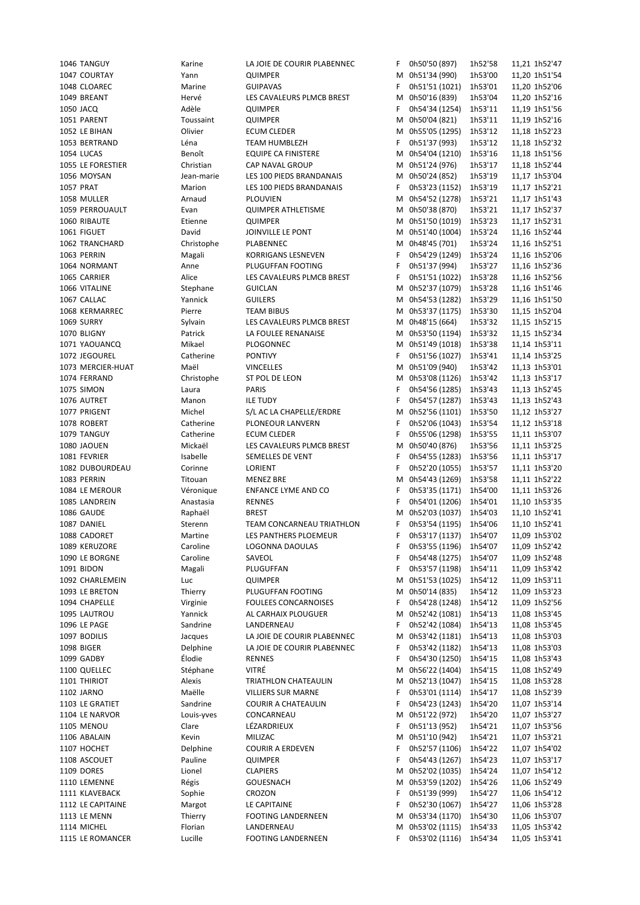| | | | | | | | |
|---|---|---|---|---|---|---|---|
| 1046 TANGUY | Karine | LA JOIE DE COURIR PLABENNEC | F | 0h50'50 (897) | 1h52'58 | 11,21 | 1h52'47 |
| 1047 COURTAY | Yann | QUIMPER | M | 0h51'34 (990) | 1h53'00 | 11,20 | 1h51'54 |
| 1048 CLOAREC | Marine | GUIPAVAS | F | 0h51'51 (1021) | 1h53'01 | 11,20 | 1h52'06 |
| 1049 BREANT | Hervé | LES CAVALEURS PLMCB BREST | M | 0h50'16 (839) | 1h53'04 | 11,20 | 1h52'16 |
| 1050 JACQ | Adèle | QUIMPER | F | 0h54'34 (1254) | 1h53'11 | 11,19 | 1h51'56 |
| 1051 PARENT | Toussaint | QUIMPER | M | 0h50'04 (821) | 1h53'11 | 11,19 | 1h52'16 |
| 1052 LE BIHAN | Olivier | ECUM CLEDER | M | 0h55'05 (1295) | 1h53'12 | 11,18 | 1h52'23 |
| 1053 BERTRAND | Léna | TEAM HUMBLEZH | F | 0h51'37 (993) | 1h53'12 | 11,18 | 1h52'32 |
| 1054 LUCAS | Benoît | EQUIPE CA FINISTERE | M | 0h54'04 (1210) | 1h53'16 | 11,18 | 1h51'56 |
| 1055 LE FORESTIER | Christian | CAP NAVAL GROUP | M | 0h51'24 (976) | 1h53'17 | 11,18 | 1h52'44 |
| 1056 MOYSAN | Jean-marie | LES 100 PIEDS BRANDANAIS | M | 0h50'24 (852) | 1h53'19 | 11,17 | 1h53'04 |
| 1057 PRAT | Marion | LES 100 PIEDS BRANDANAIS | F | 0h53'23 (1152) | 1h53'19 | 11,17 | 1h52'21 |
| 1058 MULLER | Arnaud | PLOUVIEN | M | 0h54'52 (1278) | 1h53'21 | 11,17 | 1h51'43 |
| 1059 PERROUAULT | Evan | QUIMPER ATHLETISME | M | 0h50'38 (870) | 1h53'21 | 11,17 | 1h52'37 |
| 1060 RIBAUTE | Etienne | QUIMPER | M | 0h51'50 (1019) | 1h53'23 | 11,17 | 1h52'31 |
| 1061 FIGUET | David | JOINVILLE LE PONT | M | 0h51'40 (1004) | 1h53'24 | 11,16 | 1h52'44 |
| 1062 TRANCHARD | Christophe | PLABENNEC | M | 0h48'45 (701) | 1h53'24 | 11,16 | 1h52'51 |
| 1063 PERRIN | Magali | KORRIGANS LESNEVEN | F | 0h54'29 (1249) | 1h53'24 | 11,16 | 1h52'06 |
| 1064 NORMANT | Anne | PLUGUFFAN FOOTING | F | 0h51'37 (994) | 1h53'27 | 11,16 | 1h52'36 |
| 1065 CARRIER | Alice | LES CAVALEURS PLMCB BREST | F | 0h51'51 (1022) | 1h53'28 | 11,16 | 1h52'56 |
| 1066 VITALINE | Stephane | GUICLAN | M | 0h52'37 (1079) | 1h53'28 | 11,16 | 1h51'46 |
| 1067 CALLAC | Yannick | GUILERS | M | 0h54'53 (1282) | 1h53'29 | 11,16 | 1h51'50 |
| 1068 KERMARREC | Pierre | TEAM BIBUS | M | 0h53'37 (1175) | 1h53'30 | 11,15 | 1h52'04 |
| 1069 SURRY | Sylvain | LES CAVALEURS PLMCB BREST | M | 0h48'15 (664) | 1h53'32 | 11,15 | 1h52'15 |
| 1070 BLIGNY | Patrick | LA FOULEE RENANAISE | M | 0h53'50 (1194) | 1h53'32 | 11,15 | 1h52'34 |
| 1071 YAOUANCQ | Mikael | PLOGONNEC | M | 0h51'49 (1018) | 1h53'38 | 11,14 | 1h53'11 |
| 1072 JEGOUREL | Catherine | PONTIVY | F | 0h51'56 (1027) | 1h53'41 | 11,14 | 1h53'25 |
| 1073 MERCIER-HUAT | Maël | VINCELLES | M | 0h51'09 (940) | 1h53'42 | 11,13 | 1h53'01 |
| 1074 FERRAND | Christophe | ST POL DE LEON | M | 0h53'08 (1126) | 1h53'42 | 11,13 | 1h53'17 |
| 1075 SIMON | Laura | PARIS | F | 0h54'56 (1285) | 1h53'43 | 11,13 | 1h52'45 |
| 1076 AUTRET | Manon | ILE TUDY | F | 0h54'57 (1287) | 1h53'43 | 11,13 | 1h52'43 |
| 1077 PRIGENT | Michel | S/L AC LA CHAPELLE/ERDRE | M | 0h52'56 (1101) | 1h53'50 | 11,12 | 1h53'27 |
| 1078 ROBERT | Catherine | PLONEOUR LANVERN | F | 0h52'06 (1043) | 1h53'54 | 11,12 | 1h53'18 |
| 1079 TANGUY | Catherine | ECUM CLEDER | F | 0h55'06 (1298) | 1h53'55 | 11,11 | 1h53'07 |
| 1080 JAOUEN | Mickaël | LES CAVALEURS PLMCB BREST | M | 0h50'40 (876) | 1h53'56 | 11,11 | 1h53'25 |
| 1081 FEVRIER | Isabelle | SEMELLES DE VENT | F | 0h54'55 (1283) | 1h53'56 | 11,11 | 1h53'17 |
| 1082 DUBOURDEAU | Corinne | LORIENT | F | 0h52'20 (1055) | 1h53'57 | 11,11 | 1h53'20 |
| 1083 PERRIN | Titouan | MENEZ BRE | M | 0h54'43 (1269) | 1h53'58 | 11,11 | 1h52'22 |
| 1084 LE MEROUR | Véronique | ENFANCE LYME AND CO | F | 0h53'35 (1171) | 1h54'00 | 11,11 | 1h53'26 |
| 1085 LANDREIN | Anastasia | RENNES | F | 0h54'01 (1206) | 1h54'01 | 11,10 | 1h53'35 |
| 1086 GAUDE | Raphaël | BREST | M | 0h52'03 (1037) | 1h54'03 | 11,10 | 1h52'41 |
| 1087 DANIEL | Sterenn | TEAM CONCARNEAU TRIATHLON | F | 0h53'54 (1195) | 1h54'06 | 11,10 | 1h52'41 |
| 1088 CADORET | Martine | LES PANTHERS PLOEMEUR | F | 0h53'17 (1137) | 1h54'07 | 11,09 | 1h53'02 |
| 1089 KERUZORE | Caroline | LOGONNA DAOULAS | F | 0h53'55 (1196) | 1h54'07 | 11,09 | 1h52'42 |
| 1090 LE BORGNE | Caroline | SAVEOL | F | 0h54'48 (1275) | 1h54'07 | 11,09 | 1h52'48 |
| 1091 BIDON | Magali | PLUGUFFAN | F | 0h53'57 (1198) | 1h54'11 | 11,09 | 1h53'42 |
| 1092 CHARLEMEIN | Luc | QUIMPER | M | 0h51'53 (1025) | 1h54'12 | 11,09 | 1h53'11 |
| 1093 LE BRETON | Thierry | PLUGUFFAN FOOTING | M | 0h50'14 (835) | 1h54'12 | 11,09 | 1h53'23 |
| 1094 CHAPELLE | Virginie | FOULEES CONCARNOISES | F | 0h54'28 (1248) | 1h54'12 | 11,09 | 1h52'56 |
| 1095 LAUTROU | Yannick | AL CARHAIX PLOUGUER | M | 0h52'42 (1081) | 1h54'13 | 11,08 | 1h53'45 |
| 1096 LE PAGE | Sandrine | LANDERNEAU | F | 0h52'42 (1084) | 1h54'13 | 11,08 | 1h53'45 |
| 1097 BODILIS | Jacques | LA JOIE DE COURIR PLABENNEC | M | 0h53'42 (1181) | 1h54'13 | 11,08 | 1h53'03 |
| 1098 BIGER | Delphine | LA JOIE DE COURIR PLABENNEC | F | 0h53'42 (1182) | 1h54'13 | 11,08 | 1h53'03 |
| 1099 GADBY | Élodie | RENNES | F | 0h54'30 (1250) | 1h54'15 | 11,08 | 1h53'43 |
| 1100 QUELLEC | Stéphane | VITRÉ | M | 0h56'22 (1404) | 1h54'15 | 11,08 | 1h52'49 |
| 1101 THIRIOT | Alexis | TRIATHLON CHATEAULIN | M | 0h52'13 (1047) | 1h54'15 | 11,08 | 1h53'28 |
| 1102 JARNO | Maëlle | VILLIERS SUR MARNE | F | 0h53'01 (1114) | 1h54'17 | 11,08 | 1h52'39 |
| 1103 LE GRATIET | Sandrine | COURIR A CHATEAULIN | F | 0h54'23 (1243) | 1h54'20 | 11,07 | 1h53'14 |
| 1104 LE NARVOR | Louis-yves | CONCARNEAU | M | 0h51'22 (972) | 1h54'20 | 11,07 | 1h53'27 |
| 1105 MENOU | Clare | LÉZARDRIEUX | F | 0h51'13 (952) | 1h54'21 | 11,07 | 1h53'56 |
| 1106 ABALAIN | Kevin | MILIZAC | M | 0h51'10 (942) | 1h54'21 | 11,07 | 1h53'21 |
| 1107 HOCHET | Delphine | COURIR A ERDEVEN | F | 0h52'57 (1106) | 1h54'22 | 11,07 | 1h54'02 |
| 1108 ASCOUET | Pauline | QUIMPER | F | 0h54'43 (1267) | 1h54'23 | 11,07 | 1h53'17 |
| 1109 DORES | Lionel | CLAPIERS | M | 0h52'02 (1035) | 1h54'24 | 11,07 | 1h54'12 |
| 1110 LEMENNE | Régis | GOUESNACH | M | 0h53'59 (1202) | 1h54'26 | 11,06 | 1h52'49 |
| 1111 KLAVEBACK | Sophie | CROZON | F | 0h51'39 (999) | 1h54'27 | 11,06 | 1h54'12 |
| 1112 LE CAPITAINE | Margot | LE CAPITAINE | F | 0h52'30 (1067) | 1h54'27 | 11,06 | 1h53'28 |
| 1113 LE MENN | Thierry | FOOTING LANDERNEEN | M | 0h53'34 (1170) | 1h54'30 | 11,06 | 1h53'07 |
| 1114 MICHEL | Florian | LANDERNEAU | M | 0h53'02 (1115) | 1h54'33 | 11,05 | 1h53'42 |
| 1115 LE ROMANCER | Lucille | FOOTING LANDERNEEN | F | 0h53'02 (1116) | 1h54'34 | 11,05 | 1h53'41 |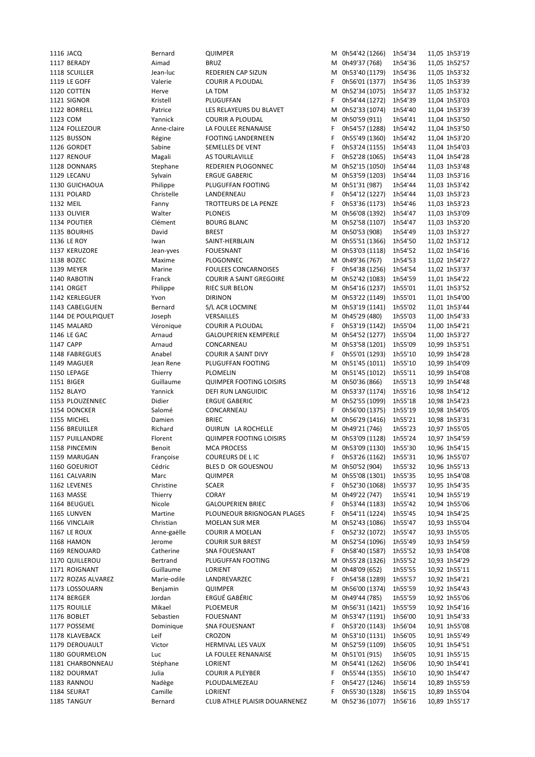| | | | | | | | | |
|---|---|---|---|---|---|---|---|---|
| 1116 | JACQ | Bernard | QUIMPER | M | 0h54'42 (1266) | 1h54'34 | 11,05 | 1h53'19 |
| 1117 | BERADY | Aimad | BRUZ | M | 0h49'37 (768) | 1h54'36 | 11,05 | 1h52'57 |
| 1118 | SCUILLER | Jean-luc | REDERIEN CAP SIZUN | M | 0h53'40 (1179) | 1h54'36 | 11,05 | 1h53'32 |
| 1119 | LE GOFF | Valerie | COURIR A PLOUDAL | F | 0h56'01 (1377) | 1h54'36 | 11,05 | 1h53'39 |
| 1120 | COTTEN | Herve | LA TDM | M | 0h52'34 (1075) | 1h54'37 | 11,05 | 1h53'32 |
| 1121 | SIGNOR | Kristell | PLUGUFFAN | F | 0h54'44 (1272) | 1h54'39 | 11,04 | 1h53'03 |
| 1122 | BORRELL | Patrice | LES RELAYEURS DU BLAVET | M | 0h52'33 (1074) | 1h54'40 | 11,04 | 1h53'39 |
| 1123 | COM | Yannick | COURIR A PLOUDAL | M | 0h50'59 (911) | 1h54'41 | 11,04 | 1h53'50 |
| 1124 | FOLLEZOUR | Anne-claire | LA FOULEE RENANAISE | F | 0h54'57 (1288) | 1h54'42 | 11,04 | 1h53'50 |
| 1125 | BUSSON | Régine | FOOTING LANDERNEEN | F | 0h55'49 (1360) | 1h54'42 | 11,04 | 1h53'20 |
| 1126 | GORDET | Sabine | SEMELLES DE VENT | F | 0h53'24 (1155) | 1h54'43 | 11,04 | 1h54'03 |
| 1127 | RENOUF | Magali | AS TOURLAVILLE | F | 0h52'28 (1065) | 1h54'43 | 11,04 | 1h54'28 |
| 1128 | DONNARS | Stephane | REDERIEN PLOGONNEC | M | 0h52'15 (1050) | 1h54'44 | 11,03 | 1h53'48 |
| 1129 | LECANU | Sylvain | ERGUE GABERIC | M | 0h53'59 (1203) | 1h54'44 | 11,03 | 1h53'16 |
| 1130 | GUICHAOUA | Philippe | PLUGUFFAN FOOTING | M | 0h51'31 (987) | 1h54'44 | 11,03 | 1h53'42 |
| 1131 | POLARD | Christelle | LANDERNEAU | F | 0h54'12 (1227) | 1h54'44 | 11,03 | 1h53'23 |
| 1132 | MEIL | Fanny | TROTTEURS DE LA PENZE | F | 0h53'36 (1173) | 1h54'46 | 11,03 | 1h53'23 |
| 1133 | OLIVIER | Walter | PLONEIS | M | 0h56'08 (1392) | 1h54'47 | 11,03 | 1h53'09 |
| 1134 | POUTIER | Clément | BOURG BLANC | M | 0h52'58 (1107) | 1h54'47 | 11,03 | 1h53'20 |
| 1135 | BOURHIS | David | BREST | M | 0h50'53 (908) | 1h54'49 | 11,03 | 1h53'27 |
| 1136 | LE ROY | Iwan | SAINT-HERBLAIN | M | 0h55'51 (1366) | 1h54'50 | 11,02 | 1h53'12 |
| 1137 | KERUZORE | Jean-yves | FOUESNANT | M | 0h53'03 (1118) | 1h54'52 | 11,02 | 1h54'16 |
| 1138 | BOZEC | Maxime | PLOGONNEC | M | 0h49'36 (767) | 1h54'53 | 11,02 | 1h54'27 |
| 1139 | MEYER | Marine | FOULEES CONCARNOISES | F | 0h54'38 (1256) | 1h54'54 | 11,02 | 1h53'37 |
| 1140 | RABOTIN | Franck | COURIR A SAINT GREGOIRE | M | 0h52'42 (1083) | 1h54'59 | 11,01 | 1h54'22 |
| 1141 | ORGET | Philippe | RIEC SUR BELON | M | 0h54'16 (1237) | 1h55'01 | 11,01 | 1h53'52 |
| 1142 | KERLEGUER | Yvon | DIRINON | M | 0h53'22 (1149) | 1h55'01 | 11,01 | 1h54'00 |
| 1143 | CABELGUEN | Bernard | S/L ACR LOCMINE | M | 0h53'19 (1141) | 1h55'02 | 11,01 | 1h53'44 |
| 1144 | DE POULPIQUET | Joseph | VERSAILLES | M | 0h45'29 (480) | 1h55'03 | 11,00 | 1h54'33 |
| 1145 | MALARD | Véronique | COURIR A PLOUDAL | F | 0h53'19 (1142) | 1h55'04 | 11,00 | 1h54'21 |
| 1146 | LE GAC | Arnaud | GALOUPERIEN KEMPERLE | M | 0h54'52 (1277) | 1h55'04 | 11,00 | 1h53'27 |
| 1147 | CAPP | Arnaud | CONCARNEAU | M | 0h53'58 (1201) | 1h55'09 | 10,99 | 1h53'51 |
| 1148 | FABREGUES | Anabel | COURIR A SAINT DIVY | F | 0h55'01 (1293) | 1h55'10 | 10,99 | 1h54'28 |
| 1149 | MAGUER | Jean Rene | PLUGUFFAN FOOTING | M | 0h51'45 (1011) | 1h55'10 | 10,99 | 1h54'09 |
| 1150 | LEPAGE | Thierry | PLOMELIN | M | 0h51'45 (1012) | 1h55'11 | 10,99 | 1h54'08 |
| 1151 | BIGER | Guillaume | QUIMPER FOOTING LOISIRS | M | 0h50'36 (866) | 1h55'13 | 10,99 | 1h54'48 |
| 1152 | BLAYO | Yannick | DEFI RUN LANGUIDIC | M | 0h53'37 (1174) | 1h55'16 | 10,98 | 1h54'12 |
| 1153 | PLOUZENNEC | Didier | ERGUE GABERIC | M | 0h52'55 (1099) | 1h55'18 | 10,98 | 1h54'23 |
| 1154 | DONCKER | Salomé | CONCARNEAU | F | 0h56'00 (1375) | 1h55'19 | 10,98 | 1h54'05 |
| 1155 | MICHEL | Damien | BRIEC | M | 0h56'29 (1416) | 1h55'21 | 10,98 | 1h53'31 |
| 1156 | BREUILLER | Richard | OUIRUN LA ROCHELLE | M | 0h49'21 (746) | 1h55'23 | 10,97 | 1h55'05 |
| 1157 | PUILLANDRE | Florent | QUIMPER FOOTING LOISIRS | M | 0h53'09 (1128) | 1h55'24 | 10,97 | 1h54'59 |
| 1158 | PINCEMIN | Benoit | MCA PROCESS | M | 0h53'09 (1130) | 1h55'30 | 10,96 | 1h54'15 |
| 1159 | MARUGAN | Françoise | COUREURS DE L IC | F | 0h53'26 (1162) | 1h55'31 | 10,96 | 1h55'07 |
| 1160 | GOEURIOT | Cédric | BLES D OR GOUESNOU | M | 0h50'52 (904) | 1h55'32 | 10,96 | 1h55'13 |
| 1161 | CALVARIN | Marc | QUIMPER | M | 0h55'08 (1301) | 1h55'35 | 10,95 | 1h54'08 |
| 1162 | LEVENES | Christine | SCAER | F | 0h52'30 (1068) | 1h55'37 | 10,95 | 1h54'35 |
| 1163 | MASSE | Thierry | CORAY | M | 0h49'22 (747) | 1h55'41 | 10,94 | 1h55'19 |
| 1164 | BEUGUEL | Nicole | GALOUPERIEN BRIEC | F | 0h53'44 (1183) | 1h55'42 | 10,94 | 1h55'06 |
| 1165 | LUNVEN | Martine | PLOUNEOUR BRIGNOGAN PLAGES | F | 0h54'11 (1224) | 1h55'45 | 10,94 | 1h54'25 |
| 1166 | VINCLAIR | Christian | MOELAN SUR MER | M | 0h52'43 (1086) | 1h55'47 | 10,93 | 1h55'04 |
| 1167 | LE ROUX | Anne-gaëlle | COURIR A MOELAN | F | 0h52'32 (1072) | 1h55'47 | 10,93 | 1h55'05 |
| 1168 | HAMON | Jerome | COURIR SUR BREST | M | 0h52'54 (1096) | 1h55'49 | 10,93 | 1h54'59 |
| 1169 | RENOUARD | Catherine | SNA FOUESNANT | F | 0h58'40 (1587) | 1h55'52 | 10,93 | 1h54'08 |
| 1170 | QUILLEROU | Bertrand | PLUGUFFAN FOOTING | M | 0h55'28 (1326) | 1h55'52 | 10,93 | 1h54'29 |
| 1171 | ROIGNANT | Guillaume | LORIENT | M | 0h48'09 (652) | 1h55'55 | 10,92 | 1h55'11 |
| 1172 | ROZAS ALVAREZ | Marie-odile | LANDREVARZEC | F | 0h54'58 (1289) | 1h55'57 | 10,92 | 1h54'21 |
| 1173 | LOSSOUARN | Benjamin | QUIMPER | M | 0h56'00 (1374) | 1h55'59 | 10,92 | 1h54'43 |
| 1174 | BERGER | Jordan | ERGUÉ GABÉRIC | M | 0h49'44 (785) | 1h55'59 | 10,92 | 1h55'06 |
| 1175 | ROUILLE | Mikael | PLOEMEUR | M | 0h56'31 (1421) | 1h55'59 | 10,92 | 1h54'16 |
| 1176 | BOBLET | Sebastien | FOUESNANT | M | 0h53'47 (1191) | 1h56'00 | 10,91 | 1h54'33 |
| 1177 | POSSEME | Dominique | SNA FOUESNANT | F | 0h53'20 (1143) | 1h56'04 | 10,91 | 1h55'08 |
| 1178 | KLAVEBACK | Leif | CROZON | M | 0h53'10 (1131) | 1h56'05 | 10,91 | 1h55'49 |
| 1179 | DEROUAULT | Victor | HERMIVAL LES VAUX | M | 0h52'59 (1109) | 1h56'05 | 10,91 | 1h54'51 |
| 1180 | GOURMELON | Luc | LA FOULEE RENANAISE | M | 0h51'01 (915) | 1h56'05 | 10,91 | 1h55'15 |
| 1181 | CHARBONNEAU | Stéphane | LORIENT | M | 0h54'41 (1262) | 1h56'06 | 10,90 | 1h54'41 |
| 1182 | DOURMAT | Julia | COURIR A PLEYBER | F | 0h55'44 (1355) | 1h56'10 | 10,90 | 1h54'47 |
| 1183 | RANNOU | Nadège | PLOUDALMEZEAU | F | 0h54'27 (1246) | 1h56'14 | 10,89 | 1h55'59 |
| 1184 | SEURAT | Camille | LORIENT | F | 0h55'30 (1328) | 1h56'15 | 10,89 | 1h55'04 |
| 1185 | TANGUY | Bernard | CLUB ATHLE PLAISIR DOUARNENEZ | M | 0h52'36 (1077) | 1h56'16 | 10,89 | 1h55'17 |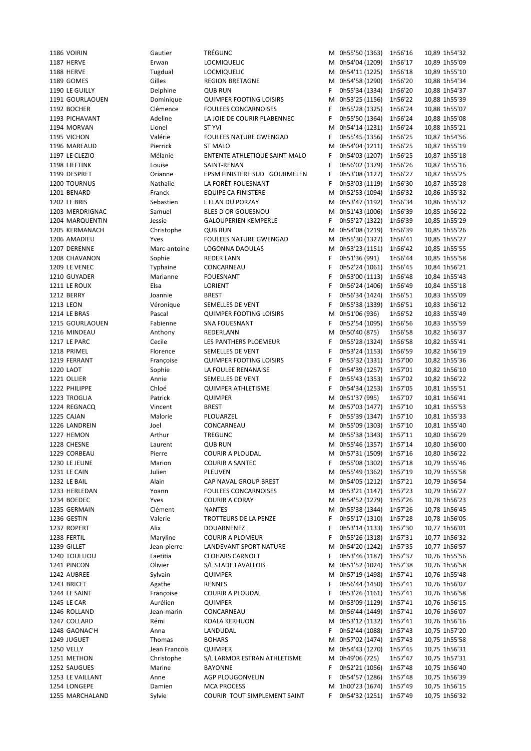| | | | | | | | | |
|---|---|---|---|---|---|---|---|---|
| 1186 | VOIRIN | Gautier | TRÉGUNC | M | 0h55'50 (1363) | 1h56'16 | 10,89 | 1h54'32 |
| 1187 | HERVE | Erwan | LOCMIQUELIC | M | 0h54'04 (1209) | 1h56'17 | 10,89 | 1h55'09 |
| 1188 | HERVE | Tugdual | LOCMIQUELIC | M | 0h54'11 (1225) | 1h56'18 | 10,89 | 1h55'10 |
| 1189 | GOMES | Gilles | REGION BRETAGNE | M | 0h54'58 (1290) | 1h56'20 | 10,88 | 1h54'34 |
| 1190 | LE GUILLY | Delphine | QUB RUN | F | 0h55'34 (1334) | 1h56'20 | 10,88 | 1h54'37 |
| 1191 | GOURLAOUEN | Dominique | QUIMPER FOOTING LOISIRS | M | 0h53'25 (1156) | 1h56'22 | 10,88 | 1h55'39 |
| 1192 | BOCHER | Clémence | FOULEES CONCARNOISES | F | 0h55'28 (1325) | 1h56'24 | 10,88 | 1h55'07 |
| 1193 | PICHAVANT | Adeline | LA JOIE DE COURIR PLABENNEC | F | 0h55'50 (1364) | 1h56'24 | 10,88 | 1h55'08 |
| 1194 | MORVAN | Lionel | ST YVI | M | 0h54'14 (1231) | 1h56'24 | 10,88 | 1h55'21 |
| 1195 | VICHON | Valérie | FOULEES NATURE GWENGAD | F | 0h55'45 (1356) | 1h56'25 | 10,87 | 1h54'56 |
| 1196 | MAREAUD | Pierrick | ST MALO | M | 0h54'04 (1211) | 1h56'25 | 10,87 | 1h55'19 |
| 1197 | LE CLEZIO | Mélanie | ENTENTE ATHLETIQUE SAINT MALO | F | 0h54'03 (1207) | 1h56'25 | 10,87 | 1h55'18 |
| 1198 | LIEFTINK | Louise | SAINT-RENAN | F | 0h56'02 (1379) | 1h56'26 | 10,87 | 1h55'16 |
| 1199 | DESPRET | Orianne | EPSM FINISTERE SUD GOURMELEN | F | 0h53'08 (1127) | 1h56'27 | 10,87 | 1h55'25 |
| 1200 | TOURNUS | Nathalie | LA FORÊT-FOUESNANT | F | 0h53'03 (1119) | 1h56'30 | 10,87 | 1h55'28 |
| 1201 | BENARD | Franck | EQUIPE CA FINISTERE | M | 0h52'53 (1094) | 1h56'32 | 10,86 | 1h55'32 |
| 1202 | LE BRIS | Sebastien | L ELAN DU PORZAY | M | 0h53'47 (1192) | 1h56'34 | 10,86 | 1h55'32 |
| 1203 | MERDRIGNAC | Samuel | BLES D OR GOUESNOU | M | 0h51'43 (1006) | 1h56'39 | 10,85 | 1h56'22 |
| 1204 | MARQUENTIN | Jessie | GALOUPERIEN KEMPERLE | F | 0h55'27 (1322) | 1h56'39 | 10,85 | 1h55'29 |
| 1205 | KERMANACH | Christophe | QUB RUN | M | 0h54'08 (1219) | 1h56'39 | 10,85 | 1h55'26 |
| 1206 | AMADIEU | Yves | FOULEES NATURE GWENGAD | M | 0h55'30 (1327) | 1h56'41 | 10,85 | 1h55'27 |
| 1207 | DERENNE | Marc-antoine | LOGONNA DAOULAS | M | 0h53'23 (1151) | 1h56'42 | 10,85 | 1h55'55 |
| 1208 | CHAVANON | Sophie | REDER LANN | F | 0h51'36 (991) | 1h56'44 | 10,85 | 1h55'58 |
| 1209 | LE VENEC | Typhaine | CONCARNEAU | F | 0h52'24 (1061) | 1h56'45 | 10,84 | 1h56'21 |
| 1210 | GUYADER | Marianne | FOUESNANT | F | 0h53'00 (1113) | 1h56'48 | 10,84 | 1h55'43 |
| 1211 | LE ROUX | Elsa | LORIENT | F | 0h56'24 (1406) | 1h56'49 | 10,84 | 1h55'18 |
| 1212 | BERRY | Joannie | BREST | F | 0h56'34 (1424) | 1h56'51 | 10,83 | 1h55'09 |
| 1213 | LEON | Véronique | SEMELLES DE VENT | F | 0h55'38 (1339) | 1h56'51 | 10,83 | 1h56'12 |
| 1214 | LE BRAS | Pascal | QUIMPER FOOTING LOISIRS | M | 0h51'06 (936) | 1h56'52 | 10,83 | 1h55'49 |
| 1215 | GOURLAOUEN | Fabienne | SNA FOUESNANT | F | 0h52'54 (1095) | 1h56'56 | 10,83 | 1h55'59 |
| 1216 | MINDEAU | Anthony | REDERLANN | M | 0h50'40 (875) | 1h56'58 | 10,82 | 1h56'37 |
| 1217 | LE PARC | Cecile | LES PANTHERS PLOEMEUR | F | 0h55'28 (1324) | 1h56'58 | 10,82 | 1h55'41 |
| 1218 | PRIMEL | Florence | SEMELLES DE VENT | F | 0h53'24 (1153) | 1h56'59 | 10,82 | 1h56'19 |
| 1219 | FERRANT | Françoise | QUIMPER FOOTING LOISIRS | F | 0h55'32 (1331) | 1h57'00 | 10,82 | 1h55'36 |
| 1220 | LAOT | Sophie | LA FOULEE RENANAISE | F | 0h54'39 (1257) | 1h57'01 | 10,82 | 1h56'10 |
| 1221 | OLLIER | Annie | SEMELLES DE VENT | F | 0h55'43 (1353) | 1h57'02 | 10,82 | 1h56'22 |
| 1222 | PHILIPPE | Chloé | QUIMPER ATHLETISME | F | 0h54'34 (1253) | 1h57'05 | 10,81 | 1h55'51 |
| 1223 | TROGLIA | Patrick | QUIMPER | M | 0h51'37 (995) | 1h57'07 | 10,81 | 1h56'41 |
| 1224 | REGNACQ | Vincent | BREST | M | 0h57'03 (1477) | 1h57'10 | 10,81 | 1h55'53 |
| 1225 | CAJAN | Malorie | PLOUARZEL | F | 0h55'39 (1347) | 1h57'10 | 10,81 | 1h55'33 |
| 1226 | LANDREIN | Joel | CONCARNEAU | M | 0h55'09 (1303) | 1h57'10 | 10,81 | 1h55'40 |
| 1227 | HEMON | Arthur | TREGUNC | M | 0h55'38 (1343) | 1h57'11 | 10,80 | 1h56'29 |
| 1228 | CHESNE | Laurent | QUB RUN | M | 0h55'46 (1357) | 1h57'14 | 10,80 | 1h56'00 |
| 1229 | CORBEAU | Pierre | COURIR A PLOUDAL | M | 0h57'31 (1509) | 1h57'16 | 10,80 | 1h56'22 |
| 1230 | LE JEUNE | Marion | COURIR A SANTEC | F | 0h55'08 (1302) | 1h57'18 | 10,79 | 1h55'46 |
| 1231 | LE CAIN | Julien | PLEUVEN | M | 0h55'49 (1362) | 1h57'19 | 10,79 | 1h55'58 |
| 1232 | LE BAIL | Alain | CAP NAVAL GROUP BREST | M | 0h54'05 (1212) | 1h57'21 | 10,79 | 1h56'54 |
| 1233 | HERLEDAN | Yoann | FOULEES CONCARNOISES | M | 0h53'21 (1147) | 1h57'23 | 10,79 | 1h56'27 |
| 1234 | BOEDEC | Yves | COURIR A CORAY | M | 0h54'52 (1279) | 1h57'26 | 10,78 | 1h56'23 |
| 1235 | GERMAIN | Clément | NANTES | M | 0h55'38 (1344) | 1h57'26 | 10,78 | 1h56'45 |
| 1236 | GESTIN | Valerie | TROTTEURS DE LA PENZE | F | 0h55'17 (1310) | 1h57'28 | 10,78 | 1h56'05 |
| 1237 | ROPERT | Alix | DOUARNENEZ | F | 0h53'14 (1133) | 1h57'30 | 10,77 | 1h56'01 |
| 1238 | FERTIL | Maryline | COURIR A PLOMEUR | F | 0h55'26 (1318) | 1h57'31 | 10,77 | 1h56'32 |
| 1239 | GILLET | Jean-pierre | LANDEVANT SPORT NATURE | M | 0h54'20 (1242) | 1h57'35 | 10,77 | 1h56'57 |
| 1240 | TOULLIOU | Laetitia | CLOHARS CARNOET | F | 0h53'46 (1187) | 1h57'37 | 10,76 | 1h55'56 |
| 1241 | PINCON | Olivier | S/L STADE LAVALLOIS | M | 0h51'52 (1024) | 1h57'38 | 10,76 | 1h56'58 |
| 1242 | AUBREE | Sylvain | QUIMPER | M | 0h57'19 (1498) | 1h57'41 | 10,76 | 1h55'48 |
| 1243 | BRICET | Agathe | RENNES | F | 0h56'44 (1450) | 1h57'41 | 10,76 | 1h56'07 |
| 1244 | LE SAINT | Françoise | COURIR A PLOUDAL | F | 0h53'26 (1161) | 1h57'41 | 10,76 | 1h56'58 |
| 1245 | LE CAR | Aurélien | QUIMPER | M | 0h53'09 (1129) | 1h57'41 | 10,76 | 1h56'15 |
| 1246 | ROLLAND | Jean-marin | CONCARNEAU | M | 0h56'44 (1449) | 1h57'41 | 10,76 | 1h56'07 |
| 1247 | COLLARD | Rémi | KOALA KERHUON | M | 0h53'12 (1132) | 1h57'41 | 10,76 | 1h56'16 |
| 1248 | GAONAC'H | Anna | LANDUDAL | F | 0h52'44 (1088) | 1h57'43 | 10,75 | 1h57'20 |
| 1249 | JUGUET | Thomas | BOHARS | M | 0h57'02 (1474) | 1h57'43 | 10,75 | 1h55'58 |
| 1250 | VELLY | Jean Francois | QUIMPER | M | 0h54'43 (1270) | 1h57'45 | 10,75 | 1h56'31 |
| 1251 | METHON | Christophe | S/L LARMOR ESTRAN ATHLETISME | M | 0h49'06 (725) | 1h57'47 | 10,75 | 1h57'31 |
| 1252 | SAUGUES | Marine | BAYONNE | F | 0h52'21 (1056) | 1h57'48 | 10,75 | 1h56'40 |
| 1253 | LE VAILLANT | Anne | AGP PLOUGONVELIN | F | 0h54'57 (1286) | 1h57'48 | 10,75 | 1h56'39 |
| 1254 | LONGEPE | Damien | MCA PROCESS | M | 1h00'23 (1674) | 1h57'49 | 10,75 | 1h56'15 |
| 1255 | MARCHALAND | Sylvie | COURIR TOUT SIMPLEMENT SAINT | F | 0h54'32 (1251) | 1h57'49 | 10,75 | 1h56'32 |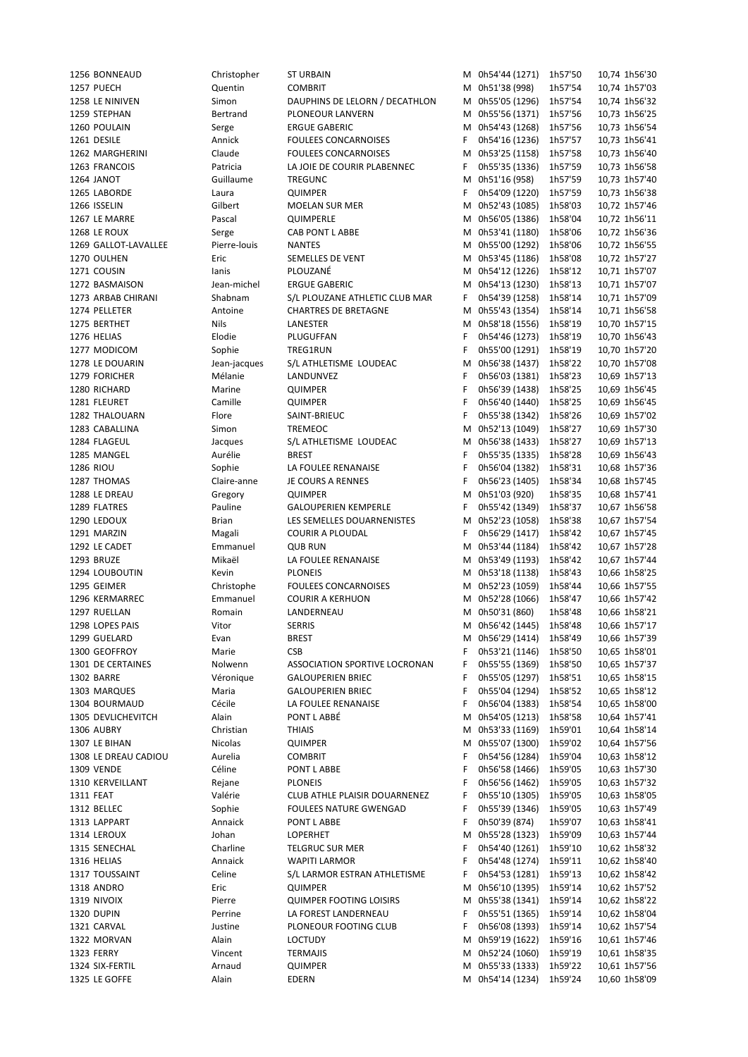| | | | | | | | | |
|---|---|---|---|---|---|---|---|---|
| 1256 | BONNEAUD | Christopher | ST URBAIN | M | 0h54'44 (1271) | 1h57'50 | 10,74 | 1h56'30 |
| 1257 | PUECH | Quentin | COMBRIT | M | 0h51'38 (998) | 1h57'54 | 10,74 | 1h57'03 |
| 1258 | LE NINIVEN | Simon | DAUPHINS DE LELORN / DECATHLON | M | 0h55'05 (1296) | 1h57'54 | 10,74 | 1h56'32 |
| 1259 | STEPHAN | Bertrand | PLONEOUR LANVERN | M | 0h55'56 (1371) | 1h57'56 | 10,73 | 1h56'25 |
| 1260 | POULAIN | Serge | ERGUE GABERIC | M | 0h54'43 (1268) | 1h57'56 | 10,73 | 1h56'54 |
| 1261 | DESILE | Annick | FOULEES CONCARNOISES | F | 0h54'16 (1236) | 1h57'57 | 10,73 | 1h56'41 |
| 1262 | MARGHERINI | Claude | FOULEES CONCARNOISES | M | 0h53'25 (1158) | 1h57'58 | 10,73 | 1h56'40 |
| 1263 | FRANCOIS | Patricia | LA JOIE DE COURIR PLABENNEC | F | 0h55'35 (1336) | 1h57'59 | 10,73 | 1h56'58 |
| 1264 | JANOT | Guillaume | TREGUNC | M | 0h51'16 (958) | 1h57'59 | 10,73 | 1h57'40 |
| 1265 | LABORDE | Laura | QUIMPER | F | 0h54'09 (1220) | 1h57'59 | 10,73 | 1h56'38 |
| 1266 | ISSELIN | Gilbert | MOELAN SUR MER | M | 0h52'43 (1085) | 1h58'03 | 10,72 | 1h57'46 |
| 1267 | LE MARRE | Pascal | QUIMPERLE | M | 0h56'05 (1386) | 1h58'04 | 10,72 | 1h56'11 |
| 1268 | LE ROUX | Serge | CAB PONT L ABBE | M | 0h53'41 (1180) | 1h58'06 | 10,72 | 1h56'36 |
| 1269 | GALLOT-LAVALLEE | Pierre-louis | NANTES | M | 0h55'00 (1292) | 1h58'06 | 10,72 | 1h56'55 |
| 1270 | OULHEN | Eric | SEMELLES DE VENT | M | 0h53'45 (1186) | 1h58'08 | 10,72 | 1h57'27 |
| 1271 | COUSIN | Ianis | PLOUZANÉ | M | 0h54'12 (1226) | 1h58'12 | 10,71 | 1h57'07 |
| 1272 | BASMAISON | Jean-michel | ERGUE GABERIC | M | 0h54'13 (1230) | 1h58'13 | 10,71 | 1h57'07 |
| 1273 | ARBAB CHIRANI | Shabnam | S/L PLOUZANE ATHLETIC CLUB MAR | F | 0h54'39 (1258) | 1h58'14 | 10,71 | 1h57'09 |
| 1274 | PELLETER | Antoine | CHARTRES DE BRETAGNE | M | 0h55'43 (1354) | 1h58'14 | 10,71 | 1h56'58 |
| 1275 | BERTHET | Nils | LANESTER | M | 0h58'18 (1556) | 1h58'19 | 10,70 | 1h57'15 |
| 1276 | HELIAS | Elodie | PLUGUFFAN | F | 0h54'46 (1273) | 1h58'19 | 10,70 | 1h56'43 |
| 1277 | MODICOM | Sophie | TREG1RUN | F | 0h55'00 (1291) | 1h58'19 | 10,70 | 1h57'20 |
| 1278 | LE DOUARIN | Jean-jacques | S/L ATHLETISME LOUDEAC | M | 0h56'38 (1437) | 1h58'22 | 10,70 | 1h57'08 |
| 1279 | FORICHER | Mélanie | LANDUNVEZ | F | 0h56'03 (1381) | 1h58'23 | 10,69 | 1h57'13 |
| 1280 | RICHARD | Marine | QUIMPER | F | 0h56'39 (1438) | 1h58'25 | 10,69 | 1h56'45 |
| 1281 | FLEURET | Camille | QUIMPER | F | 0h56'40 (1440) | 1h58'25 | 10,69 | 1h56'45 |
| 1282 | THALOUARN | Flore | SAINT-BRIEUC | F | 0h55'38 (1342) | 1h58'26 | 10,69 | 1h57'02 |
| 1283 | CABALLINA | Simon | TREMEOC | M | 0h52'13 (1049) | 1h58'27 | 10,69 | 1h57'30 |
| 1284 | FLAGEUL | Jacques | S/L ATHLETISME LOUDEAC | M | 0h56'38 (1433) | 1h58'27 | 10,69 | 1h57'13 |
| 1285 | MANGEL | Aurélie | BREST | F | 0h55'35 (1335) | 1h58'28 | 10,69 | 1h56'43 |
| 1286 | RIOU | Sophie | LA FOULEE RENANAISE | F | 0h56'04 (1382) | 1h58'31 | 10,68 | 1h57'36 |
| 1287 | THOMAS | Claire-anne | JE COURS A RENNES | F | 0h56'23 (1405) | 1h58'34 | 10,68 | 1h57'45 |
| 1288 | LE DREAU | Gregory | QUIMPER | M | 0h51'03 (920) | 1h58'35 | 10,68 | 1h57'41 |
| 1289 | FLATRES | Pauline | GALOUPERIEN KEMPERLE | F | 0h55'42 (1349) | 1h58'37 | 10,67 | 1h56'58 |
| 1290 | LEDOUX | Brian | LES SEMELLES DOUARNENISTES | M | 0h52'23 (1058) | 1h58'38 | 10,67 | 1h57'54 |
| 1291 | MARZIN | Magali | COURIR A PLOUDAL | F | 0h56'29 (1417) | 1h58'42 | 10,67 | 1h57'45 |
| 1292 | LE CADET | Emmanuel | QUB RUN | M | 0h53'44 (1184) | 1h58'42 | 10,67 | 1h57'28 |
| 1293 | BRUZE | Mikaël | LA FOULEE RENANAISE | M | 0h53'49 (1193) | 1h58'42 | 10,67 | 1h57'44 |
| 1294 | LOUBOUTIN | Kevin | PLONEIS | M | 0h53'18 (1138) | 1h58'43 | 10,66 | 1h58'25 |
| 1295 | GEIMER | Christophe | FOULEES CONCARNOISES | M | 0h52'23 (1059) | 1h58'44 | 10,66 | 1h57'55 |
| 1296 | KERMARREC | Emmanuel | COURIR A KERHUON | M | 0h52'28 (1066) | 1h58'47 | 10,66 | 1h57'42 |
| 1297 | RUELLAN | Romain | LANDERNEAU | M | 0h50'31 (860) | 1h58'48 | 10,66 | 1h58'21 |
| 1298 | LOPES PAIS | Vitor | SERRIS | M | 0h56'42 (1445) | 1h58'48 | 10,66 | 1h57'17 |
| 1299 | GUELARD | Evan | BREST | M | 0h56'29 (1414) | 1h58'49 | 10,66 | 1h57'39 |
| 1300 | GEOFFROY | Marie | CSB | F | 0h53'21 (1146) | 1h58'50 | 10,65 | 1h58'01 |
| 1301 | DE CERTAINES | Nolwenn | ASSOCIATION SPORTIVE LOCRONAN | F | 0h55'55 (1369) | 1h58'50 | 10,65 | 1h57'37 |
| 1302 | BARRE | Véronique | GALOUPERIEN BRIEC | F | 0h55'05 (1297) | 1h58'51 | 10,65 | 1h58'15 |
| 1303 | MARQUES | Maria | GALOUPERIEN BRIEC | F | 0h55'04 (1294) | 1h58'52 | 10,65 | 1h58'12 |
| 1304 | BOURMAUD | Cécile | LA FOULEE RENANAISE | F | 0h56'04 (1383) | 1h58'54 | 10,65 | 1h58'00 |
| 1305 | DEVLICHEVITCH | Alain | PONT L ABBÉ | M | 0h54'05 (1213) | 1h58'58 | 10,64 | 1h57'41 |
| 1306 | AUBRY | Christian | THIAIS | M | 0h53'33 (1169) | 1h59'01 | 10,64 | 1h58'14 |
| 1307 | LE BIHAN | Nicolas | QUIMPER | M | 0h55'07 (1300) | 1h59'02 | 10,64 | 1h57'56 |
| 1308 | LE DREAU CADIOU | Aurelia | COMBRIT | F | 0h54'56 (1284) | 1h59'04 | 10,63 | 1h58'12 |
| 1309 | VENDE | Céline | PONT L ABBE | F | 0h56'58 (1466) | 1h59'05 | 10,63 | 1h57'30 |
| 1310 | KERVEILLANT | Rejane | PLONEIS | F | 0h56'56 (1462) | 1h59'05 | 10,63 | 1h57'32 |
| 1311 | FEAT | Valérie | CLUB ATHLE PLAISIR DOUARNENEZ | F | 0h55'10 (1305) | 1h59'05 | 10,63 | 1h58'05 |
| 1312 | BELLEC | Sophie | FOULEES NATURE GWENGAD | F | 0h55'39 (1346) | 1h59'05 | 10,63 | 1h57'49 |
| 1313 | LAPPART | Annaick | PONT L ABBE | F | 0h50'39 (874) | 1h59'07 | 10,63 | 1h58'41 |
| 1314 | LEROUX | Johan | LOPERHET | M | 0h55'28 (1323) | 1h59'09 | 10,63 | 1h57'44 |
| 1315 | SENECHAL | Charline | TELGRUC SUR MER | F | 0h54'40 (1261) | 1h59'10 | 10,62 | 1h58'32 |
| 1316 | HELIAS | Annaick | WAPITI LARMOR | F | 0h54'48 (1274) | 1h59'11 | 10,62 | 1h58'40 |
| 1317 | TOUSSAINT | Celine | S/L LARMOR ESTRAN ATHLETISME | F | 0h54'53 (1281) | 1h59'13 | 10,62 | 1h58'42 |
| 1318 | ANDRO | Eric | QUIMPER | M | 0h56'10 (1395) | 1h59'14 | 10,62 | 1h57'52 |
| 1319 | NIVOIX | Pierre | QUIMPER FOOTING LOISIRS | M | 0h55'38 (1341) | 1h59'14 | 10,62 | 1h58'22 |
| 1320 | DUPIN | Perrine | LA FOREST LANDERNEAU | F | 0h55'51 (1365) | 1h59'14 | 10,62 | 1h58'04 |
| 1321 | CARVAL | Justine | PLONEOUR FOOTING CLUB | F | 0h56'08 (1393) | 1h59'14 | 10,62 | 1h57'54 |
| 1322 | MORVAN | Alain | LOCTUDY | M | 0h59'19 (1622) | 1h59'16 | 10,61 | 1h57'46 |
| 1323 | FERRY | Vincent | TERMAJIS | M | 0h52'24 (1060) | 1h59'19 | 10,61 | 1h58'35 |
| 1324 | SIX-FERTIL | Arnaud | QUIMPER | M | 0h55'33 (1333) | 1h59'22 | 10,61 | 1h57'56 |
| 1325 | LE GOFFE | Alain | EDERN | M | 0h54'14 (1234) | 1h59'24 | 10,60 | 1h58'09 |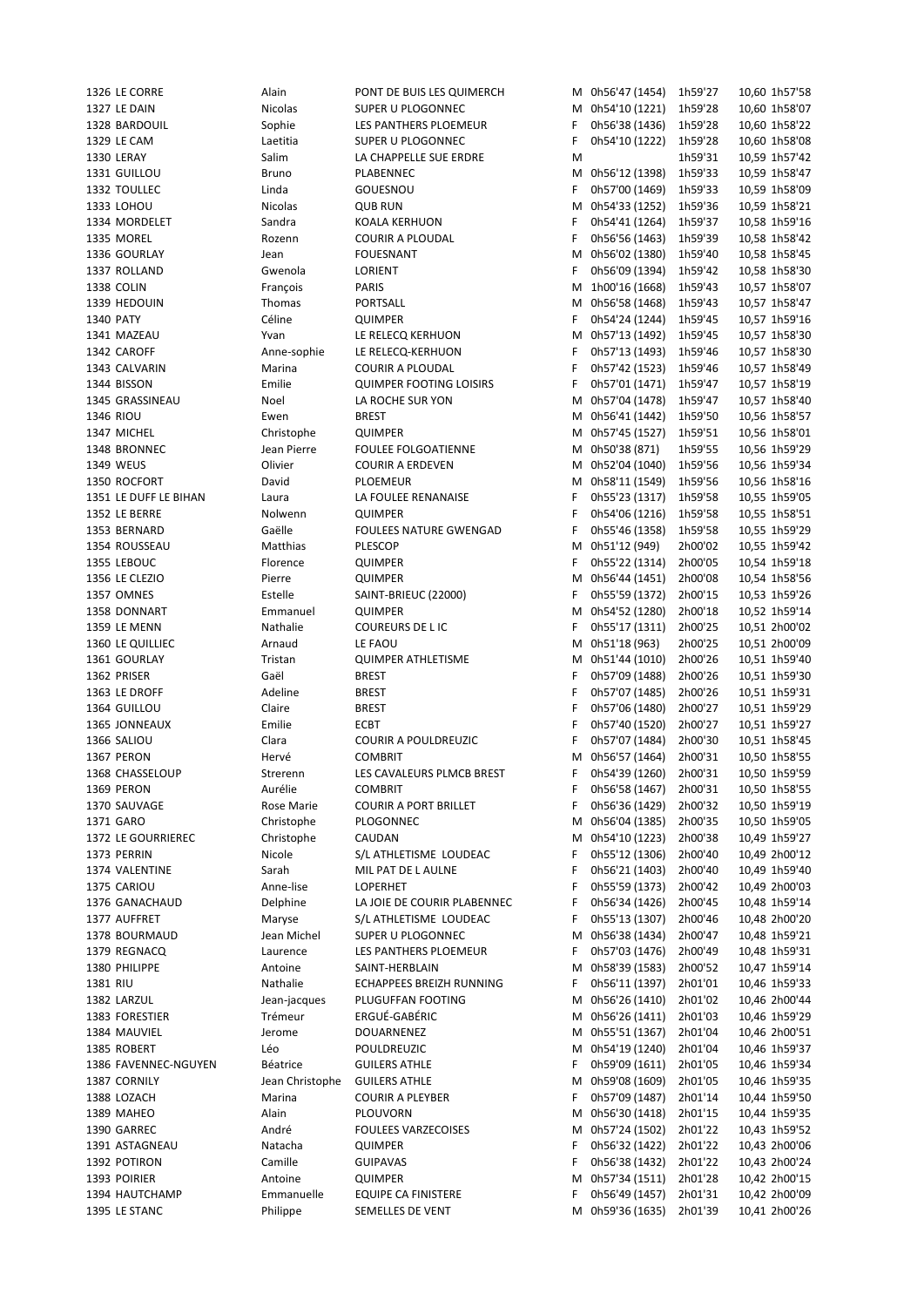| | | | | | | | | |
|---|---|---|---|---|---|---|---|---|
| 1326 | LE CORRE | Alain | PONT DE BUIS LES QUIMERCH | M | 0h56'47 (1454) | 1h59'27 | 10,60 | 1h57'58 |
| 1327 | LE DAIN | Nicolas | SUPER U PLOGONNEC | M | 0h54'10 (1221) | 1h59'28 | 10,60 | 1h58'07 |
| 1328 | BARDOUIL | Sophie | LES PANTHERS PLOEMEUR | F | 0h56'38 (1436) | 1h59'28 | 10,60 | 1h58'22 |
| 1329 | LE CAM | Laetitia | SUPER U PLOGONNEC | F | 0h54'10 (1222) | 1h59'28 | 10,60 | 1h58'08 |
| 1330 | LERAY | Salim | LA CHAPPELLE SUE ERDRE | M | | 1h59'31 | 10,59 | 1h57'42 |
| 1331 | GUILLOU | Bruno | PLABENNEC | M | 0h56'12 (1398) | 1h59'33 | 10,59 | 1h58'47 |
| 1332 | TOULLEC | Linda | GOUESNOU | F | 0h57'00 (1469) | 1h59'33 | 10,59 | 1h58'09 |
| 1333 | LOHOU | Nicolas | QUB RUN | M | 0h54'33 (1252) | 1h59'36 | 10,59 | 1h58'21 |
| 1334 | MORDELET | Sandra | KOALA KERHUON | F | 0h54'41 (1264) | 1h59'37 | 10,58 | 1h59'16 |
| 1335 | MOREL | Rozenn | COURIR A PLOUDAL | F | 0h56'56 (1463) | 1h59'39 | 10,58 | 1h58'42 |
| 1336 | GOURLAY | Jean | FOUESNANT | M | 0h56'02 (1380) | 1h59'40 | 10,58 | 1h58'45 |
| 1337 | ROLLAND | Gwenola | LORIENT | F | 0h56'09 (1394) | 1h59'42 | 10,58 | 1h58'30 |
| 1338 | COLIN | François | PARIS | M | 1h00'16 (1668) | 1h59'43 | 10,57 | 1h58'07 |
| 1339 | HEDOUIN | Thomas | PORTSALL | M | 0h56'58 (1468) | 1h59'43 | 10,57 | 1h58'47 |
| 1340 | PATY | Céline | QUIMPER | F | 0h54'24 (1244) | 1h59'45 | 10,57 | 1h59'16 |
| 1341 | MAZEAU | Yvan | LE RELECQ KERHUON | M | 0h57'13 (1492) | 1h59'45 | 10,57 | 1h58'30 |
| 1342 | CAROFF | Anne-sophie | LE RELECQ-KERHUON | F | 0h57'13 (1493) | 1h59'46 | 10,57 | 1h58'30 |
| 1343 | CALVARIN | Marina | COURIR A PLOUDAL | F | 0h57'42 (1523) | 1h59'46 | 10,57 | 1h58'49 |
| 1344 | BISSON | Emilie | QUIMPER FOOTING LOISIRS | F | 0h57'01 (1471) | 1h59'47 | 10,57 | 1h58'19 |
| 1345 | GRASSINEAU | Noel | LA ROCHE SUR YON | M | 0h57'04 (1478) | 1h59'47 | 10,57 | 1h58'40 |
| 1346 | RIOU | Ewen | BREST | M | 0h56'41 (1442) | 1h59'50 | 10,56 | 1h58'57 |
| 1347 | MICHEL | Christophe | QUIMPER | M | 0h57'45 (1527) | 1h59'51 | 10,56 | 1h58'01 |
| 1348 | BRONNEC | Jean Pierre | FOULEE FOLGOATIENNE | M | 0h50'38 (871) | 1h59'55 | 10,56 | 1h59'29 |
| 1349 | WEUS | Olivier | COURIR A ERDEVEN | M | 0h52'04 (1040) | 1h59'56 | 10,56 | 1h59'34 |
| 1350 | ROCFORT | David | PLOEMEUR | M | 0h58'11 (1549) | 1h59'56 | 10,56 | 1h58'16 |
| 1351 | LE DUFF LE BIHAN | Laura | LA FOULEE RENANAISE | F | 0h55'23 (1317) | 1h59'58 | 10,55 | 1h59'05 |
| 1352 | LE BERRE | Nolwenn | QUIMPER | F | 0h54'06 (1216) | 1h59'58 | 10,55 | 1h58'51 |
| 1353 | BERNARD | Gaëlle | FOULEES NATURE GWENGAD | F | 0h55'46 (1358) | 1h59'58 | 10,55 | 1h59'29 |
| 1354 | ROUSSEAU | Matthias | PLESCOP | M | 0h51'12 (949) | 2h00'02 | 10,55 | 1h59'42 |
| 1355 | LEBOUC | Florence | QUIMPER | F | 0h55'22 (1314) | 2h00'05 | 10,54 | 1h59'18 |
| 1356 | LE CLEZIO | Pierre | QUIMPER | M | 0h56'44 (1451) | 2h00'08 | 10,54 | 1h58'56 |
| 1357 | OMNES | Estelle | SAINT-BRIEUC (22000) | F | 0h55'59 (1372) | 2h00'15 | 10,53 | 1h59'26 |
| 1358 | DONNART | Emmanuel | QUIMPER | M | 0h54'52 (1280) | 2h00'18 | 10,52 | 1h59'14 |
| 1359 | LE MENN | Nathalie | COUREURS DE L IC | F | 0h55'17 (1311) | 2h00'25 | 10,51 | 2h00'02 |
| 1360 | LE QUILLIEC | Arnaud | LE FAOU | M | 0h51'18 (963) | 2h00'25 | 10,51 | 2h00'09 |
| 1361 | GOURLAY | Tristan | QUIMPER ATHLETISME | M | 0h51'44 (1010) | 2h00'26 | 10,51 | 1h59'40 |
| 1362 | PRISER | Gaël | BREST | F | 0h57'09 (1488) | 2h00'26 | 10,51 | 1h59'30 |
| 1363 | LE DROFF | Adeline | BREST | F | 0h57'07 (1485) | 2h00'26 | 10,51 | 1h59'31 |
| 1364 | GUILLOU | Claire | BREST | F | 0h57'06 (1480) | 2h00'27 | 10,51 | 1h59'29 |
| 1365 | JONNEAUX | Emilie | ECBT | F | 0h57'40 (1520) | 2h00'27 | 10,51 | 1h59'27 |
| 1366 | SALIOU | Clara | COURIR A POULDREUZIC | F | 0h57'07 (1484) | 2h00'30 | 10,51 | 1h58'45 |
| 1367 | PERON | Hervé | COMBRIT | M | 0h56'57 (1464) | 2h00'31 | 10,50 | 1h58'55 |
| 1368 | CHASSELOUP | Strerenn | LES CAVALEURS PLMCB BREST | F | 0h54'39 (1260) | 2h00'31 | 10,50 | 1h59'59 |
| 1369 | PERON | Aurélie | COMBRIT | F | 0h56'58 (1467) | 2h00'31 | 10,50 | 1h58'55 |
| 1370 | SAUVAGE | Rose Marie | COURIR A PORT BRILLET | F | 0h56'36 (1429) | 2h00'32 | 10,50 | 1h59'19 |
| 1371 | GARO | Christophe | PLOGONNEC | M | 0h56'04 (1385) | 2h00'35 | 10,50 | 1h59'05 |
| 1372 | LE GOURRIEREC | Christophe | CAUDAN | M | 0h54'10 (1223) | 2h00'38 | 10,49 | 1h59'27 |
| 1373 | PERRIN | Nicole | S/L ATHLETISME LOUDEAC | F | 0h55'12 (1306) | 2h00'40 | 10,49 | 2h00'12 |
| 1374 | VALENTINE | Sarah | MIL PAT DE L AULNE | F | 0h56'21 (1403) | 2h00'40 | 10,49 | 1h59'40 |
| 1375 | CARIOU | Anne-lise | LOPERHET | F | 0h55'59 (1373) | 2h00'42 | 10,49 | 2h00'03 |
| 1376 | GANACHAUD | Delphine | LA JOIE DE COURIR PLABENNEC | F | 0h56'34 (1426) | 2h00'45 | 10,48 | 1h59'14 |
| 1377 | AUFFRET | Maryse | S/L ATHLETISME LOUDEAC | F | 0h55'13 (1307) | 2h00'46 | 10,48 | 2h00'20 |
| 1378 | BOURMAUD | Jean Michel | SUPER U PLOGONNEC | M | 0h56'38 (1434) | 2h00'47 | 10,48 | 1h59'21 |
| 1379 | REGNACQ | Laurence | LES PANTHERS PLOEMEUR | F | 0h57'03 (1476) | 2h00'49 | 10,48 | 1h59'31 |
| 1380 | PHILIPPE | Antoine | SAINT-HERBLAIN | M | 0h58'39 (1583) | 2h00'52 | 10,47 | 1h59'14 |
| 1381 | RIU | Nathalie | ECHAPPEES BREIZH RUNNING | F | 0h56'11 (1397) | 2h01'01 | 10,46 | 1h59'33 |
| 1382 | LARZUL | Jean-jacques | PLUGUFFAN FOOTING | M | 0h56'26 (1410) | 2h01'02 | 10,46 | 2h00'44 |
| 1383 | FORESTIER | Trémeur | ERGUÉ-GABÉRIC | M | 0h56'26 (1411) | 2h01'03 | 10,46 | 1h59'29 |
| 1384 | MAUVIEL | Jerome | DOUARNENEZ | M | 0h55'51 (1367) | 2h01'04 | 10,46 | 2h00'51 |
| 1385 | ROBERT | Léo | POULDREUZIC | M | 0h54'19 (1240) | 2h01'04 | 10,46 | 1h59'37 |
| 1386 | FAVENNEC-NGUYEN | Béatrice | GUILERS ATHLE | F | 0h59'09 (1611) | 2h01'05 | 10,46 | 1h59'34 |
| 1387 | CORNILY | Jean Christophe | GUILERS ATHLE | M | 0h59'08 (1609) | 2h01'05 | 10,46 | 1h59'35 |
| 1388 | LOZACH | Marina | COURIR A PLEYBER | F | 0h57'09 (1487) | 2h01'14 | 10,44 | 1h59'50 |
| 1389 | MAHEO | Alain | PLOUVORN | M | 0h56'30 (1418) | 2h01'15 | 10,44 | 1h59'35 |
| 1390 | GARREC | André | FOULEES VARZECOISES | M | 0h57'24 (1502) | 2h01'22 | 10,43 | 1h59'52 |
| 1391 | ASTAGNEAU | Natacha | QUIMPER | F | 0h56'32 (1422) | 2h01'22 | 10,43 | 2h00'06 |
| 1392 | POTIRON | Camille | GUIPAVAS | F | 0h56'38 (1432) | 2h01'22 | 10,43 | 2h00'24 |
| 1393 | POIRIER | Antoine | QUIMPER | M | 0h57'34 (1511) | 2h01'28 | 10,42 | 2h00'15 |
| 1394 | HAUTCHAMP | Emmanuelle | EQUIPE CA FINISTERE | F | 0h56'49 (1457) | 2h01'31 | 10,42 | 2h00'09 |
| 1395 | LE STANC | Philippe | SEMELLES DE VENT | M | 0h59'36 (1635) | 2h01'39 | 10,41 | 2h00'26 |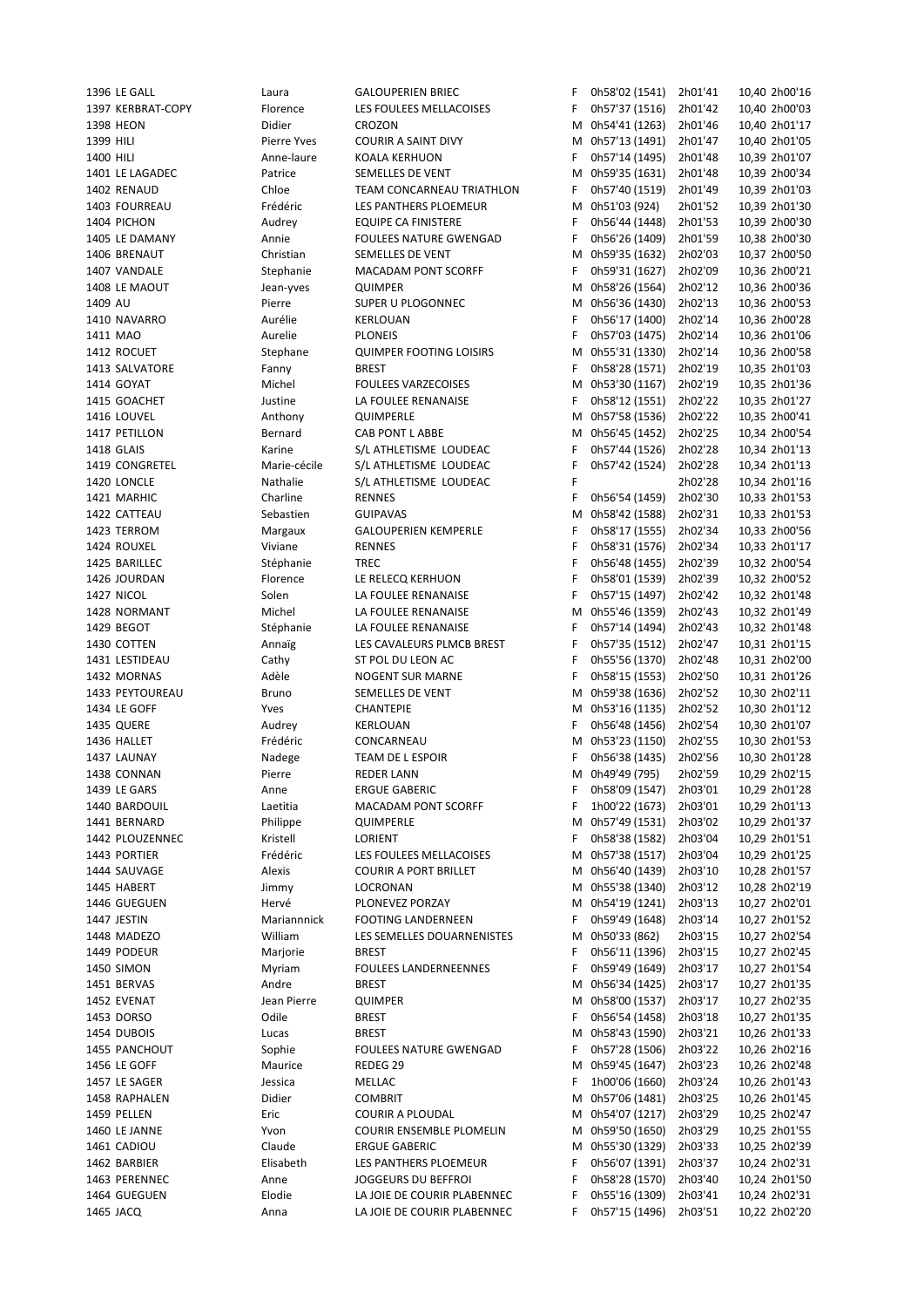| | | | | | | | | |
|---|---|---|---|---|---|---|---|---|
| 1396 | LE GALL | Laura | GALOUPERIEN BRIEC | F | 0h58'02 (1541) | 2h01'41 | 10,40 | 2h00'16 |
| 1397 | KERBRAT-COPY | Florence | LES FOULEES MELLACOISES | F | 0h57'37 (1516) | 2h01'42 | 10,40 | 2h00'03 |
| 1398 | HEON | Didier | CROZON | M | 0h54'41 (1263) | 2h01'46 | 10,40 | 2h01'17 |
| 1399 | HILI | Pierre Yves | COURIR A SAINT DIVY | M | 0h57'13 (1491) | 2h01'47 | 10,40 | 2h01'05 |
| 1400 | HILI | Anne-laure | KOALA KERHUON | F | 0h57'14 (1495) | 2h01'48 | 10,39 | 2h01'07 |
| 1401 | LE LAGADEC | Patrice | SEMELLES DE VENT | M | 0h59'35 (1631) | 2h01'48 | 10,39 | 2h00'34 |
| 1402 | RENAUD | Chloe | TEAM CONCARNEAU TRIATHLON | F | 0h57'40 (1519) | 2h01'49 | 10,39 | 2h01'03 |
| 1403 | FOURREAU | Frédéric | LES PANTHERS PLOEMEUR | M | 0h51'03 (924) | 2h01'52 | 10,39 | 2h01'30 |
| 1404 | PICHON | Audrey | EQUIPE CA FINISTERE | F | 0h56'44 (1448) | 2h01'53 | 10,39 | 2h00'30 |
| 1405 | LE DAMANY | Annie | FOULEES NATURE GWENGAD | F | 0h56'26 (1409) | 2h01'59 | 10,38 | 2h00'30 |
| 1406 | BRENAUT | Christian | SEMELLES DE VENT | M | 0h59'35 (1632) | 2h02'03 | 10,37 | 2h00'50 |
| 1407 | VANDALE | Stephanie | MACADAM PONT SCORFF | F | 0h59'31 (1627) | 2h02'09 | 10,36 | 2h00'21 |
| 1408 | LE MAOUT | Jean-yves | QUIMPER | M | 0h58'26 (1564) | 2h02'12 | 10,36 | 2h00'36 |
| 1409 | AU | Pierre | SUPER U PLOGONNEC | M | 0h56'36 (1430) | 2h02'13 | 10,36 | 2h00'53 |
| 1410 | NAVARRO | Aurélie | KERLOUAN | F | 0h56'17 (1400) | 2h02'14 | 10,36 | 2h00'28 |
| 1411 | MAO | Aurelie | PLONEIS | F | 0h57'03 (1475) | 2h02'14 | 10,36 | 2h01'06 |
| 1412 | ROCUET | Stephane | QUIMPER FOOTING LOISIRS | M | 0h55'31 (1330) | 2h02'14 | 10,36 | 2h00'58 |
| 1413 | SALVATORE | Fanny | BREST | F | 0h58'28 (1571) | 2h02'19 | 10,35 | 2h01'03 |
| 1414 | GOYAT | Michel | FOULEES VARZECOISES | M | 0h53'30 (1167) | 2h02'19 | 10,35 | 2h01'36 |
| 1415 | GOACHET | Justine | LA FOULEE RENANAISE | F | 0h58'12 (1551) | 2h02'22 | 10,35 | 2h01'27 |
| 1416 | LOUVEL | Anthony | QUIMPERLE | M | 0h57'58 (1536) | 2h02'22 | 10,35 | 2h00'41 |
| 1417 | PETILLON | Bernard | CAB PONT L ABBE | M | 0h56'45 (1452) | 2h02'25 | 10,34 | 2h00'54 |
| 1418 | GLAIS | Karine | S/L ATHLETISME LOUDEAC | F | 0h57'44 (1526) | 2h02'28 | 10,34 | 2h01'13 |
| 1419 | CONGRETEL | Marie-cécile | S/L ATHLETISME LOUDEAC | F | 0h57'42 (1524) | 2h02'28 | 10,34 | 2h01'13 |
| 1420 | LONCLE | Nathalie | S/L ATHLETISME LOUDEAC | F | | 2h02'28 | 10,34 | 2h01'16 |
| 1421 | MARHIC | Charline | RENNES | F | 0h56'54 (1459) | 2h02'30 | 10,33 | 2h01'53 |
| 1422 | CATTEAU | Sebastien | GUIPAVAS | M | 0h58'42 (1588) | 2h02'31 | 10,33 | 2h01'53 |
| 1423 | TERROM | Margaux | GALOUPERIEN KEMPERLE | F | 0h58'17 (1555) | 2h02'34 | 10,33 | 2h00'56 |
| 1424 | ROUXEL | Viviane | RENNES | F | 0h58'31 (1576) | 2h02'34 | 10,33 | 2h01'17 |
| 1425 | BARILLEC | Stéphanie | TREC | F | 0h56'48 (1455) | 2h02'39 | 10,32 | 2h00'54 |
| 1426 | JOURDAN | Florence | LE RELECQ KERHUON | F | 0h58'01 (1539) | 2h02'39 | 10,32 | 2h00'52 |
| 1427 | NICOL | Solen | LA FOULEE RENANAISE | F | 0h57'15 (1497) | 2h02'42 | 10,32 | 2h01'48 |
| 1428 | NORMANT | Michel | LA FOULEE RENANAISE | M | 0h55'46 (1359) | 2h02'43 | 10,32 | 2h01'49 |
| 1429 | BEGOT | Stéphanie | LA FOULEE RENANAISE | F | 0h57'14 (1494) | 2h02'43 | 10,32 | 2h01'48 |
| 1430 | COTTEN | Annaïg | LES CAVALEURS PLMCB BREST | F | 0h57'35 (1512) | 2h02'47 | 10,31 | 2h01'15 |
| 1431 | LESTIDEAU | Cathy | ST POL DU LEON AC | F | 0h55'56 (1370) | 2h02'48 | 10,31 | 2h02'00 |
| 1432 | MORNAS | Adèle | NOGENT SUR MARNE | F | 0h58'15 (1553) | 2h02'50 | 10,31 | 2h01'26 |
| 1433 | PEYTOUREAU | Bruno | SEMELLES DE VENT | M | 0h59'38 (1636) | 2h02'52 | 10,30 | 2h02'11 |
| 1434 | LE GOFF | Yves | CHANTEPIE | M | 0h53'16 (1135) | 2h02'52 | 10,30 | 2h01'12 |
| 1435 | QUERE | Audrey | KERLOUAN | F | 0h56'48 (1456) | 2h02'54 | 10,30 | 2h01'07 |
| 1436 | HALLET | Frédéric | CONCARNEAU | M | 0h53'23 (1150) | 2h02'55 | 10,30 | 2h01'53 |
| 1437 | LAUNAY | Nadege | TEAM DE L ESPOIR | F | 0h56'38 (1435) | 2h02'56 | 10,30 | 2h01'28 |
| 1438 | CONNAN | Pierre | REDER LANN | M | 0h49'49 (795) | 2h02'59 | 10,29 | 2h02'15 |
| 1439 | LE GARS | Anne | ERGUE GABERIC | F | 0h58'09 (1547) | 2h03'01 | 10,29 | 2h01'28 |
| 1440 | BARDOUIL | Laetitia | MACADAM PONT SCORFF | F | 1h00'22 (1673) | 2h03'01 | 10,29 | 2h01'13 |
| 1441 | BERNARD | Philippe | QUIMPERLE | M | 0h57'49 (1531) | 2h03'02 | 10,29 | 2h01'37 |
| 1442 | PLOUZENNEC | Kristell | LORIENT | F | 0h58'38 (1582) | 2h03'04 | 10,29 | 2h01'51 |
| 1443 | PORTIER | Frédéric | LES FOULEES MELLACOISES | M | 0h57'38 (1517) | 2h03'04 | 10,29 | 2h01'25 |
| 1444 | SAUVAGE | Alexis | COURIR A PORT BRILLET | M | 0h56'40 (1439) | 2h03'10 | 10,28 | 2h01'57 |
| 1445 | HABERT | Jimmy | LOCRONAN | M | 0h55'38 (1340) | 2h03'12 | 10,28 | 2h02'19 |
| 1446 | GUEGUEN | Hervé | PLONEVEZ PORZAY | M | 0h54'19 (1241) | 2h03'13 | 10,27 | 2h02'01 |
| 1447 | JESTIN | Mariannnick | FOOTING LANDERNEEN | F | 0h59'49 (1648) | 2h03'14 | 10,27 | 2h01'52 |
| 1448 | MADEZO | William | LES SEMELLES DOUARNENISTES | M | 0h50'33 (862) | 2h03'15 | 10,27 | 2h02'54 |
| 1449 | PODEUR | Marjorie | BREST | F | 0h56'11 (1396) | 2h03'15 | 10,27 | 2h02'45 |
| 1450 | SIMON | Myriam | FOULEES LANDERNEENNES | F | 0h59'49 (1649) | 2h03'17 | 10,27 | 2h01'54 |
| 1451 | BERVAS | Andre | BREST | M | 0h56'34 (1425) | 2h03'17 | 10,27 | 2h01'35 |
| 1452 | EVENAT | Jean Pierre | QUIMPER | M | 0h58'00 (1537) | 2h03'17 | 10,27 | 2h02'35 |
| 1453 | DORSO | Odile | BREST | F | 0h56'54 (1458) | 2h03'18 | 10,27 | 2h01'35 |
| 1454 | DUBOIS | Lucas | BREST | M | 0h58'43 (1590) | 2h03'21 | 10,26 | 2h01'33 |
| 1455 | PANCHOUT | Sophie | FOULEES NATURE GWENGAD | F | 0h57'28 (1506) | 2h03'22 | 10,26 | 2h02'16 |
| 1456 | LE GOFF | Maurice | REDEG 29 | M | 0h59'45 (1647) | 2h03'23 | 10,26 | 2h02'48 |
| 1457 | LE SAGER | Jessica | MELLAC | F | 1h00'06 (1660) | 2h03'24 | 10,26 | 2h01'43 |
| 1458 | RAPHALEN | Didier | COMBRIT | M | 0h57'06 (1481) | 2h03'25 | 10,26 | 2h01'45 |
| 1459 | PELLEN | Eric | COURIR A PLOUDAL | M | 0h54'07 (1217) | 2h03'29 | 10,25 | 2h02'47 |
| 1460 | LE JANNE | Yvon | COURIR ENSEMBLE PLOMELIN | M | 0h59'50 (1650) | 2h03'29 | 10,25 | 2h01'55 |
| 1461 | CADIOU | Claude | ERGUE GABERIC | M | 0h55'30 (1329) | 2h03'33 | 10,25 | 2h02'39 |
| 1462 | BARBIER | Elisabeth | LES PANTHERS PLOEMEUR | F | 0h56'07 (1391) | 2h03'37 | 10,24 | 2h02'31 |
| 1463 | PERENNEC | Anne | JOGGEURS DU BEFFROI | F | 0h58'28 (1570) | 2h03'40 | 10,24 | 2h01'50 |
| 1464 | GUEGUEN | Elodie | LA JOIE DE COURIR PLABENNEC | F | 0h55'16 (1309) | 2h03'41 | 10,24 | 2h02'31 |
| 1465 | JACQ | Anna | LA JOIE DE COURIR PLABENNEC | F | 0h57'15 (1496) | 2h03'51 | 10,22 | 2h02'20 |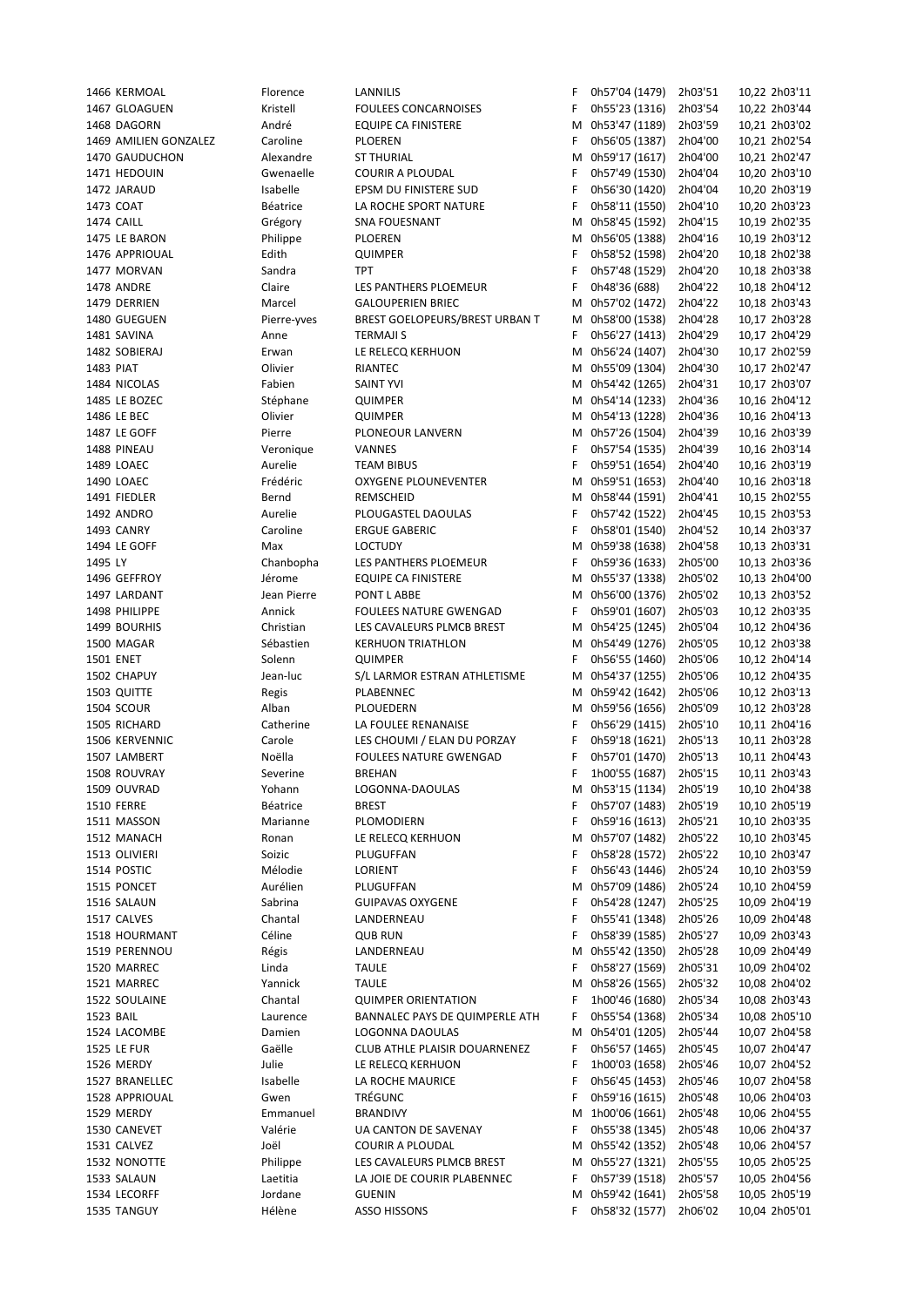| | | | | | | | | |
|---|---|---|---|---|---|---|---|---|
| 1466 | KERMOAL | Florence | LANNILIS | F | 0h57'04 (1479) | 2h03'51 | 10,22 | 2h03'11 |
| 1467 | GLOAGUEN | Kristell | FOULEES CONCARNOISES | F | 0h55'23 (1316) | 2h03'54 | 10,22 | 2h03'44 |
| 1468 | DAGORN | André | EQUIPE CA FINISTERE | M | 0h53'47 (1189) | 2h03'59 | 10,21 | 2h03'02 |
| 1469 | AMILIEN GONZALEZ | Caroline | PLOEREN | F | 0h56'05 (1387) | 2h04'00 | 10,21 | 2h02'54 |
| 1470 | GAUDUCHON | Alexandre | ST THURIAL | M | 0h59'17 (1617) | 2h04'00 | 10,21 | 2h02'47 |
| 1471 | HEDOUIN | Gwenaelle | COURIR A PLOUDAL | F | 0h57'49 (1530) | 2h04'04 | 10,20 | 2h03'10 |
| 1472 | JARAUD | Isabelle | EPSM DU FINISTERE SUD | F | 0h56'30 (1420) | 2h04'04 | 10,20 | 2h03'19 |
| 1473 | COAT | Béatrice | LA ROCHE SPORT NATURE | F | 0h58'11 (1550) | 2h04'10 | 10,20 | 2h03'23 |
| 1474 | CAILL | Grégory | SNA FOUESNANT | M | 0h58'45 (1592) | 2h04'15 | 10,19 | 2h02'35 |
| 1475 | LE BARON | Philippe | PLOEREN | M | 0h56'05 (1388) | 2h04'16 | 10,19 | 2h03'12 |
| 1476 | APPRIOUAL | Edith | QUIMPER | F | 0h58'52 (1598) | 2h04'20 | 10,18 | 2h02'38 |
| 1477 | MORVAN | Sandra | TPT | F | 0h57'48 (1529) | 2h04'20 | 10,18 | 2h03'38 |
| 1478 | ANDRE | Claire | LES PANTHERS PLOEMEUR | F | 0h48'36 (688) | 2h04'22 | 10,18 | 2h04'12 |
| 1479 | DERRIEN | Marcel | GALOUPERIEN BRIEC | M | 0h57'02 (1472) | 2h04'22 | 10,18 | 2h03'43 |
| 1480 | GUEGUEN | Pierre-yves | BREST GOELOPEURS/BREST URBAN T | M | 0h58'00 (1538) | 2h04'28 | 10,17 | 2h03'28 |
| 1481 | SAVINA | Anne | TERMAJI S | F | 0h56'27 (1413) | 2h04'29 | 10,17 | 2h04'29 |
| 1482 | SOBIERAJ | Erwan | LE RELECQ KERHUON | M | 0h56'24 (1407) | 2h04'30 | 10,17 | 2h02'59 |
| 1483 | PIAT | Olivier | RIANTEC | M | 0h55'09 (1304) | 2h04'30 | 10,17 | 2h02'47 |
| 1484 | NICOLAS | Fabien | SAINT YVI | M | 0h54'42 (1265) | 2h04'31 | 10,17 | 2h03'07 |
| 1485 | LE BOZEC | Stéphane | QUIMPER | M | 0h54'14 (1233) | 2h04'36 | 10,16 | 2h04'12 |
| 1486 | LE BEC | Olivier | QUIMPER | M | 0h54'13 (1228) | 2h04'36 | 10,16 | 2h04'13 |
| 1487 | LE GOFF | Pierre | PLONEOUR LANVERN | M | 0h57'26 (1504) | 2h04'39 | 10,16 | 2h03'39 |
| 1488 | PINEAU | Veronique | VANNES | F | 0h57'54 (1535) | 2h04'39 | 10,16 | 2h03'14 |
| 1489 | LOAEC | Aurelie | TEAM BIBUS | F | 0h59'51 (1654) | 2h04'40 | 10,16 | 2h03'19 |
| 1490 | LOAEC | Frédéric | OXYGENE PLOUNEVENTER | M | 0h59'51 (1653) | 2h04'40 | 10,16 | 2h03'18 |
| 1491 | FIEDLER | Bernd | REMSCHEID | M | 0h58'44 (1591) | 2h04'41 | 10,15 | 2h02'55 |
| 1492 | ANDRO | Aurelie | PLOUGASTEL DAOULAS | F | 0h57'42 (1522) | 2h04'45 | 10,15 | 2h03'53 |
| 1493 | CANRY | Caroline | ERGUE GABERIC | F | 0h58'01 (1540) | 2h04'52 | 10,14 | 2h03'37 |
| 1494 | LE GOFF | Max | LOCTUDY | M | 0h59'38 (1638) | 2h04'58 | 10,13 | 2h03'31 |
| 1495 | LY | Chanbopha | LES PANTHERS PLOEMEUR | F | 0h59'36 (1633) | 2h05'00 | 10,13 | 2h03'36 |
| 1496 | GEFFROY | Jérome | EQUIPE CA FINISTERE | M | 0h55'37 (1338) | 2h05'02 | 10,13 | 2h04'00 |
| 1497 | LARDANT | Jean Pierre | PONT L ABBE | M | 0h56'00 (1376) | 2h05'02 | 10,13 | 2h03'52 |
| 1498 | PHILIPPE | Annick | FOULEES NATURE GWENGAD | F | 0h59'01 (1607) | 2h05'03 | 10,12 | 2h03'35 |
| 1499 | BOURHIS | Christian | LES CAVALEURS PLMCB BREST | M | 0h54'25 (1245) | 2h05'04 | 10,12 | 2h04'36 |
| 1500 | MAGAR | Sébastien | KERHUON TRIATHLON | M | 0h54'49 (1276) | 2h05'05 | 10,12 | 2h03'38 |
| 1501 | ENET | Solenn | QUIMPER | F | 0h56'55 (1460) | 2h05'06 | 10,12 | 2h04'14 |
| 1502 | CHAPUY | Jean-luc | S/L LARMOR ESTRAN ATHLETISME | M | 0h54'37 (1255) | 2h05'06 | 10,12 | 2h04'35 |
| 1503 | QUITTE | Regis | PLABENNEC | M | 0h59'42 (1642) | 2h05'06 | 10,12 | 2h03'13 |
| 1504 | SCOUR | Alban | PLOUEDERN | M | 0h59'56 (1656) | 2h05'09 | 10,12 | 2h03'28 |
| 1505 | RICHARD | Catherine | LA FOULEE RENANAISE | F | 0h56'29 (1415) | 2h05'10 | 10,11 | 2h04'16 |
| 1506 | KERVENNIC | Carole | LES CHOUMI / ELAN DU PORZAY | F | 0h59'18 (1621) | 2h05'13 | 10,11 | 2h03'28 |
| 1507 | LAMBERT | Noëlla | FOULEES NATURE GWENGAD | F | 0h57'01 (1470) | 2h05'13 | 10,11 | 2h04'43 |
| 1508 | ROUVRAY | Severine | BREHAN | F | 1h00'55 (1687) | 2h05'15 | 10,11 | 2h03'43 |
| 1509 | OUVRAD | Yohann | LOGONNA-DAOULAS | M | 0h53'15 (1134) | 2h05'19 | 10,10 | 2h04'38 |
| 1510 | FERRE | Béatrice | BREST | F | 0h57'07 (1483) | 2h05'19 | 10,10 | 2h05'19 |
| 1511 | MASSON | Marianne | PLOMODIERN | F | 0h59'16 (1613) | 2h05'21 | 10,10 | 2h03'35 |
| 1512 | MANACH | Ronan | LE RELECQ KERHUON | M | 0h57'07 (1482) | 2h05'22 | 10,10 | 2h03'45 |
| 1513 | OLIVIERI | Soizic | PLUGUFFAN | F | 0h58'28 (1572) | 2h05'22 | 10,10 | 2h03'47 |
| 1514 | POSTIC | Mélodie | LORIENT | F | 0h56'43 (1446) | 2h05'24 | 10,10 | 2h03'59 |
| 1515 | PONCET | Aurélien | PLUGUFFAN | M | 0h57'09 (1486) | 2h05'24 | 10,10 | 2h04'59 |
| 1516 | SALAUN | Sabrina | GUIPAVAS OXYGENE | F | 0h54'28 (1247) | 2h05'25 | 10,09 | 2h04'19 |
| 1517 | CALVES | Chantal | LANDERNEAU | F | 0h55'41 (1348) | 2h05'26 | 10,09 | 2h04'48 |
| 1518 | HOURMANT | Céline | QUB RUN | F | 0h58'39 (1585) | 2h05'27 | 10,09 | 2h03'43 |
| 1519 | PERENNOU | Régis | LANDERNEAU | M | 0h55'42 (1350) | 2h05'28 | 10,09 | 2h04'49 |
| 1520 | MARREC | Linda | TAULE | F | 0h58'27 (1569) | 2h05'31 | 10,09 | 2h04'02 |
| 1521 | MARREC | Yannick | TAULE | M | 0h58'26 (1565) | 2h05'32 | 10,08 | 2h04'02 |
| 1522 | SOULAINE | Chantal | QUIMPER ORIENTATION | F | 1h00'46 (1680) | 2h05'34 | 10,08 | 2h03'43 |
| 1523 | BAIL | Laurence | BANNALEC PAYS DE QUIMPERLE ATH | F | 0h55'54 (1368) | 2h05'34 | 10,08 | 2h05'10 |
| 1524 | LACOMBE | Damien | LOGONNA DAOULAS | M | 0h54'01 (1205) | 2h05'44 | 10,07 | 2h04'58 |
| 1525 | LE FUR | Gaëlle | CLUB ATHLE PLAISIR DOUARNENEZ | F | 0h56'57 (1465) | 2h05'45 | 10,07 | 2h04'47 |
| 1526 | MERDY | Julie | LE RELECQ KERHUON | F | 1h00'03 (1658) | 2h05'46 | 10,07 | 2h04'52 |
| 1527 | BRANELLEC | Isabelle | LA ROCHE MAURICE | F | 0h56'45 (1453) | 2h05'46 | 10,07 | 2h04'58 |
| 1528 | APPRIOUAL | Gwen | TRÉGUNC | F | 0h59'16 (1615) | 2h05'48 | 10,06 | 2h04'03 |
| 1529 | MERDY | Emmanuel | BRANDIVY | M | 1h00'06 (1661) | 2h05'48 | 10,06 | 2h04'55 |
| 1530 | CANEVET | Valérie | UA CANTON DE SAVENAY | F | 0h55'38 (1345) | 2h05'48 | 10,06 | 2h04'37 |
| 1531 | CALVEZ | Joël | COURIR A PLOUDAL | M | 0h55'42 (1352) | 2h05'48 | 10,06 | 2h04'57 |
| 1532 | NONOTTE | Philippe | LES CAVALEURS PLMCB BREST | M | 0h55'27 (1321) | 2h05'55 | 10,05 | 2h05'25 |
| 1533 | SALAUN | Laetitia | LA JOIE DE COURIR PLABENNEC | F | 0h57'39 (1518) | 2h05'57 | 10,05 | 2h04'56 |
| 1534 | LECORFF | Jordane | GUENIN | M | 0h59'42 (1641) | 2h05'58 | 10,05 | 2h05'19 |
| 1535 | TANGUY | Hélène | ASSO HISSONS | F | 0h58'32 (1577) | 2h06'02 | 10,04 | 2h05'01 |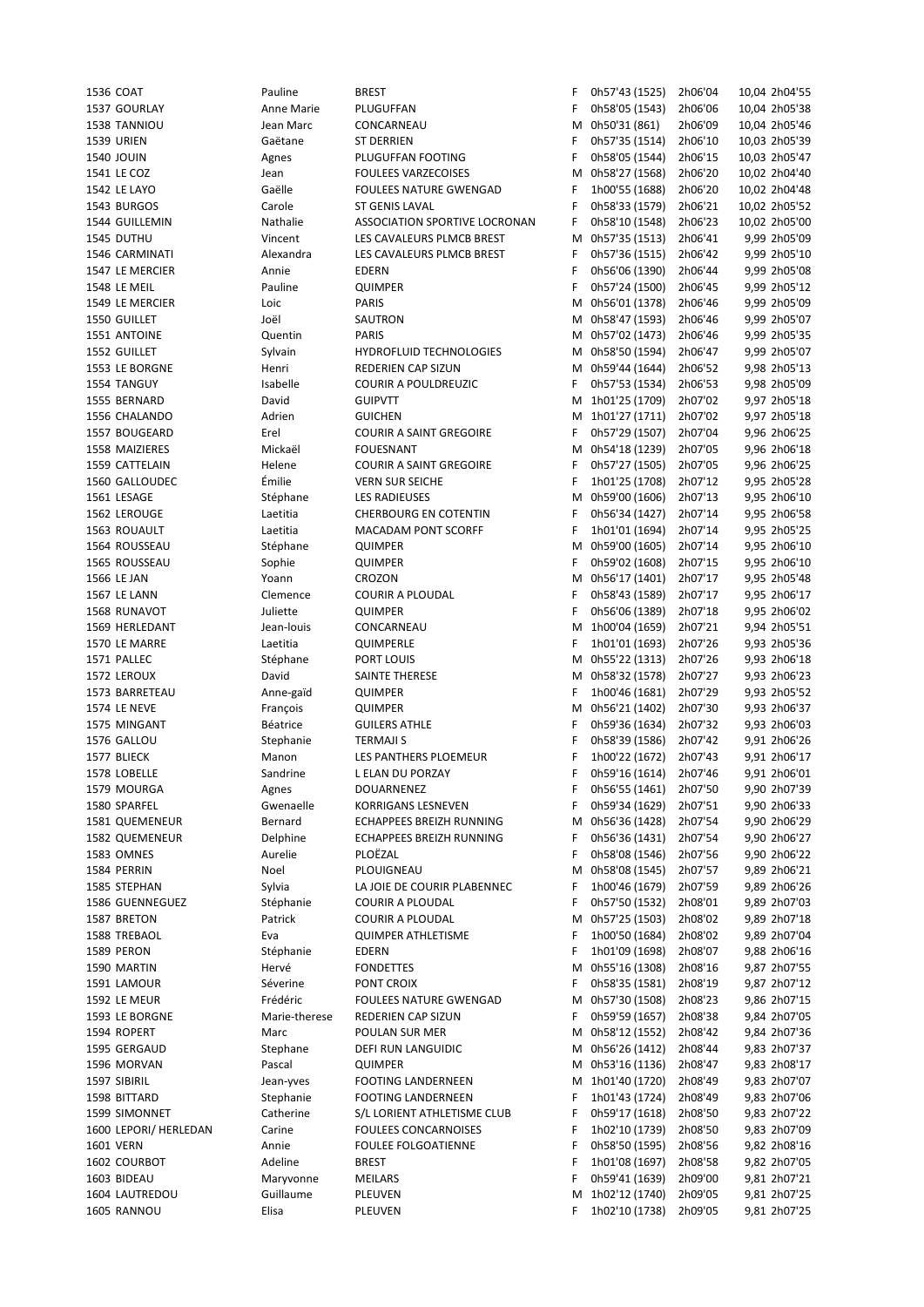| | | | | | | | | |
|---|---|---|---|---|---|---|---|---|
| 1536 | COAT | Pauline | BREST | F | 0h57'43 (1525) | 2h06'04 | 10,04 | 2h04'55 |
| 1537 | GOURLAY | Anne Marie | PLUGUFFAN | F | 0h58'05 (1543) | 2h06'06 | 10,04 | 2h05'38 |
| 1538 | TANNIOU | Jean Marc | CONCARNEAU | M | 0h50'31 (861) | 2h06'09 | 10,04 | 2h05'46 |
| 1539 | URIEN | Gaëtane | ST DERRIEN | F | 0h57'35 (1514) | 2h06'10 | 10,03 | 2h05'39 |
| 1540 | JOUIN | Agnes | PLUGUFFAN FOOTING | F | 0h58'05 (1544) | 2h06'15 | 10,03 | 2h05'47 |
| 1541 | LE COZ | Jean | FOULEES VARZECOISES | M | 0h58'27 (1568) | 2h06'20 | 10,02 | 2h04'40 |
| 1542 | LE LAYO | Gaëlle | FOULEES NATURE GWENGAD | F | 1h00'55 (1688) | 2h06'20 | 10,02 | 2h04'48 |
| 1543 | BURGOS | Carole | ST GENIS LAVAL | F | 0h58'33 (1579) | 2h06'21 | 10,02 | 2h05'52 |
| 1544 | GUILLEMIN | Nathalie | ASSOCIATION SPORTIVE LOCRONAN | F | 0h58'10 (1548) | 2h06'23 | 10,02 | 2h05'00 |
| 1545 | DUTHU | Vincent | LES CAVALEURS PLMCB BREST | M | 0h57'35 (1513) | 2h06'41 | 9,99 | 2h05'09 |
| 1546 | CARMINATI | Alexandra | LES CAVALEURS PLMCB BREST | F | 0h57'36 (1515) | 2h06'42 | 9,99 | 2h05'10 |
| 1547 | LE MERCIER | Annie | EDERN | F | 0h56'06 (1390) | 2h06'44 | 9,99 | 2h05'08 |
| 1548 | LE MEIL | Pauline | QUIMPER | F | 0h57'24 (1500) | 2h06'45 | 9,99 | 2h05'12 |
| 1549 | LE MERCIER | Loic | PARIS | M | 0h56'01 (1378) | 2h06'46 | 9,99 | 2h05'09 |
| 1550 | GUILLET | Joël | SAUTRON | M | 0h58'47 (1593) | 2h06'46 | 9,99 | 2h05'07 |
| 1551 | ANTOINE | Quentin | PARIS | M | 0h57'02 (1473) | 2h06'46 | 9,99 | 2h05'35 |
| 1552 | GUILLET | Sylvain | HYDROFLUID TECHNOLOGIES | M | 0h58'50 (1594) | 2h06'47 | 9,99 | 2h05'07 |
| 1553 | LE BORGNE | Henri | REDERIEN CAP SIZUN | M | 0h59'44 (1644) | 2h06'52 | 9,98 | 2h05'13 |
| 1554 | TANGUY | Isabelle | COURIR A POULDREUZIC | F | 0h57'53 (1534) | 2h06'53 | 9,98 | 2h05'09 |
| 1555 | BERNARD | David | GUIPVTT | M | 1h01'25 (1709) | 2h07'02 | 9,97 | 2h05'18 |
| 1556 | CHALANDO | Adrien | GUICHEN | M | 1h01'27 (1711) | 2h07'02 | 9,97 | 2h05'18 |
| 1557 | BOUGEARD | Erel | COURIR A SAINT GREGOIRE | F | 0h57'29 (1507) | 2h07'04 | 9,96 | 2h06'25 |
| 1558 | MAIZIERES | Mickaël | FOUESNANT | M | 0h54'18 (1239) | 2h07'05 | 9,96 | 2h06'18 |
| 1559 | CATTELAIN | Helene | COURIR A SAINT GREGOIRE | F | 0h57'27 (1505) | 2h07'05 | 9,96 | 2h06'25 |
| 1560 | GALLOUDEC | Émilie | VERN SUR SEICHE | F | 1h01'25 (1708) | 2h07'12 | 9,95 | 2h05'28 |
| 1561 | LESAGE | Stéphane | LES RADIEUSES | M | 0h59'00 (1606) | 2h07'13 | 9,95 | 2h06'10 |
| 1562 | LEROUGE | Laetitia | CHERBOURG EN COTENTIN | F | 0h56'34 (1427) | 2h07'14 | 9,95 | 2h06'58 |
| 1563 | ROUAULT | Laetitia | MACADAM PONT SCORFF | F | 1h01'01 (1694) | 2h07'14 | 9,95 | 2h05'25 |
| 1564 | ROUSSEAU | Stéphane | QUIMPER | M | 0h59'00 (1605) | 2h07'14 | 9,95 | 2h06'10 |
| 1565 | ROUSSEAU | Sophie | QUIMPER | F | 0h59'02 (1608) | 2h07'15 | 9,95 | 2h06'10 |
| 1566 | LE JAN | Yoann | CROZON | M | 0h56'17 (1401) | 2h07'17 | 9,95 | 2h05'48 |
| 1567 | LE LANN | Clemence | COURIR A PLOUDAL | F | 0h58'43 (1589) | 2h07'17 | 9,95 | 2h06'17 |
| 1568 | RUNAVOT | Juliette | QUIMPER | F | 0h56'06 (1389) | 2h07'18 | 9,95 | 2h06'02 |
| 1569 | HERLEDANT | Jean-louis | CONCARNEAU | M | 1h00'04 (1659) | 2h07'21 | 9,94 | 2h05'51 |
| 1570 | LE MARRE | Laetitia | QUIMPERLE | F | 1h01'01 (1693) | 2h07'26 | 9,93 | 2h05'36 |
| 1571 | PALLEC | Stéphane | PORT LOUIS | M | 0h55'22 (1313) | 2h07'26 | 9,93 | 2h06'18 |
| 1572 | LEROUX | David | SAINTE THERESE | M | 0h58'32 (1578) | 2h07'27 | 9,93 | 2h06'23 |
| 1573 | BARRETEAU | Anne-gaïd | QUIMPER | F | 1h00'46 (1681) | 2h07'29 | 9,93 | 2h05'52 |
| 1574 | LE NEVE | François | QUIMPER | M | 0h56'21 (1402) | 2h07'30 | 9,93 | 2h06'37 |
| 1575 | MINGANT | Béatrice | GUILERS ATHLE | F | 0h59'36 (1634) | 2h07'32 | 9,93 | 2h06'03 |
| 1576 | GALLOU | Stephanie | TERMAJI S | F | 0h58'39 (1586) | 2h07'42 | 9,91 | 2h06'26 |
| 1577 | BLIECK | Manon | LES PANTHERS PLOEMEUR | F | 1h00'22 (1672) | 2h07'43 | 9,91 | 2h06'17 |
| 1578 | LOBELLE | Sandrine | L ELAN DU PORZAY | F | 0h59'16 (1614) | 2h07'46 | 9,91 | 2h06'01 |
| 1579 | MOURGA | Agnes | DOUARNENEZ | F | 0h56'55 (1461) | 2h07'50 | 9,90 | 2h07'39 |
| 1580 | SPARFEL | Gwenaelle | KORRIGANS LESNEVEN | F | 0h59'34 (1629) | 2h07'51 | 9,90 | 2h06'33 |
| 1581 | QUEMENEUR | Bernard | ECHAPPEES BREIZH RUNNING | M | 0h56'36 (1428) | 2h07'54 | 9,90 | 2h06'29 |
| 1582 | QUEMENEUR | Delphine | ECHAPPEES BREIZH RUNNING | F | 0h56'36 (1431) | 2h07'54 | 9,90 | 2h06'27 |
| 1583 | OMNES | Aurelie | PLOËZAL | F | 0h58'08 (1546) | 2h07'56 | 9,90 | 2h06'22 |
| 1584 | PERRIN | Noel | PLOUIGNEAU | M | 0h58'08 (1545) | 2h07'57 | 9,89 | 2h06'21 |
| 1585 | STEPHAN | Sylvia | LA JOIE DE COURIR PLABENNEC | F | 1h00'46 (1679) | 2h07'59 | 9,89 | 2h06'26 |
| 1586 | GUENNEGUEZ | Stéphanie | COURIR A PLOUDAL | F | 0h57'50 (1532) | 2h08'01 | 9,89 | 2h07'03 |
| 1587 | BRETON | Patrick | COURIR A PLOUDAL | M | 0h57'25 (1503) | 2h08'02 | 9,89 | 2h07'18 |
| 1588 | TREBAOL | Eva | QUIMPER ATHLETISME | F | 1h00'50 (1684) | 2h08'02 | 9,89 | 2h07'04 |
| 1589 | PERON | Stéphanie | EDERN | F | 1h01'09 (1698) | 2h08'07 | 9,88 | 2h06'16 |
| 1590 | MARTIN | Hervé | FONDETTES | M | 0h55'16 (1308) | 2h08'16 | 9,87 | 2h07'55 |
| 1591 | LAMOUR | Séverine | PONT CROIX | F | 0h58'35 (1581) | 2h08'19 | 9,87 | 2h07'12 |
| 1592 | LE MEUR | Frédéric | FOULEES NATURE GWENGAD | M | 0h57'30 (1508) | 2h08'23 | 9,86 | 2h07'15 |
| 1593 | LE BORGNE | Marie-therese | REDERIEN CAP SIZUN | F | 0h59'59 (1657) | 2h08'38 | 9,84 | 2h07'05 |
| 1594 | ROPERT | Marc | POULAN SUR MER | M | 0h58'12 (1552) | 2h08'42 | 9,84 | 2h07'36 |
| 1595 | GERGAUD | Stephane | DEFI RUN LANGUIDIC | M | 0h56'26 (1412) | 2h08'44 | 9,83 | 2h07'37 |
| 1596 | MORVAN | Pascal | QUIMPER | M | 0h53'16 (1136) | 2h08'47 | 9,83 | 2h08'17 |
| 1597 | SIBIRIL | Jean-yves | FOOTING LANDERNEEN | M | 1h01'40 (1720) | 2h08'49 | 9,83 | 2h07'07 |
| 1598 | BITTARD | Stephanie | FOOTING LANDERNEEN | F | 1h01'43 (1724) | 2h08'49 | 9,83 | 2h07'06 |
| 1599 | SIMONNET | Catherine | S/L LORIENT ATHLETISME CLUB | F | 0h59'17 (1618) | 2h08'50 | 9,83 | 2h07'22 |
| 1600 | LEPORI/ HERLEDAN | Carine | FOULEES CONCARNOISES | F | 1h02'10 (1739) | 2h08'50 | 9,83 | 2h07'09 |
| 1601 | VERN | Annie | FOULEE FOLGOATIENNE | F | 0h58'50 (1595) | 2h08'56 | 9,82 | 2h08'16 |
| 1602 | COURBOT | Adeline | BREST | F | 1h01'08 (1697) | 2h08'58 | 9,82 | 2h07'05 |
| 1603 | BIDEAU | Maryvonne | MEILARS | F | 0h59'41 (1639) | 2h09'00 | 9,81 | 2h07'21 |
| 1604 | LAUTREDOU | Guillaume | PLEUVEN | M | 1h02'12 (1740) | 2h09'05 | 9,81 | 2h07'25 |
| 1605 | RANNOU | Elisa | PLEUVEN | F | 1h02'10 (1738) | 2h09'05 | 9,81 | 2h07'25 |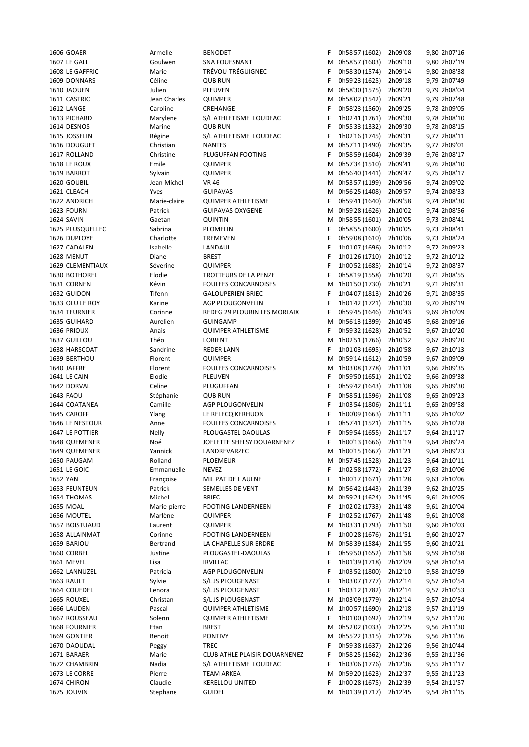| | | | | | | | | |
|---|---|---|---|---|---|---|---|---|
| 1606 | GOAER | Armelle | BENODET | F | 0h58'57 (1602) | 2h09'08 | 9,80 | 2h07'16 |
| 1607 | LE GALL | Goulwen | SNA FOUESNANT | M | 0h58'57 (1603) | 2h09'10 | 9,80 | 2h07'19 |
| 1608 | LE GAFFRIC | Marie | TRÉVOU-TRÉGUIGNEC | F | 0h58'30 (1574) | 2h09'14 | 9,80 | 2h08'38 |
| 1609 | DONNARS | Céline | QUB RUN | F | 0h59'23 (1625) | 2h09'18 | 9,79 | 2h07'49 |
| 1610 | JAOUEN | Julien | PLEUVEN | M | 0h58'30 (1575) | 2h09'20 | 9,79 | 2h08'04 |
| 1611 | CASTRIC | Jean Charles | QUIMPER | M | 0h58'02 (1542) | 2h09'21 | 9,79 | 2h07'48 |
| 1612 | LANGE | Caroline | CREHANGE | F | 0h58'23 (1560) | 2h09'25 | 9,78 | 2h09'05 |
| 1613 | PICHARD | Marylene | S/L ATHLETISME LOUDEAC | F | 1h02'41 (1761) | 2h09'30 | 9,78 | 2h08'10 |
| 1614 | DESNOS | Marine | QUB RUN | F | 0h55'33 (1332) | 2h09'30 | 9,78 | 2h08'15 |
| 1615 | JOSSELIN | Régine | S/L ATHLETISME LOUDEAC | F | 1h02'16 (1745) | 2h09'31 | 9,77 | 2h08'11 |
| 1616 | DOUGUET | Christian | NANTES | M | 0h57'11 (1490) | 2h09'35 | 9,77 | 2h09'01 |
| 1617 | ROLLAND | Christine | PLUGUFFAN FOOTING | F | 0h58'59 (1604) | 2h09'39 | 9,76 | 2h08'17 |
| 1618 | LE ROUX | Emile | QUIMPER | M | 0h57'34 (1510) | 2h09'41 | 9,76 | 2h08'10 |
| 1619 | BARROT | Sylvain | QUIMPER | M | 0h56'40 (1441) | 2h09'47 | 9,75 | 2h08'17 |
| 1620 | GOUBIL | Jean Michel | VR 46 | M | 0h53'57 (1199) | 2h09'56 | 9,74 | 2h09'02 |
| 1621 | CLEACH | Yves | GUIPAVAS | M | 0h56'25 (1408) | 2h09'57 | 9,74 | 2h08'33 |
| 1622 | ANDRICH | Marie-claire | QUIMPER ATHLETISME | F | 0h59'41 (1640) | 2h09'58 | 9,74 | 2h08'30 |
| 1623 | FOURN | Patrick | GUIPAVAS OXYGENE | M | 0h59'28 (1626) | 2h10'02 | 9,74 | 2h08'56 |
| 1624 | SAVIN | Gaetan | QUINTIN | M | 0h58'55 (1601) | 2h10'05 | 9,73 | 2h08'41 |
| 1625 | PLUSQUELLEC | Sabrina | PLOMELIN | F | 0h58'55 (1600) | 2h10'05 | 9,73 | 2h08'41 |
| 1626 | DUPLOYE | Charlotte | TREMEVEN | F | 0h59'08 (1610) | 2h10'06 | 9,73 | 2h08'24 |
| 1627 | CADALEN | Isabelle | LANDAUL | F | 1h01'07 (1696) | 2h10'12 | 9,72 | 2h09'23 |
| 1628 | MENUT | Diane | BREST | F | 1h01'26 (1710) | 2h10'12 | 9,72 | 2h10'12 |
| 1629 | CLEMENTIAUX | Séverine | QUIMPER | F | 1h00'52 (1685) | 2h10'14 | 9,72 | 2h08'37 |
| 1630 | BOTHOREL | Elodie | TROTTEURS DE LA PENZE | F | 0h58'19 (1558) | 2h10'20 | 9,71 | 2h08'55 |
| 1631 | CORNEN | Kévin | FOULEES CONCARNOISES | M | 1h01'50 (1730) | 2h10'21 | 9,71 | 2h09'31 |
| 1632 | GUIDON | Tifenn | GALOUPERIEN BRIEC | F | 1h04'07 (1813) | 2h10'26 | 9,71 | 2h08'35 |
| 1633 | OLU LE ROY | Karine | AGP PLOUGONVELIN | F | 1h01'42 (1721) | 2h10'30 | 9,70 | 2h09'19 |
| 1634 | TEURNIER | Corinne | REDEG 29 PLOURIN LES MORLAIX | F | 0h59'45 (1646) | 2h10'43 | 9,69 | 2h10'09 |
| 1635 | GUIHARD | Aurelien | GUINGAMP | M | 0h56'13 (1399) | 2h10'45 | 9,68 | 2h09'16 |
| 1636 | PRIOUX | Anais | QUIMPER ATHLETISME | F | 0h59'32 (1628) | 2h10'52 | 9,67 | 2h10'20 |
| 1637 | GUILLOU | Théo | LORIENT | M | 1h02'51 (1766) | 2h10'52 | 9,67 | 2h09'20 |
| 1638 | HARSCOAT | Sandrine | REDER LANN | F | 1h01'03 (1695) | 2h10'58 | 9,67 | 2h10'13 |
| 1639 | BERTHOU | Florent | QUIMPER | M | 0h59'14 (1612) | 2h10'59 | 9,67 | 2h09'09 |
| 1640 | JAFFRE | Florent | FOULEES CONCARNOISES | M | 1h03'08 (1778) | 2h11'01 | 9,66 | 2h09'35 |
| 1641 | LE CAIN | Elodie | PLEUVEN | F | 0h59'50 (1651) | 2h11'02 | 9,66 | 2h09'38 |
| 1642 | DORVAL | Celine | PLUGUFFAN | F | 0h59'42 (1643) | 2h11'08 | 9,65 | 2h09'30 |
| 1643 | FAOU | Stéphanie | QUB RUN | F | 0h58'51 (1596) | 2h11'08 | 9,65 | 2h09'23 |
| 1644 | COATANEA | Camille | AGP PLOUGONVELIN | F | 1h03'54 (1806) | 2h11'11 | 9,65 | 2h09'58 |
| 1645 | CAROFF | Ylang | LE RELECQ KERHUON | F | 1h00'09 (1663) | 2h11'11 | 9,65 | 2h10'02 |
| 1646 | LE NESTOUR | Anne | FOULEES CONCARNOISES | F | 0h57'41 (1521) | 2h11'15 | 9,65 | 2h10'28 |
| 1647 | LE POTTIER | Nelly | PLOUGASTEL DAOULAS | F | 0h59'54 (1655) | 2h11'17 | 9,64 | 2h11'17 |
| 1648 | QUEMENER | Noé | JOELETTE SHELSY DOUARNENEZ | F | 1h00'13 (1666) | 2h11'19 | 9,64 | 2h09'24 |
| 1649 | QUEMENER | Yannick | LANDREVARZEC | M | 1h00'15 (1667) | 2h11'21 | 9,64 | 2h09'23 |
| 1650 | PAUGAM | Rolland | PLOEMEUR | M | 0h57'45 (1528) | 2h11'23 | 9,64 | 2h10'11 |
| 1651 | LE GOIC | Emmanuelle | NEVEZ | F | 1h02'58 (1772) | 2h11'27 | 9,63 | 2h10'06 |
| 1652 | YAN | Françoise | MIL PAT DE L AULNE | F | 1h00'17 (1671) | 2h11'28 | 9,63 | 2h10'06 |
| 1653 | FEUNTEUN | Patrick | SEMELLES DE VENT | M | 0h56'42 (1443) | 2h11'39 | 9,62 | 2h10'25 |
| 1654 | THOMAS | Michel | BRIEC | M | 0h59'21 (1624) | 2h11'45 | 9,61 | 2h10'05 |
| 1655 | MOAL | Marie-pierre | FOOTING LANDERNEEN | F | 1h02'02 (1733) | 2h11'48 | 9,61 | 2h10'04 |
| 1656 | MOUTEL | Marlène | QUIMPER | F | 1h02'52 (1767) | 2h11'48 | 9,61 | 2h10'08 |
| 1657 | BOISTUAUD | Laurent | QUIMPER | M | 1h03'31 (1793) | 2h11'50 | 9,60 | 2h10'03 |
| 1658 | ALLAINMAT | Corinne | FOOTING LANDERNEEN | F | 1h00'28 (1676) | 2h11'51 | 9,60 | 2h10'27 |
| 1659 | BARIOU | Bertrand | LA CHAPELLE SUR ERDRE | M | 0h58'39 (1584) | 2h11'55 | 9,60 | 2h10'21 |
| 1660 | CORBEL | Justine | PLOUGASTEL-DAOULAS | F | 0h59'50 (1652) | 2h11'58 | 9,59 | 2h10'58 |
| 1661 | MEVEL | Lisa | IRVILLAC | F | 1h01'39 (1718) | 2h12'09 | 9,58 | 2h10'34 |
| 1662 | LANNUZEL | Patricia | AGP PLOUGONVELIN | F | 1h03'52 (1800) | 2h12'10 | 9,58 | 2h10'59 |
| 1663 | RAULT | Sylvie | S/L JS PLOUGENAST | F | 1h03'07 (1777) | 2h12'14 | 9,57 | 2h10'54 |
| 1664 | COUEDEL | Lenora | S/L JS PLOUGENAST | F | 1h03'12 (1782) | 2h12'14 | 9,57 | 2h10'53 |
| 1665 | ROUXEL | Christan | S/L JS PLOUGENAST | M | 1h03'09 (1779) | 2h12'14 | 9,57 | 2h10'54 |
| 1666 | LAUDEN | Pascal | QUIMPER ATHLETISME | M | 1h00'57 (1690) | 2h12'18 | 9,57 | 2h11'19 |
| 1667 | ROUSSEAU | Solenn | QUIMPER ATHLETISME | F | 1h01'00 (1692) | 2h12'19 | 9,57 | 2h11'20 |
| 1668 | FOURNIER | Etan | BREST | M | 0h52'02 (1033) | 2h12'25 | 9,56 | 2h11'30 |
| 1669 | GONTIER | Benoit | PONTIVY | M | 0h55'22 (1315) | 2h12'26 | 9,56 | 2h11'36 |
| 1670 | DAOUDAL | Peggy | TREC | F | 0h59'38 (1637) | 2h12'26 | 9,56 | 2h10'44 |
| 1671 | BARAER | Marie | CLUB ATHLE PLAISIR DOUARNENEZ | F | 0h58'25 (1562) | 2h12'36 | 9,55 | 2h11'36 |
| 1672 | CHAMBRIN | Nadia | S/L ATHLETISME LOUDEAC | F | 1h03'06 (1776) | 2h12'36 | 9,55 | 2h11'17 |
| 1673 | LE CORRE | Pierre | TEAM ARKEA | M | 0h59'20 (1623) | 2h12'37 | 9,55 | 2h11'23 |
| 1674 | CHIRON | Claudie | KERELLOU UNITED | F | 1h00'28 (1675) | 2h12'39 | 9,54 | 2h11'57 |
| 1675 | JOUVIN | Stephane | GUIDEL | M | 1h01'39 (1717) | 2h12'45 | 9,54 | 2h11'15 |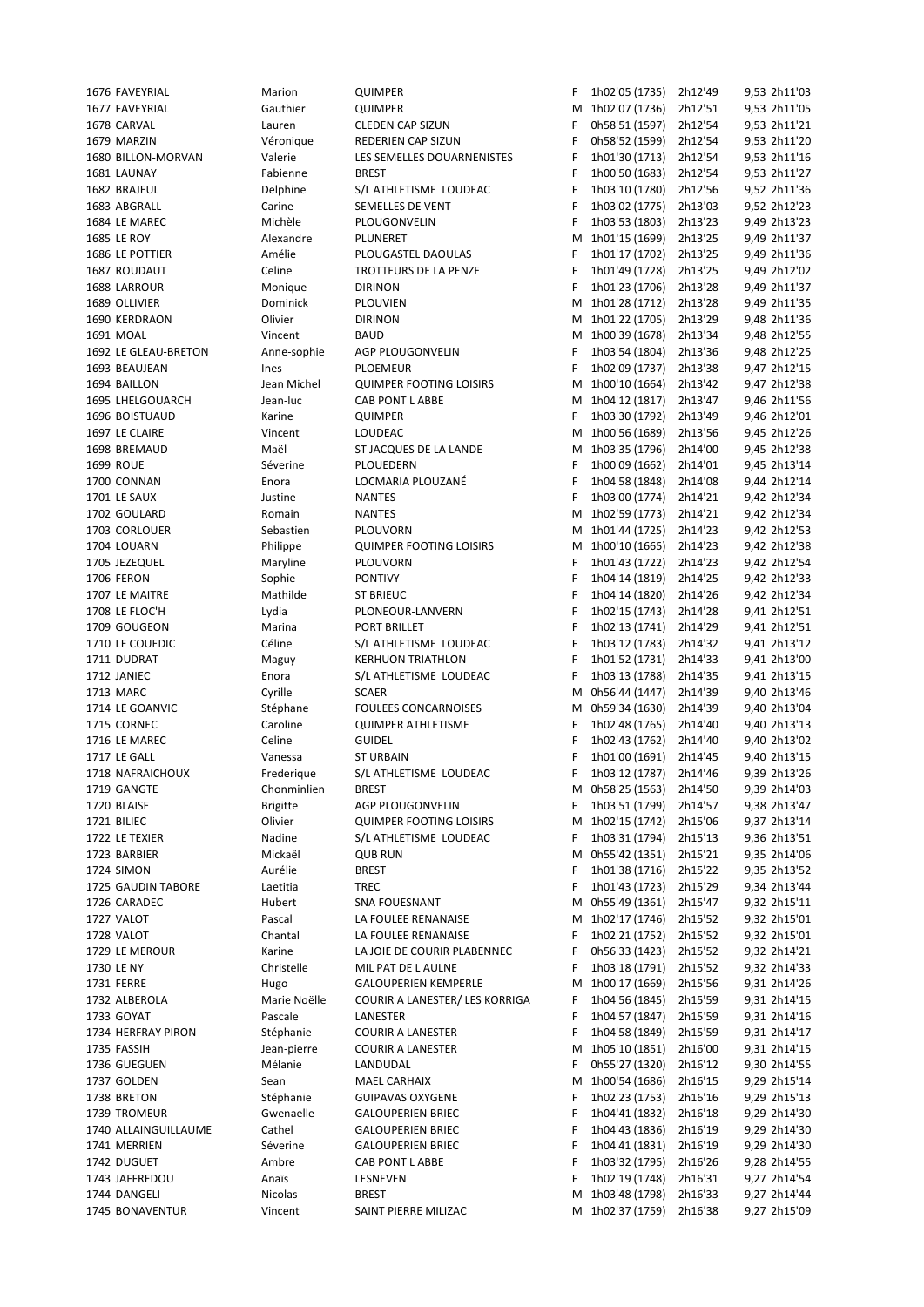| | | | | | | | | |
|---|---|---|---|---|---|---|---|---|
| 1676 | FAVEYRIAL | Marion | QUIMPER | F | 1h02'05 (1735) | 2h12'49 | 9,53 | 2h11'03 |
| 1677 | FAVEYRIAL | Gauthier | QUIMPER | M | 1h02'07 (1736) | 2h12'51 | 9,53 | 2h11'05 |
| 1678 | CARVAL | Lauren | CLEDEN CAP SIZUN | F | 0h58'51 (1597) | 2h12'54 | 9,53 | 2h11'21 |
| 1679 | MARZIN | Véronique | REDERIEN CAP SIZUN | F | 0h58'52 (1599) | 2h12'54 | 9,53 | 2h11'20 |
| 1680 | BILLON-MORVAN | Valerie | LES SEMELLES DOUARNENISTES | F | 1h01'30 (1713) | 2h12'54 | 9,53 | 2h11'16 |
| 1681 | LAUNAY | Fabienne | BREST | F | 1h00'50 (1683) | 2h12'54 | 9,53 | 2h11'27 |
| 1682 | BRAJEUL | Delphine | S/L ATHLETISME LOUDEAC | F | 1h03'10 (1780) | 2h12'56 | 9,52 | 2h11'36 |
| 1683 | ABGRALL | Carine | SEMELLES DE VENT | F | 1h03'02 (1775) | 2h13'03 | 9,52 | 2h12'23 |
| 1684 | LE MAREC | Michèle | PLOUGONVELIN | F | 1h03'53 (1803) | 2h13'23 | 9,49 | 2h13'23 |
| 1685 | LE ROY | Alexandre | PLUNERET | M | 1h01'15 (1699) | 2h13'25 | 9,49 | 2h11'37 |
| 1686 | LE POTTIER | Amélie | PLOUGASTEL DAOULAS | F | 1h01'17 (1702) | 2h13'25 | 9,49 | 2h11'36 |
| 1687 | ROUDAUT | Celine | TROTTEURS DE LA PENZE | F | 1h01'49 (1728) | 2h13'25 | 9,49 | 2h12'02 |
| 1688 | LARROUR | Monique | DIRINON | F | 1h01'23 (1706) | 2h13'28 | 9,49 | 2h11'37 |
| 1689 | OLLIVIER | Dominick | PLOUVIEN | M | 1h01'28 (1712) | 2h13'28 | 9,49 | 2h11'35 |
| 1690 | KERDRAON | Olivier | DIRINON | M | 1h01'22 (1705) | 2h13'29 | 9,48 | 2h11'36 |
| 1691 | MOAL | Vincent | BAUD | M | 1h00'39 (1678) | 2h13'34 | 9,48 | 2h12'55 |
| 1692 | LE GLEAU-BRETON | Anne-sophie | AGP PLOUGONVELIN | F | 1h03'54 (1804) | 2h13'36 | 9,48 | 2h12'25 |
| 1693 | BEAUJEAN | Ines | PLOEMEUR | F | 1h02'09 (1737) | 2h13'38 | 9,47 | 2h12'15 |
| 1694 | BAILLON | Jean Michel | QUIMPER FOOTING LOISIRS | M | 1h00'10 (1664) | 2h13'42 | 9,47 | 2h12'38 |
| 1695 | LHELGOUARCH | Jean-luc | CAB PONT L ABBE | M | 1h04'12 (1817) | 2h13'47 | 9,46 | 2h11'56 |
| 1696 | BOISTUAUD | Karine | QUIMPER | F | 1h03'30 (1792) | 2h13'49 | 9,46 | 2h12'01 |
| 1697 | LE CLAIRE | Vincent | LOUDEAC | M | 1h00'56 (1689) | 2h13'56 | 9,45 | 2h12'26 |
| 1698 | BREMAUD | Maël | ST JACQUES DE LA LANDE | M | 1h03'35 (1796) | 2h14'00 | 9,45 | 2h12'38 |
| 1699 | ROUE | Séverine | PLOUEDERN | F | 1h00'09 (1662) | 2h14'01 | 9,45 | 2h13'14 |
| 1700 | CONNAN | Enora | LOCMARIA PLOUZANÉ | F | 1h04'58 (1848) | 2h14'08 | 9,44 | 2h12'14 |
| 1701 | LE SAUX | Justine | NANTES | F | 1h03'00 (1774) | 2h14'21 | 9,42 | 2h12'34 |
| 1702 | GOULARD | Romain | NANTES | M | 1h02'59 (1773) | 2h14'21 | 9,42 | 2h12'34 |
| 1703 | CORLOUER | Sebastien | PLOUVORN | M | 1h01'44 (1725) | 2h14'23 | 9,42 | 2h12'53 |
| 1704 | LOUARN | Philippe | QUIMPER FOOTING LOISIRS | M | 1h00'10 (1665) | 2h14'23 | 9,42 | 2h12'38 |
| 1705 | JEZEQUEL | Maryline | PLOUVORN | F | 1h01'43 (1722) | 2h14'23 | 9,42 | 2h12'54 |
| 1706 | FERON | Sophie | PONTIVY | F | 1h04'14 (1819) | 2h14'25 | 9,42 | 2h12'33 |
| 1707 | LE MAITRE | Mathilde | ST BRIEUC | F | 1h04'14 (1820) | 2h14'26 | 9,42 | 2h12'34 |
| 1708 | LE FLOC'H | Lydia | PLONEOUR-LANVERN | F | 1h02'15 (1743) | 2h14'28 | 9,41 | 2h12'51 |
| 1709 | GOUGEON | Marina | PORT BRILLET | F | 1h02'13 (1741) | 2h14'29 | 9,41 | 2h12'51 |
| 1710 | LE COUEDIC | Céline | S/L ATHLETISME LOUDEAC | F | 1h03'12 (1783) | 2h14'32 | 9,41 | 2h13'12 |
| 1711 | DUDRAT | Maguy | KERHUON TRIATHLON | F | 1h01'52 (1731) | 2h14'33 | 9,41 | 2h13'00 |
| 1712 | JANIEC | Enora | S/L ATHLETISME LOUDEAC | F | 1h03'13 (1788) | 2h14'35 | 9,41 | 2h13'15 |
| 1713 | MARC | Cyrille | SCAER | M | 0h56'44 (1447) | 2h14'39 | 9,40 | 2h13'46 |
| 1714 | LE GOANVIC | Stéphane | FOULEES CONCARNOISES | M | 0h59'34 (1630) | 2h14'39 | 9,40 | 2h13'04 |
| 1715 | CORNEC | Caroline | QUIMPER ATHLETISME | F | 1h02'48 (1765) | 2h14'40 | 9,40 | 2h13'13 |
| 1716 | LE MAREC | Celine | GUIDEL | F | 1h02'43 (1762) | 2h14'40 | 9,40 | 2h13'02 |
| 1717 | LE GALL | Vanessa | ST URBAIN | F | 1h01'00 (1691) | 2h14'45 | 9,40 | 2h13'15 |
| 1718 | NAFRAICHOUX | Frederique | S/L ATHLETISME LOUDEAC | F | 1h03'12 (1787) | 2h14'46 | 9,39 | 2h13'26 |
| 1719 | GANGTE | Chonminlien | BREST | M | 0h58'25 (1563) | 2h14'50 | 9,39 | 2h14'03 |
| 1720 | BLAISE | Brigitte | AGP PLOUGONVELIN | F | 1h03'51 (1799) | 2h14'57 | 9,38 | 2h13'47 |
| 1721 | BILIEC | Olivier | QUIMPER FOOTING LOISIRS | M | 1h02'15 (1742) | 2h15'06 | 9,37 | 2h13'14 |
| 1722 | LE TEXIER | Nadine | S/L ATHLETISME LOUDEAC | F | 1h03'31 (1794) | 2h15'13 | 9,36 | 2h13'51 |
| 1723 | BARBIER | Mickaël | QUB RUN | M | 0h55'42 (1351) | 2h15'21 | 9,35 | 2h14'06 |
| 1724 | SIMON | Aurélie | BREST | F | 1h01'38 (1716) | 2h15'22 | 9,35 | 2h13'52 |
| 1725 | GAUDIN TABORE | Laetitia | TREC | F | 1h01'43 (1723) | 2h15'29 | 9,34 | 2h13'44 |
| 1726 | CARADEC | Hubert | SNA FOUESNANT | M | 0h55'49 (1361) | 2h15'47 | 9,32 | 2h15'11 |
| 1727 | VALOT | Pascal | LA FOULEE RENANAISE | M | 1h02'17 (1746) | 2h15'52 | 9,32 | 2h15'01 |
| 1728 | VALOT | Chantal | LA FOULEE RENANAISE | F | 1h02'21 (1752) | 2h15'52 | 9,32 | 2h15'01 |
| 1729 | LE MEROUR | Karine | LA JOIE DE COURIR PLABENNEC | F | 0h56'33 (1423) | 2h15'52 | 9,32 | 2h14'21 |
| 1730 | LE NY | Christelle | MIL PAT DE L AULNE | F | 1h03'18 (1791) | 2h15'52 | 9,32 | 2h14'33 |
| 1731 | FERRE | Hugo | GALOUPERIEN KEMPERLE | M | 1h00'17 (1669) | 2h15'56 | 9,31 | 2h14'26 |
| 1732 | ALBEROLA | Marie Noëlle | COURIR A LANESTER/ LES KORRIGA | F | 1h04'56 (1845) | 2h15'59 | 9,31 | 2h14'15 |
| 1733 | GOYAT | Pascale | LANESTER | F | 1h04'57 (1847) | 2h15'59 | 9,31 | 2h14'16 |
| 1734 | HERFRAY PIRON | Stéphanie | COURIR A LANESTER | F | 1h04'58 (1849) | 2h15'59 | 9,31 | 2h14'17 |
| 1735 | FASSIH | Jean-pierre | COURIR A LANESTER | M | 1h05'10 (1851) | 2h16'00 | 9,31 | 2h14'15 |
| 1736 | GUEGUEN | Mélanie | LANDUDAL | F | 0h55'27 (1320) | 2h16'12 | 9,30 | 2h14'55 |
| 1737 | GOLDEN | Sean | MAEL CARHAIX | M | 1h00'54 (1686) | 2h16'15 | 9,29 | 2h15'14 |
| 1738 | BRETON | Stéphanie | GUIPAVAS OXYGENE | F | 1h02'23 (1753) | 2h16'16 | 9,29 | 2h15'13 |
| 1739 | TROMEUR | Gwenaelle | GALOUPERIEN BRIEC | F | 1h04'41 (1832) | 2h16'18 | 9,29 | 2h14'30 |
| 1740 | ALLAINGUILLAUME | Cathel | GALOUPERIEN BRIEC | F | 1h04'43 (1836) | 2h16'19 | 9,29 | 2h14'30 |
| 1741 | MERRIEN | Séverine | GALOUPERIEN BRIEC | F | 1h04'41 (1831) | 2h16'19 | 9,29 | 2h14'30 |
| 1742 | DUGUET | Ambre | CAB PONT L ABBE | F | 1h03'32 (1795) | 2h16'26 | 9,28 | 2h14'55 |
| 1743 | JAFFREDOU | Anaïs | LESNEVEN | F | 1h02'19 (1748) | 2h16'31 | 9,27 | 2h14'54 |
| 1744 | DANGELI | Nicolas | BREST | M | 1h03'48 (1798) | 2h16'33 | 9,27 | 2h14'44 |
| 1745 | BONAVENTUR | Vincent | SAINT PIERRE MILIZAC | M | 1h02'37 (1759) | 2h16'38 | 9,27 | 2h15'09 |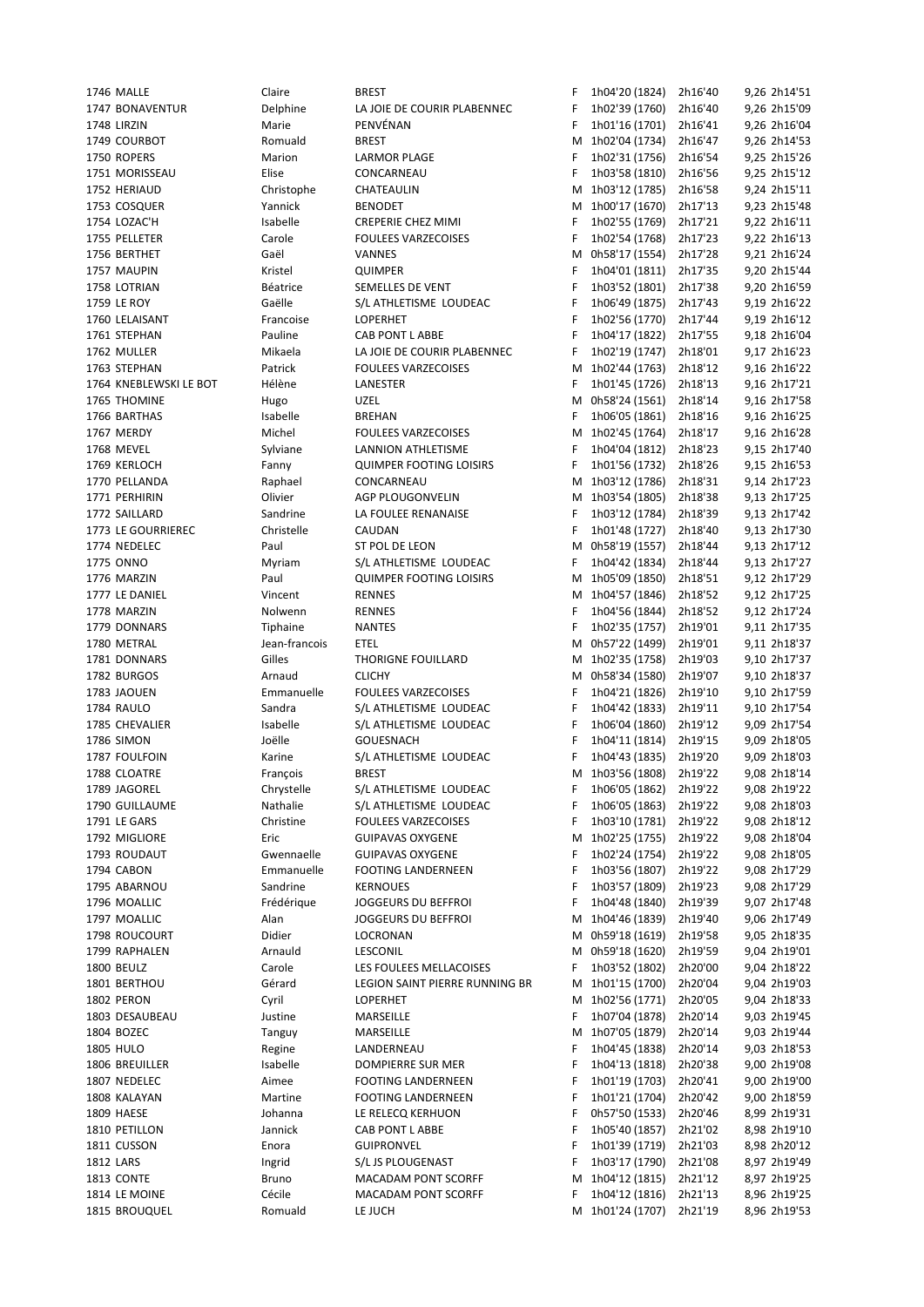| | | | | | | | | |
|---|---|---|---|---|---|---|---|---|
| 1746 | MALLE | Claire | BREST | F | 1h04'20 (1824) | 2h16'40 | 9,26 | 2h14'51 |
| 1747 | BONAVENTUR | Delphine | LA JOIE DE COURIR PLABENNEC | F | 1h02'39 (1760) | 2h16'40 | 9,26 | 2h15'09 |
| 1748 | LIRZIN | Marie | PENVÉNAN | F | 1h01'16 (1701) | 2h16'41 | 9,26 | 2h16'04 |
| 1749 | COURBOT | Romuald | BREST | M | 1h02'04 (1734) | 2h16'47 | 9,26 | 2h14'53 |
| 1750 | ROPERS | Marion | LARMOR PLAGE | F | 1h02'31 (1756) | 2h16'54 | 9,25 | 2h15'26 |
| 1751 | MORISSEAU | Elise | CONCARNEAU | F | 1h03'58 (1810) | 2h16'56 | 9,25 | 2h15'12 |
| 1752 | HERIAUD | Christophe | CHATEAULIN | M | 1h03'12 (1785) | 2h16'58 | 9,24 | 2h15'11 |
| 1753 | COSQUER | Yannick | BENODET | M | 1h00'17 (1670) | 2h17'13 | 9,23 | 2h15'48 |
| 1754 | LOZAC'H | Isabelle | CREPERIE CHEZ MIMI | F | 1h02'55 (1769) | 2h17'21 | 9,22 | 2h16'11 |
| 1755 | PELLETER | Carole | FOULEES VARZECOISES | F | 1h02'54 (1768) | 2h17'23 | 9,22 | 2h16'13 |
| 1756 | BERTHET | Gaël | VANNES | M | 0h58'17 (1554) | 2h17'28 | 9,21 | 2h16'24 |
| 1757 | MAUPIN | Kristel | QUIMPER | F | 1h04'01 (1811) | 2h17'35 | 9,20 | 2h15'44 |
| 1758 | LOTRIAN | Béatrice | SEMELLES DE VENT | F | 1h03'52 (1801) | 2h17'38 | 9,20 | 2h16'59 |
| 1759 | LE ROY | Gaëlle | S/L ATHLETISME LOUDEAC | F | 1h06'49 (1875) | 2h17'43 | 9,19 | 2h16'22 |
| 1760 | LELAISANT | Francoise | LOPERHET | F | 1h02'56 (1770) | 2h17'44 | 9,19 | 2h16'12 |
| 1761 | STEPHAN | Pauline | CAB PONT L ABBE | F | 1h04'17 (1822) | 2h17'55 | 9,18 | 2h16'04 |
| 1762 | MULLER | Mikaela | LA JOIE DE COURIR PLABENNEC | F | 1h02'19 (1747) | 2h18'01 | 9,17 | 2h16'23 |
| 1763 | STEPHAN | Patrick | FOULEES VARZECOISES | M | 1h02'44 (1763) | 2h18'12 | 9,16 | 2h16'22 |
| 1764 | KNEBLEWSKI LE BOT | Hélène | LANESTER | F | 1h01'45 (1726) | 2h18'13 | 9,16 | 2h17'21 |
| 1765 | THOMINE | Hugo | UZEL | M | 0h58'24 (1561) | 2h18'14 | 9,16 | 2h17'58 |
| 1766 | BARTHAS | Isabelle | BREHAN | F | 1h06'05 (1861) | 2h18'16 | 9,16 | 2h16'25 |
| 1767 | MERDY | Michel | FOULEES VARZECOISES | M | 1h02'45 (1764) | 2h18'17 | 9,16 | 2h16'28 |
| 1768 | MEVEL | Sylviane | LANNION ATHLETISME | F | 1h04'04 (1812) | 2h18'23 | 9,15 | 2h17'40 |
| 1769 | KERLOCH | Fanny | QUIMPER FOOTING LOISIRS | F | 1h01'56 (1732) | 2h18'26 | 9,15 | 2h16'53 |
| 1770 | PELLANDA | Raphael | CONCARNEAU | M | 1h03'12 (1786) | 2h18'31 | 9,14 | 2h17'23 |
| 1771 | PERHIRIN | Olivier | AGP PLOUGONVELIN | M | 1h03'54 (1805) | 2h18'38 | 9,13 | 2h17'25 |
| 1772 | SAILLARD | Sandrine | LA FOULEE RENANAISE | F | 1h03'12 (1784) | 2h18'39 | 9,13 | 2h17'42 |
| 1773 | LE GOURRIEREC | Christelle | CAUDAN | F | 1h01'48 (1727) | 2h18'40 | 9,13 | 2h17'30 |
| 1774 | NEDELEC | Paul | ST POL DE LEON | M | 0h58'19 (1557) | 2h18'44 | 9,13 | 2h17'17 |
| 1775 | ONNO | Myriam | S/L ATHLETISME LOUDEAC | F | 1h04'42 (1834) | 2h18'44 | 9,13 | 2h17'27 |
| 1776 | MARZIN | Paul | QUIMPER FOOTING LOISIRS | M | 1h05'09 (1850) | 2h18'51 | 9,12 | 2h17'29 |
| 1777 | LE DANIEL | Vincent | RENNES | M | 1h04'57 (1846) | 2h18'52 | 9,12 | 2h17'25 |
| 1778 | MARZIN | Nolwenn | RENNES | F | 1h04'56 (1844) | 2h18'52 | 9,12 | 2h17'24 |
| 1779 | DONNARS | Tiphaine | NANTES | F | 1h02'35 (1757) | 2h19'01 | 9,11 | 2h17'35 |
| 1780 | METRAL | Jean-francois | ETEL | M | 0h57'22 (1499) | 2h19'01 | 9,11 | 2h18'37 |
| 1781 | DONNARS | Gilles | THORIGNE FOUILLARD | M | 1h02'35 (1758) | 2h19'03 | 9,10 | 2h17'37 |
| 1782 | BURGOS | Arnaud | CLICHY | M | 0h58'34 (1580) | 2h19'07 | 9,10 | 2h18'37 |
| 1783 | JAOUEN | Emmanuelle | FOULEES VARZECOISES | F | 1h04'21 (1826) | 2h19'10 | 9,10 | 2h17'59 |
| 1784 | RAULO | Sandra | S/L ATHLETISME LOUDEAC | F | 1h04'42 (1833) | 2h19'11 | 9,10 | 2h17'54 |
| 1785 | CHEVALIER | Isabelle | S/L ATHLETISME LOUDEAC | F | 1h06'04 (1860) | 2h19'12 | 9,09 | 2h17'54 |
| 1786 | SIMON | Joëlle | GOUESNACH | F | 1h04'11 (1814) | 2h19'15 | 9,09 | 2h18'05 |
| 1787 | FOULFOIN | Karine | S/L ATHLETISME LOUDEAC | F | 1h04'43 (1835) | 2h19'20 | 9,09 | 2h18'03 |
| 1788 | CLOATRE | François | BREST | M | 1h03'56 (1808) | 2h19'22 | 9,08 | 2h18'14 |
| 1789 | JAGOREL | Chrystelle | S/L ATHLETISME LOUDEAC | F | 1h06'05 (1862) | 2h19'22 | 9,08 | 2h19'22 |
| 1790 | GUILLAUME | Nathalie | S/L ATHLETISME LOUDEAC | F | 1h06'05 (1863) | 2h19'22 | 9,08 | 2h18'03 |
| 1791 | LE GARS | Christine | FOULEES VARZECOISES | F | 1h03'10 (1781) | 2h19'22 | 9,08 | 2h18'12 |
| 1792 | MIGLIORE | Eric | GUIPAVAS OXYGENE | M | 1h02'25 (1755) | 2h19'22 | 9,08 | 2h18'04 |
| 1793 | ROUDAUT | Gwennaelle | GUIPAVAS OXYGENE | F | 1h02'24 (1754) | 2h19'22 | 9,08 | 2h18'05 |
| 1794 | CABON | Emmanuelle | FOOTING LANDERNEEN | F | 1h03'56 (1807) | 2h19'22 | 9,08 | 2h17'29 |
| 1795 | ABARNOU | Sandrine | KERNOUES | F | 1h03'57 (1809) | 2h19'23 | 9,08 | 2h17'29 |
| 1796 | MOALLIC | Frédérique | JOGGEURS DU BEFFROI | F | 1h04'48 (1840) | 2h19'39 | 9,07 | 2h17'48 |
| 1797 | MOALLIC | Alan | JOGGEURS DU BEFFROI | M | 1h04'46 (1839) | 2h19'40 | 9,06 | 2h17'49 |
| 1798 | ROUCOURT | Didier | LOCRONAN | M | 0h59'18 (1619) | 2h19'58 | 9,05 | 2h18'35 |
| 1799 | RAPHALEN | Arnauld | LESCONIL | M | 0h59'18 (1620) | 2h19'59 | 9,04 | 2h19'01 |
| 1800 | BEULZ | Carole | LES FOULEES MELLACOISES | F | 1h03'52 (1802) | 2h20'00 | 9,04 | 2h18'22 |
| 1801 | BERTHOU | Gérard | LEGION SAINT PIERRE RUNNING BR | M | 1h01'15 (1700) | 2h20'04 | 9,04 | 2h19'03 |
| 1802 | PERON | Cyril | LOPERHET | M | 1h02'56 (1771) | 2h20'05 | 9,04 | 2h18'33 |
| 1803 | DESAUBEAU | Justine | MARSEILLE | F | 1h07'04 (1878) | 2h20'14 | 9,03 | 2h19'45 |
| 1804 | BOZEC | Tanguy | MARSEILLE | M | 1h07'05 (1879) | 2h20'14 | 9,03 | 2h19'44 |
| 1805 | HULO | Regine | LANDERNEAU | F | 1h04'45 (1838) | 2h20'14 | 9,03 | 2h18'53 |
| 1806 | BREUILLER | Isabelle | DOMPIERRE SUR MER | F | 1h04'13 (1818) | 2h20'38 | 9,00 | 2h19'08 |
| 1807 | NEDELEC | Aimee | FOOTING LANDERNEEN | F | 1h01'19 (1703) | 2h20'41 | 9,00 | 2h19'00 |
| 1808 | KALAYAN | Martine | FOOTING LANDERNEEN | F | 1h01'21 (1704) | 2h20'42 | 9,00 | 2h18'59 |
| 1809 | HAESE | Johanna | LE RELECQ KERHUON | F | 0h57'50 (1533) | 2h20'46 | 8,99 | 2h19'31 |
| 1810 | PETILLON | Jannick | CAB PONT L ABBE | F | 1h05'40 (1857) | 2h21'02 | 8,98 | 2h19'10 |
| 1811 | CUSSON | Enora | GUIPRONVEL | F | 1h01'39 (1719) | 2h21'03 | 8,98 | 2h20'12 |
| 1812 | LARS | Ingrid | S/L JS PLOUGENAST | F | 1h03'17 (1790) | 2h21'08 | 8,97 | 2h19'49 |
| 1813 | CONTE | Bruno | MACADAM PONT SCORFF | M | 1h04'12 (1815) | 2h21'12 | 8,97 | 2h19'25 |
| 1814 | LE MOINE | Cécile | MACADAM PONT SCORFF | F | 1h04'12 (1816) | 2h21'13 | 8,96 | 2h19'25 |
| 1815 | BROUQUEL | Romuald | LE JUCH | M | 1h01'24 (1707) | 2h21'19 | 8,96 | 2h19'53 |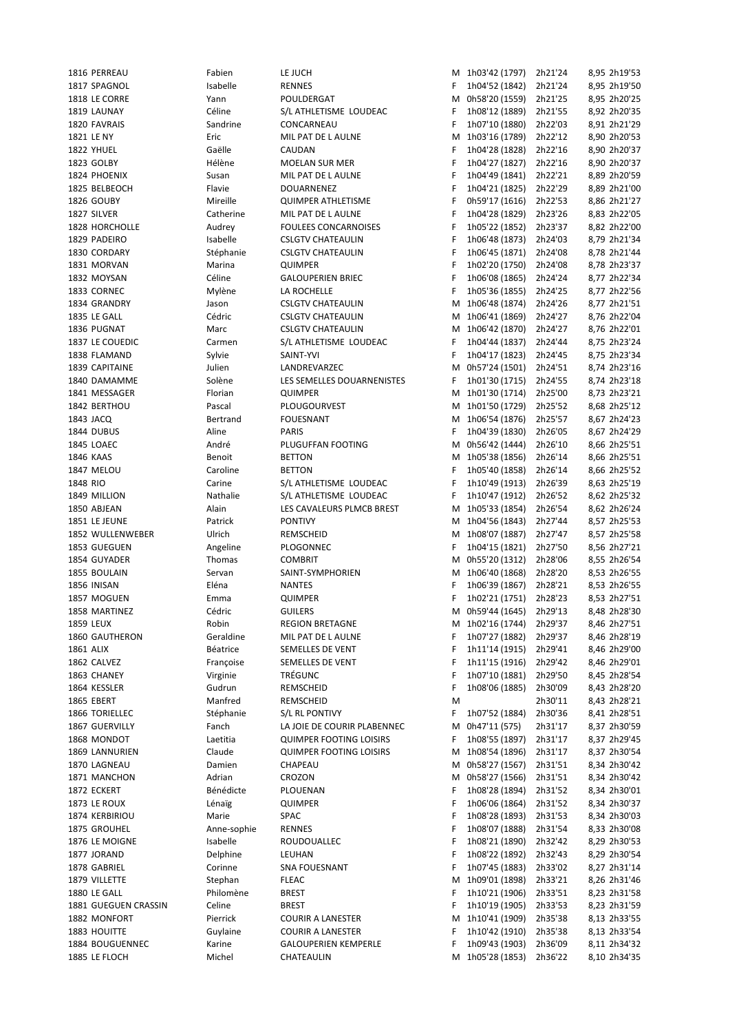| | | | | | | | | |
|---|---|---|---|---|---|---|---|---|
| 1816 | PERREAU | Fabien | LE JUCH | M | 1h03'42 (1797) | 2h21'24 | 8,95 | 2h19'53 |
| 1817 | SPAGNOL | Isabelle | RENNES | F | 1h04'52 (1842) | 2h21'24 | 8,95 | 2h19'50 |
| 1818 | LE CORRE | Yann | POULDERGAT | M | 0h58'20 (1559) | 2h21'25 | 8,95 | 2h20'25 |
| 1819 | LAUNAY | Céline | S/L ATHLETISME LOUDEAC | F | 1h08'12 (1889) | 2h21'55 | 8,92 | 2h20'35 |
| 1820 | FAVRAIS | Sandrine | CONCARNEAU | F | 1h07'10 (1880) | 2h22'03 | 8,91 | 2h21'29 |
| 1821 | LE NY | Eric | MIL PAT DE L AULNE | M | 1h03'16 (1789) | 2h22'12 | 8,90 | 2h20'53 |
| 1822 | YHUEL | Gaëlle | CAUDAN | F | 1h04'28 (1828) | 2h22'16 | 8,90 | 2h20'37 |
| 1823 | GOLBY | Hélène | MOELAN SUR MER | F | 1h04'27 (1827) | 2h22'16 | 8,90 | 2h20'37 |
| 1824 | PHOENIX | Susan | MIL PAT DE L AULNE | F | 1h04'49 (1841) | 2h22'21 | 8,89 | 2h20'59 |
| 1825 | BELBEOCH | Flavie | DOUARNENEZ | F | 1h04'21 (1825) | 2h22'29 | 8,89 | 2h21'00 |
| 1826 | GOUBY | Mireille | QUIMPER ATHLETISME | F | 0h59'17 (1616) | 2h22'53 | 8,86 | 2h21'27 |
| 1827 | SILVER | Catherine | MIL PAT DE L AULNE | F | 1h04'28 (1829) | 2h23'26 | 8,83 | 2h22'05 |
| 1828 | HORCHOLLE | Audrey | FOULEES CONCARNOISES | F | 1h05'22 (1852) | 2h23'37 | 8,82 | 2h22'00 |
| 1829 | PADEIRO | Isabelle | CSLGTV CHATEAULIN | F | 1h06'48 (1873) | 2h24'03 | 8,79 | 2h21'34 |
| 1830 | CORDARY | Stéphanie | CSLGTV CHATEAULIN | F | 1h06'45 (1871) | 2h24'08 | 8,78 | 2h21'44 |
| 1831 | MORVAN | Marina | QUIMPER | F | 1h02'20 (1750) | 2h24'08 | 8,78 | 2h23'37 |
| 1832 | MOYSAN | Céline | GALOUPERIEN BRIEC | F | 1h06'08 (1865) | 2h24'24 | 8,77 | 2h22'34 |
| 1833 | CORNEC | Mylène | LA ROCHELLE | F | 1h05'36 (1855) | 2h24'25 | 8,77 | 2h22'56 |
| 1834 | GRANDRY | Jason | CSLGTV CHATEAULIN | M | 1h06'48 (1874) | 2h24'26 | 8,77 | 2h21'51 |
| 1835 | LE GALL | Cédric | CSLGTV CHATEAULIN | M | 1h06'41 (1869) | 2h24'27 | 8,76 | 2h22'04 |
| 1836 | PUGNAT | Marc | CSLGTV CHATEAULIN | M | 1h06'42 (1870) | 2h24'27 | 8,76 | 2h22'01 |
| 1837 | LE COUEDIC | Carmen | S/L ATHLETISME LOUDEAC | F | 1h04'44 (1837) | 2h24'44 | 8,75 | 2h23'24 |
| 1838 | FLAMAND | Sylvie | SAINT-YVI | F | 1h04'17 (1823) | 2h24'45 | 8,75 | 2h23'34 |
| 1839 | CAPITAINE | Julien | LANDREVARZEC | M | 0h57'24 (1501) | 2h24'51 | 8,74 | 2h23'16 |
| 1840 | DAMAMME | Solène | LES SEMELLES DOUARNENISTES | F | 1h01'30 (1715) | 2h24'55 | 8,74 | 2h23'18 |
| 1841 | MESSAGER | Florian | QUIMPER | M | 1h01'30 (1714) | 2h25'00 | 8,73 | 2h23'21 |
| 1842 | BERTHOU | Pascal | PLOUGOURVEST | M | 1h01'50 (1729) | 2h25'52 | 8,68 | 2h25'12 |
| 1843 | JACQ | Bertrand | FOUESNANT | M | 1h06'54 (1876) | 2h25'57 | 8,67 | 2h24'23 |
| 1844 | DUBUS | Aline | PARIS | F | 1h04'39 (1830) | 2h26'05 | 8,67 | 2h24'29 |
| 1845 | LOAEC | André | PLUGUFFAN FOOTING | M | 0h56'42 (1444) | 2h26'10 | 8,66 | 2h25'51 |
| 1846 | KAAS | Benoit | BETTON | M | 1h05'38 (1856) | 2h26'14 | 8,66 | 2h25'51 |
| 1847 | MELOU | Caroline | BETTON | F | 1h05'40 (1858) | 2h26'14 | 8,66 | 2h25'52 |
| 1848 | RIO | Carine | S/L ATHLETISME LOUDEAC | F | 1h10'49 (1913) | 2h26'39 | 8,63 | 2h25'19 |
| 1849 | MILLION | Nathalie | S/L ATHLETISME LOUDEAC | F | 1h10'47 (1912) | 2h26'52 | 8,62 | 2h25'32 |
| 1850 | ABJEAN | Alain | LES CAVALEURS PLMCB BREST | M | 1h05'33 (1854) | 2h26'54 | 8,62 | 2h26'24 |
| 1851 | LE JEUNE | Patrick | PONTIVY | M | 1h04'56 (1843) | 2h27'44 | 8,57 | 2h25'53 |
| 1852 | WULLENWEBER | Ulrich | REMSCHEID | M | 1h08'07 (1887) | 2h27'47 | 8,57 | 2h25'58 |
| 1853 | GUEGUEN | Angeline | PLOGONNEC | F | 1h04'15 (1821) | 2h27'50 | 8,56 | 2h27'21 |
| 1854 | GUYADER | Thomas | COMBRIT | M | 0h55'20 (1312) | 2h28'06 | 8,55 | 2h26'54 |
| 1855 | BOULAIN | Servan | SAINT-SYMPHORIEN | M | 1h06'40 (1868) | 2h28'20 | 8,53 | 2h26'55 |
| 1856 | INISAN | Eléna | NANTES | F | 1h06'39 (1867) | 2h28'21 | 8,53 | 2h26'55 |
| 1857 | MOGUEN | Emma | QUIMPER | F | 1h02'21 (1751) | 2h28'23 | 8,53 | 2h27'51 |
| 1858 | MARTINEZ | Cédric | GUILERS | M | 0h59'44 (1645) | 2h29'13 | 8,48 | 2h28'30 |
| 1859 | LEUX | Robin | REGION BRETAGNE | M | 1h02'16 (1744) | 2h29'37 | 8,46 | 2h27'51 |
| 1860 | GAUTHERON | Geraldine | MIL PAT DE L AULNE | F | 1h07'27 (1882) | 2h29'37 | 8,46 | 2h28'19 |
| 1861 | ALIX | Béatrice | SEMELLES DE VENT | F | 1h11'14 (1915) | 2h29'41 | 8,46 | 2h29'00 |
| 1862 | CALVEZ | Françoise | SEMELLES DE VENT | F | 1h11'15 (1916) | 2h29'42 | 8,46 | 2h29'01 |
| 1863 | CHANEY | Virginie | TRÉGUNC | F | 1h07'10 (1881) | 2h29'50 | 8,45 | 2h28'54 |
| 1864 | KESSLER | Gudrun | REMSCHEID | F | 1h08'06 (1885) | 2h30'09 | 8,43 | 2h28'20 |
| 1865 | EBERT | Manfred | REMSCHEID | M | | 2h30'11 | 8,43 | 2h28'21 |
| 1866 | TORIELLEC | Stéphanie | S/L RL PONTIVY | F | 1h07'52 (1884) | 2h30'36 | 8,41 | 2h28'51 |
| 1867 | GUERVILLY | Fanch | LA JOIE DE COURIR PLABENNEC | M | 0h47'11 (575) | 2h31'17 | 8,37 | 2h30'59 |
| 1868 | MONDOT | Laetitia | QUIMPER FOOTING LOISIRS | F | 1h08'55 (1897) | 2h31'17 | 8,37 | 2h29'45 |
| 1869 | LANNURIEN | Claude | QUIMPER FOOTING LOISIRS | M | 1h08'54 (1896) | 2h31'17 | 8,37 | 2h30'54 |
| 1870 | LAGNEAU | Damien | CHAPEAU | M | 0h58'27 (1567) | 2h31'51 | 8,34 | 2h30'42 |
| 1871 | MANCHON | Adrian | CROZON | M | 0h58'27 (1566) | 2h31'51 | 8,34 | 2h30'42 |
| 1872 | ECKERT | Bénédicte | PLOUENAN | F | 1h08'28 (1894) | 2h31'52 | 8,34 | 2h30'01 |
| 1873 | LE ROUX | Lénaïg | QUIMPER | F | 1h06'06 (1864) | 2h31'52 | 8,34 | 2h30'37 |
| 1874 | KERBIRIOU | Marie | SPAC | F | 1h08'28 (1893) | 2h31'53 | 8,34 | 2h30'03 |
| 1875 | GROUHEL | Anne-sophie | RENNES | F | 1h08'07 (1888) | 2h31'54 | 8,33 | 2h30'08 |
| 1876 | LE MOIGNE | Isabelle | ROUDOUALLEC | F | 1h08'21 (1890) | 2h32'42 | 8,29 | 2h30'53 |
| 1877 | JORAND | Delphine | LEUHAN | F | 1h08'22 (1892) | 2h32'43 | 8,29 | 2h30'54 |
| 1878 | GABRIEL | Corinne | SNA FOUESNANT | F | 1h07'45 (1883) | 2h33'02 | 8,27 | 2h31'14 |
| 1879 | VILLETTE | Stephan | FLEAC | M | 1h09'01 (1898) | 2h33'21 | 8,26 | 2h31'46 |
| 1880 | LE GALL | Philomène | BREST | F | 1h10'21 (1906) | 2h33'51 | 8,23 | 2h31'58 |
| 1881 | GUEGUEN CRASSIN | Celine | BREST | F | 1h10'19 (1905) | 2h33'53 | 8,23 | 2h31'59 |
| 1882 | MONFORT | Pierrick | COURIR A LANESTER | M | 1h10'41 (1909) | 2h35'38 | 8,13 | 2h33'55 |
| 1883 | HOUITTE | Guylaine | COURIR A LANESTER | F | 1h10'42 (1910) | 2h35'38 | 8,13 | 2h33'54 |
| 1884 | BOUGUENNEC | Karine | GALOUPERIEN KEMPERLE | F | 1h09'43 (1903) | 2h36'09 | 8,11 | 2h34'32 |
| 1885 | LE FLOCH | Michel | CHATEAULIN | M | 1h05'28 (1853) | 2h36'22 | 8,10 | 2h34'35 |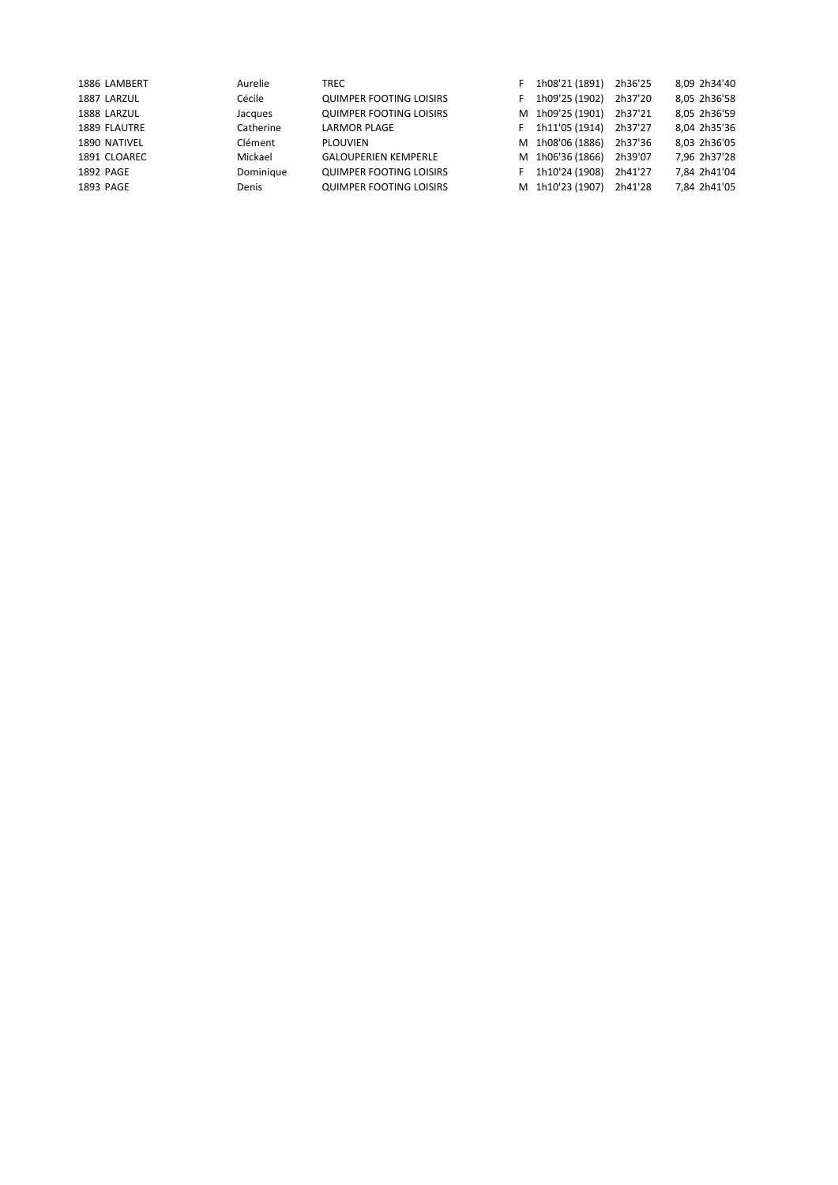| | | | | | | | | |
|---|---|---|---|---|---|---|---|---|
| 1886 | LAMBERT | Aurelie | TREC | F | 1h08'21 (1891) | 2h36'25 | 8,09 | 2h34'40 |
| 1887 | LARZUL | Cécile | QUIMPER FOOTING LOISIRS | F | 1h09'25 (1902) | 2h37'20 | 8,05 | 2h36'58 |
| 1888 | LARZUL | Jacques | QUIMPER FOOTING LOISIRS | M | 1h09'25 (1901) | 2h37'21 | 8,05 | 2h36'59 |
| 1889 | FLAUTRE | Catherine | LARMOR PLAGE | F | 1h11'05 (1914) | 2h37'27 | 8,04 | 2h35'36 |
| 1890 | NATIVEL | Clément | PLOUVIEN | M | 1h08'06 (1886) | 2h37'36 | 8,03 | 2h36'05 |
| 1891 | CLOAREC | Mickael | GALOUPERIEN KEMPERLE | M | 1h06'36 (1866) | 2h39'07 | 7,96 | 2h37'28 |
| 1892 | PAGE | Dominique | QUIMPER FOOTING LOISIRS | F | 1h10'24 (1908) | 2h41'27 | 7,84 | 2h41'04 |
| 1893 | PAGE | Denis | QUIMPER FOOTING LOISIRS | M | 1h10'23 (1907) | 2h41'28 | 7,84 | 2h41'05 |